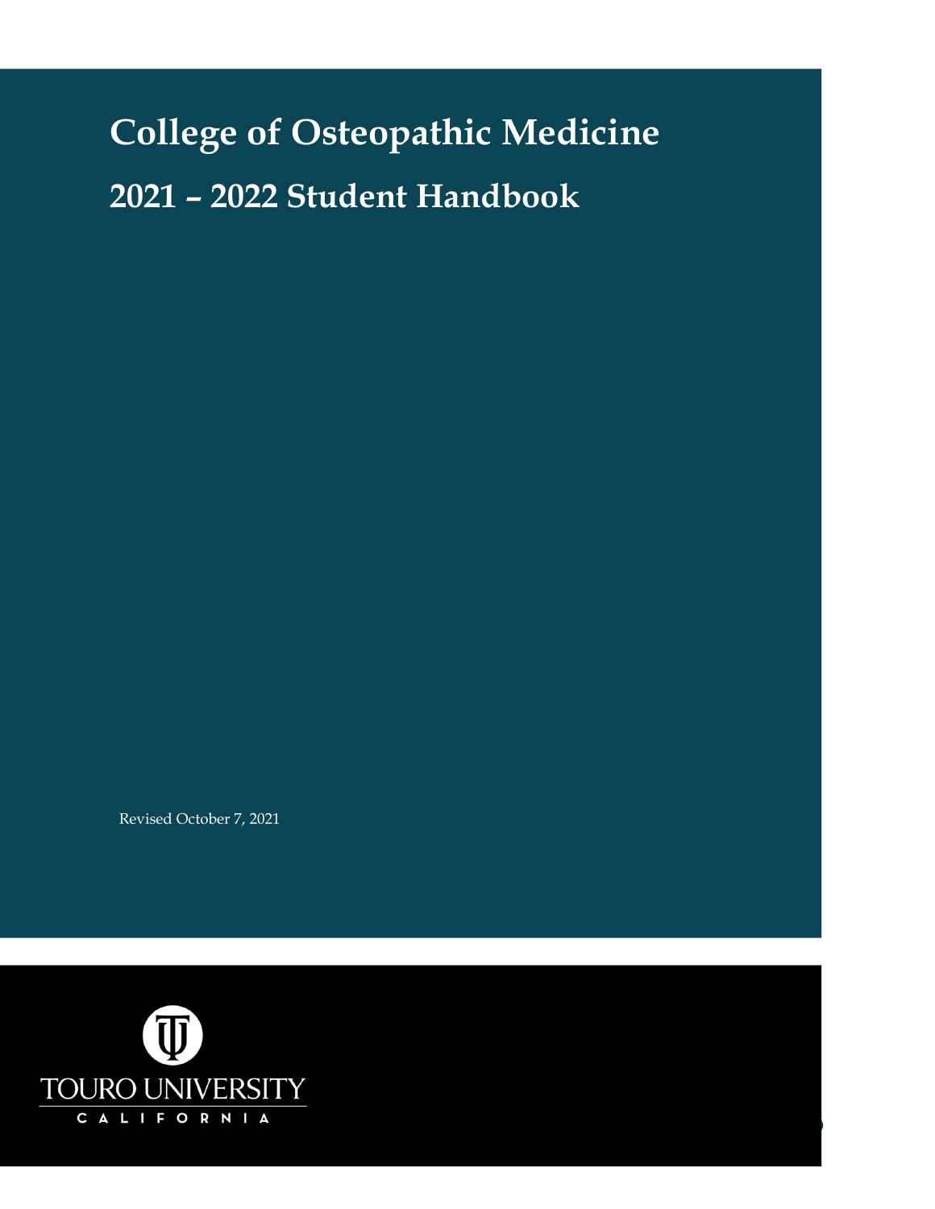# College of Osteopathic Medicine

## 2021 – 2022 Student Handbook

Revised October 7, 2021

TOURO UNIVERSITY
CALIFORNIA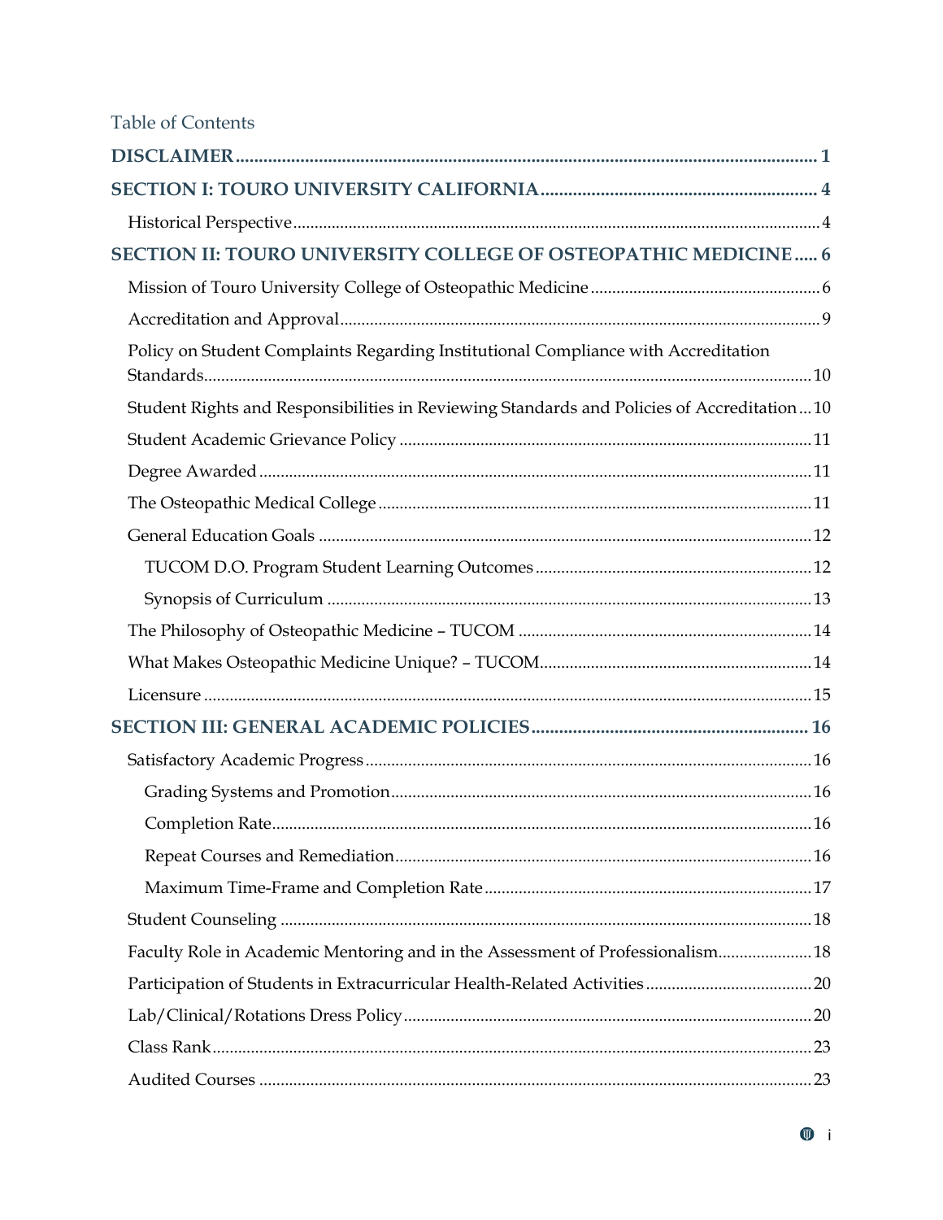Table of Contents

**DISCLAIMER** .......... 1

**SECTION I: TOURO UNIVERSITY CALIFORNIA** .......... 4

- Historical Perspective .......... 4

**SECTION II: TOURO UNIVERSITY COLLEGE OF OSTEOPATHIC MEDICINE** .......... 6

- Mission of Touro University College of Osteopathic Medicine .......... 6
- Accreditation and Approval .......... 9
- Policy on Student Complaints Regarding Institutional Compliance with Accreditation Standards .......... 10
- Student Rights and Responsibilities in Reviewing Standards and Policies of Accreditation .......... 10
- Student Academic Grievance Policy .......... 11
- Degree Awarded .......... 11
- The Osteopathic Medical College .......... 11
- General Education Goals .......... 12
  - TUCOM D.O. Program Student Learning Outcomes .......... 12
  - Synopsis of Curriculum .......... 13
- The Philosophy of Osteopathic Medicine – TUCOM .......... 14
- What Makes Osteopathic Medicine Unique? – TUCOM .......... 14
- Licensure .......... 15

**SECTION III: GENERAL ACADEMIC POLICIES** .......... 16

- Satisfactory Academic Progress .......... 16
  - Grading Systems and Promotion .......... 16
  - Completion Rate .......... 16
  - Repeat Courses and Remediation .......... 16
  - Maximum Time-Frame and Completion Rate .......... 17
- Student Counseling .......... 18
- Faculty Role in Academic Mentoring and in the Assessment of Professionalism .......... 18
- Participation of Students in Extracurricular Health-Related Activities .......... 20
- Lab/Clinical/Rotations Dress Policy .......... 20
- Class Rank .......... 23
- Audited Courses .......... 23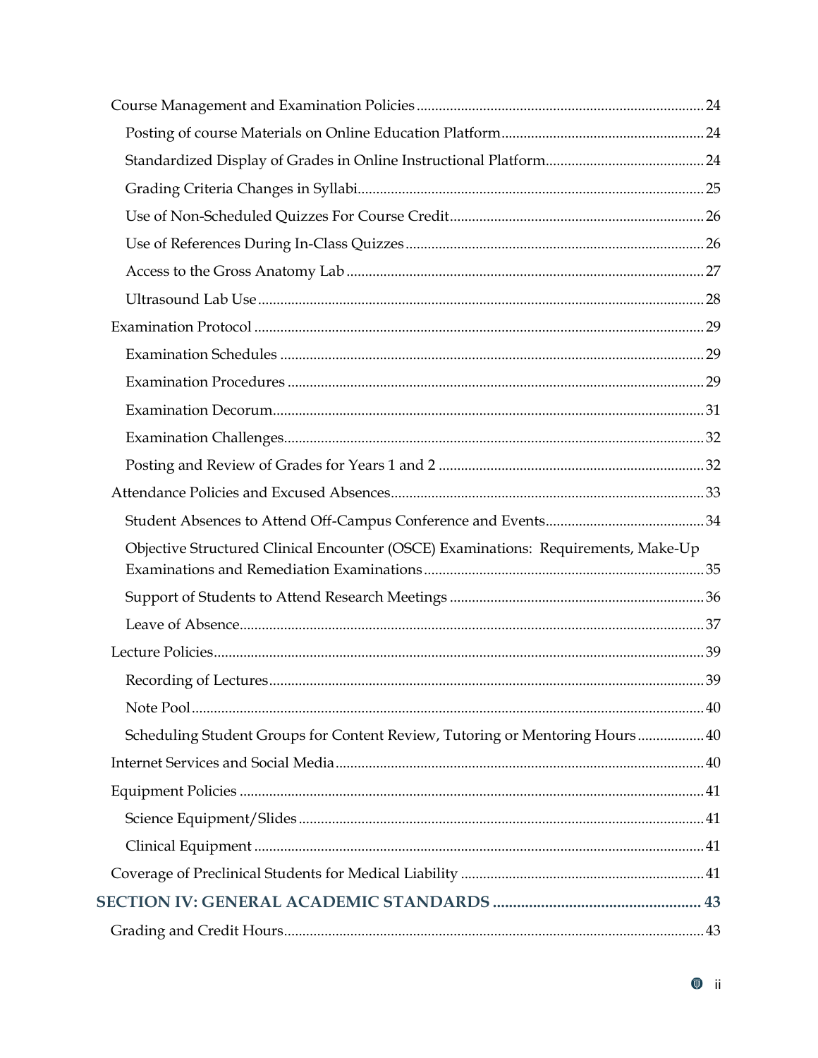- Course Management and Examination Policies .......... 24
  - Posting of course Materials on Online Education Platform .......... 24
  - Standardized Display of Grades in Online Instructional Platform .......... 24
  - Grading Criteria Changes in Syllabi .......... 25
  - Use of Non-Scheduled Quizzes For Course Credit .......... 26
  - Use of References During In-Class Quizzes .......... 26
  - Access to the Gross Anatomy Lab .......... 27
  - Ultrasound Lab Use .......... 28
- Examination Protocol .......... 29
  - Examination Schedules .......... 29
  - Examination Procedures .......... 29
  - Examination Decorum .......... 31
  - Examination Challenges .......... 32
  - Posting and Review of Grades for Years 1 and 2 .......... 32
- Attendance Policies and Excused Absences .......... 33
  - Student Absences to Attend Off-Campus Conference and Events .......... 34
  - Objective Structured Clinical Encounter (OSCE) Examinations: Requirements, Make-Up Examinations and Remediation Examinations .......... 35
  - Support of Students to Attend Research Meetings .......... 36
  - Leave of Absence .......... 37
- Lecture Policies .......... 39
  - Recording of Lectures .......... 39
  - Note Pool .......... 40
  - Scheduling Student Groups for Content Review, Tutoring or Mentoring Hours .......... 40
- Internet Services and Social Media .......... 40
- Equipment Policies .......... 41
  - Science Equipment/Slides .......... 41
  - Clinical Equipment .......... 41
- Coverage of Preclinical Students for Medical Liability .......... 41

**SECTION IV: GENERAL ACADEMIC STANDARDS .......... 43**

- Grading and Credit Hours .......... 43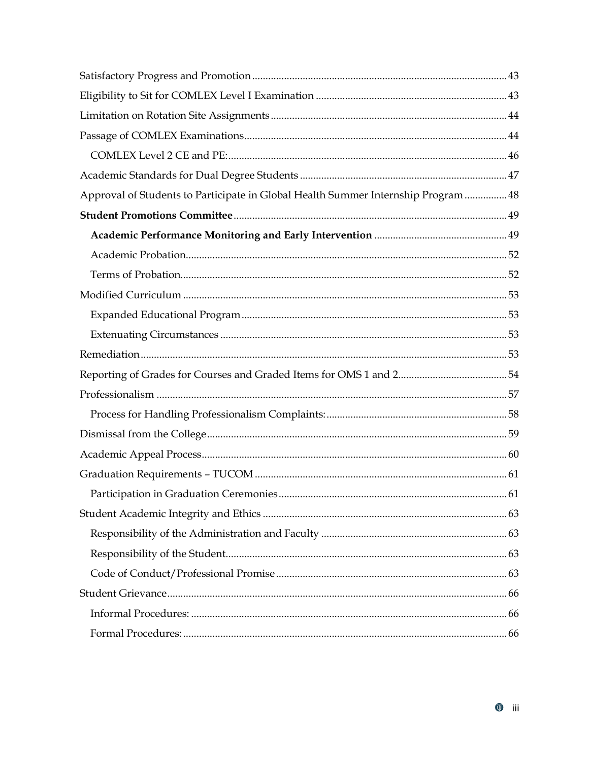Satisfactory Progress and Promotion ........................................................................................ 43

Eligibility to Sit for COMLEX Level I Examination .................................................................... 43

Limitation on Rotation Site Assignments ..................................................................................... 44

Passage of COMLEX Examinations .............................................................................................. 44

  COMLEX Level 2 CE and PE: ..................................................................................................... 46

Academic Standards for Dual Degree Students .......................................................................... 47

Approval of Students to Participate in Global Health Summer Internship Program ................ 48

**Student Promotions Committee** .................................................................................................. 49

  **Academic Performance Monitoring and Early Intervention** .............................................. 49

  Academic Probation ..................................................................................................................... 52

  Terms of Probation ....................................................................................................................... 52

Modified Curriculum ..................................................................................................................... 53

  Expanded Educational Program ................................................................................................ 53

  Extenuating Circumstances ........................................................................................................ 53

Remediation .................................................................................................................................... 53

Reporting of Grades for Courses and Graded Items for OMS 1 and 2 ....................................... 54

Professionalism ............................................................................................................................... 57

  Process for Handling Professionalism Complaints: ................................................................. 58

Dismissal from the College ............................................................................................................ 59

Academic Appeal Process .............................................................................................................. 60

Graduation Requirements – TUCOM ........................................................................................... 61

  Participation in Graduation Ceremonies ................................................................................... 61

Student Academic Integrity and Ethics ........................................................................................ 63

  Responsibility of the Administration and Faculty ................................................................... 63

  Responsibility of the Student ...................................................................................................... 63

  Code of Conduct/Professional Promise ..................................................................................... 63

Student Grievance ........................................................................................................................... 66

  Informal Procedures: .................................................................................................................... 66

  Formal Procedures: ...................................................................................................................... 66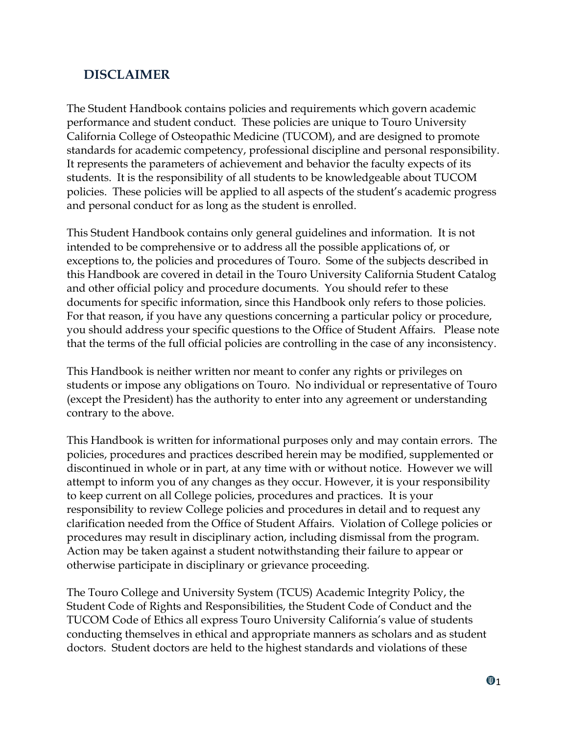## DISCLAIMER

The Student Handbook contains policies and requirements which govern academic performance and student conduct. These policies are unique to Touro University California College of Osteopathic Medicine (TUCOM), and are designed to promote standards for academic competency, professional discipline and personal responsibility. It represents the parameters of achievement and behavior the faculty expects of its students. It is the responsibility of all students to be knowledgeable about TUCOM policies. These policies will be applied to all aspects of the student's academic progress and personal conduct for as long as the student is enrolled.

This Student Handbook contains only general guidelines and information. It is not intended to be comprehensive or to address all the possible applications of, or exceptions to, the policies and procedures of Touro. Some of the subjects described in this Handbook are covered in detail in the Touro University California Student Catalog and other official policy and procedure documents. You should refer to these documents for specific information, since this Handbook only refers to those policies. For that reason, if you have any questions concerning a particular policy or procedure, you should address your specific questions to the Office of Student Affairs. Please note that the terms of the full official policies are controlling in the case of any inconsistency.

This Handbook is neither written nor meant to confer any rights or privileges on students or impose any obligations on Touro. No individual or representative of Touro (except the President) has the authority to enter into any agreement or understanding contrary to the above.

This Handbook is written for informational purposes only and may contain errors. The policies, procedures and practices described herein may be modified, supplemented or discontinued in whole or in part, at any time with or without notice. However we will attempt to inform you of any changes as they occur. However, it is your responsibility to keep current on all College policies, procedures and practices. It is your responsibility to review College policies and procedures in detail and to request any clarification needed from the Office of Student Affairs. Violation of College policies or procedures may result in disciplinary action, including dismissal from the program. Action may be taken against a student notwithstanding their failure to appear or otherwise participate in disciplinary or grievance proceeding.

The Touro College and University System (TCUS) Academic Integrity Policy, the Student Code of Rights and Responsibilities, the Student Code of Conduct and the TUCOM Code of Ethics all express Touro University California's value of students conducting themselves in ethical and appropriate manners as scholars and as student doctors. Student doctors are held to the highest standards and violations of these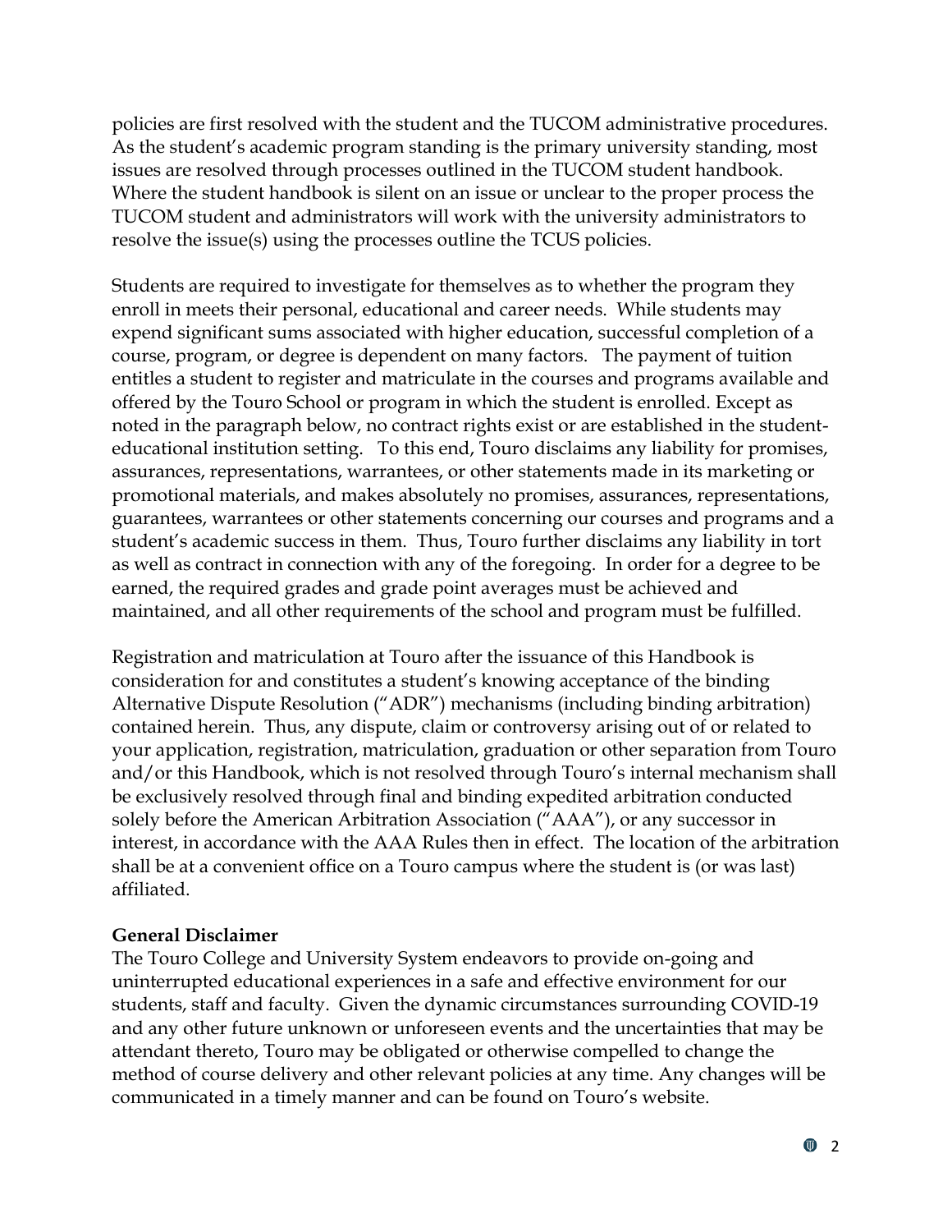policies are first resolved with the student and the TUCOM administrative procedures. As the student's academic program standing is the primary university standing, most issues are resolved through processes outlined in the TUCOM student handbook. Where the student handbook is silent on an issue or unclear to the proper process the TUCOM student and administrators will work with the university administrators to resolve the issue(s) using the processes outline the TCUS policies.

Students are required to investigate for themselves as to whether the program they enroll in meets their personal, educational and career needs. While students may expend significant sums associated with higher education, successful completion of a course, program, or degree is dependent on many factors. The payment of tuition entitles a student to register and matriculate in the courses and programs available and offered by the Touro School or program in which the student is enrolled. Except as noted in the paragraph below, no contract rights exist or are established in the student-educational institution setting. To this end, Touro disclaims any liability for promises, assurances, representations, warrantees, or other statements made in its marketing or promotional materials, and makes absolutely no promises, assurances, representations, guarantees, warrantees or other statements concerning our courses and programs and a student's academic success in them. Thus, Touro further disclaims any liability in tort as well as contract in connection with any of the foregoing. In order for a degree to be earned, the required grades and grade point averages must be achieved and maintained, and all other requirements of the school and program must be fulfilled.

Registration and matriculation at Touro after the issuance of this Handbook is consideration for and constitutes a student's knowing acceptance of the binding Alternative Dispute Resolution ("ADR") mechanisms (including binding arbitration) contained herein. Thus, any dispute, claim or controversy arising out of or related to your application, registration, matriculation, graduation or other separation from Touro and/or this Handbook, which is not resolved through Touro's internal mechanism shall be exclusively resolved through final and binding expedited arbitration conducted solely before the American Arbitration Association ("AAA"), or any successor in interest, in accordance with the AAA Rules then in effect. The location of the arbitration shall be at a convenient office on a Touro campus where the student is (or was last) affiliated.

**General Disclaimer**

The Touro College and University System endeavors to provide on-going and uninterrupted educational experiences in a safe and effective environment for our students, staff and faculty. Given the dynamic circumstances surrounding COVID-19 and any other future unknown or unforeseen events and the uncertainties that may be attendant thereto, Touro may be obligated or otherwise compelled to change the method of course delivery and other relevant policies at any time. Any changes will be communicated in a timely manner and can be found on Touro's website.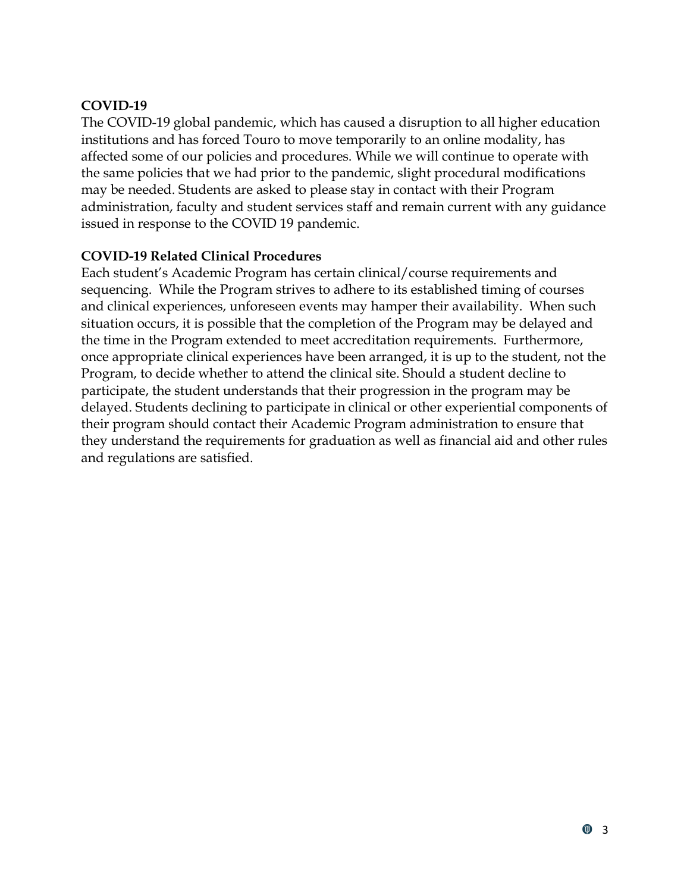**COVID-19**

The COVID-19 global pandemic, which has caused a disruption to all higher education institutions and has forced Touro to move temporarily to an online modality, has affected some of our policies and procedures. While we will continue to operate with the same policies that we had prior to the pandemic, slight procedural modifications may be needed. Students are asked to please stay in contact with their Program administration, faculty and student services staff and remain current with any guidance issued in response to the COVID 19 pandemic.

**COVID-19 Related Clinical Procedures**

Each student's Academic Program has certain clinical/course requirements and sequencing. While the Program strives to adhere to its established timing of courses and clinical experiences, unforeseen events may hamper their availability. When such situation occurs, it is possible that the completion of the Program may be delayed and the time in the Program extended to meet accreditation requirements. Furthermore, once appropriate clinical experiences have been arranged, it is up to the student, not the Program, to decide whether to attend the clinical site. Should a student decline to participate, the student understands that their progression in the program may be delayed. Students declining to participate in clinical or other experiential components of their program should contact their Academic Program administration to ensure that they understand the requirements for graduation as well as financial aid and other rules and regulations are satisfied.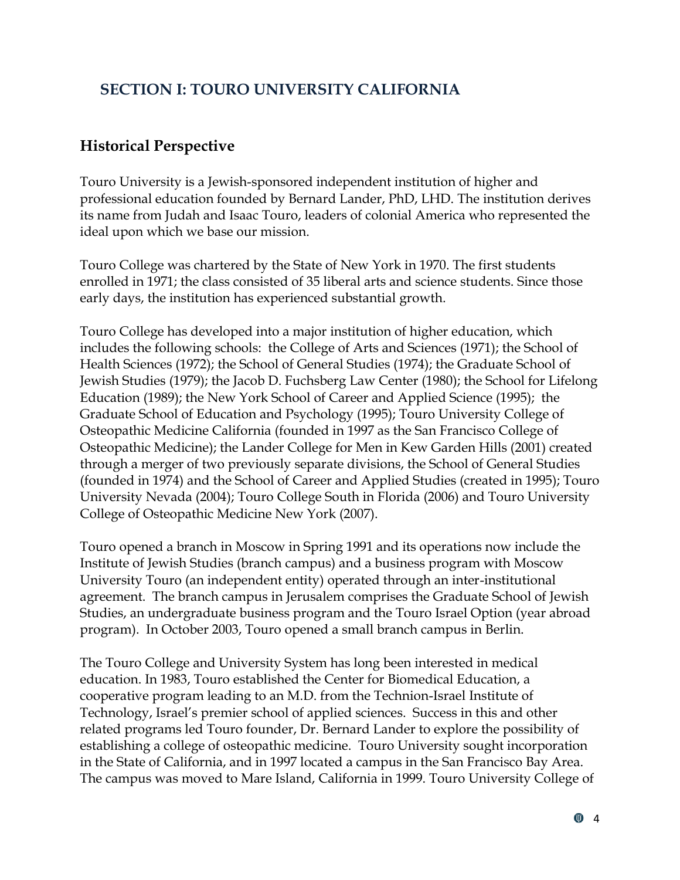## SECTION I: TOURO UNIVERSITY CALIFORNIA

### Historical Perspective

Touro University is a Jewish-sponsored independent institution of higher and professional education founded by Bernard Lander, PhD, LHD. The institution derives its name from Judah and Isaac Touro, leaders of colonial America who represented the ideal upon which we base our mission.

Touro College was chartered by the State of New York in 1970. The first students enrolled in 1971; the class consisted of 35 liberal arts and science students. Since those early days, the institution has experienced substantial growth.

Touro College has developed into a major institution of higher education, which includes the following schools: the College of Arts and Sciences (1971); the School of Health Sciences (1972); the School of General Studies (1974); the Graduate School of Jewish Studies (1979); the Jacob D. Fuchsberg Law Center (1980); the School for Lifelong Education (1989); the New York School of Career and Applied Science (1995); the Graduate School of Education and Psychology (1995); Touro University College of Osteopathic Medicine California (founded in 1997 as the San Francisco College of Osteopathic Medicine); the Lander College for Men in Kew Garden Hills (2001) created through a merger of two previously separate divisions, the School of General Studies (founded in 1974) and the School of Career and Applied Studies (created in 1995); Touro University Nevada (2004); Touro College South in Florida (2006) and Touro University College of Osteopathic Medicine New York (2007).

Touro opened a branch in Moscow in Spring 1991 and its operations now include the Institute of Jewish Studies (branch campus) and a business program with Moscow University Touro (an independent entity) operated through an inter-institutional agreement. The branch campus in Jerusalem comprises the Graduate School of Jewish Studies, an undergraduate business program and the Touro Israel Option (year abroad program). In October 2003, Touro opened a small branch campus in Berlin.

The Touro College and University System has long been interested in medical education. In 1983, Touro established the Center for Biomedical Education, a cooperative program leading to an M.D. from the Technion-Israel Institute of Technology, Israel's premier school of applied sciences. Success in this and other related programs led Touro founder, Dr. Bernard Lander to explore the possibility of establishing a college of osteopathic medicine. Touro University sought incorporation in the State of California, and in 1997 located a campus in the San Francisco Bay Area. The campus was moved to Mare Island, California in 1999. Touro University College of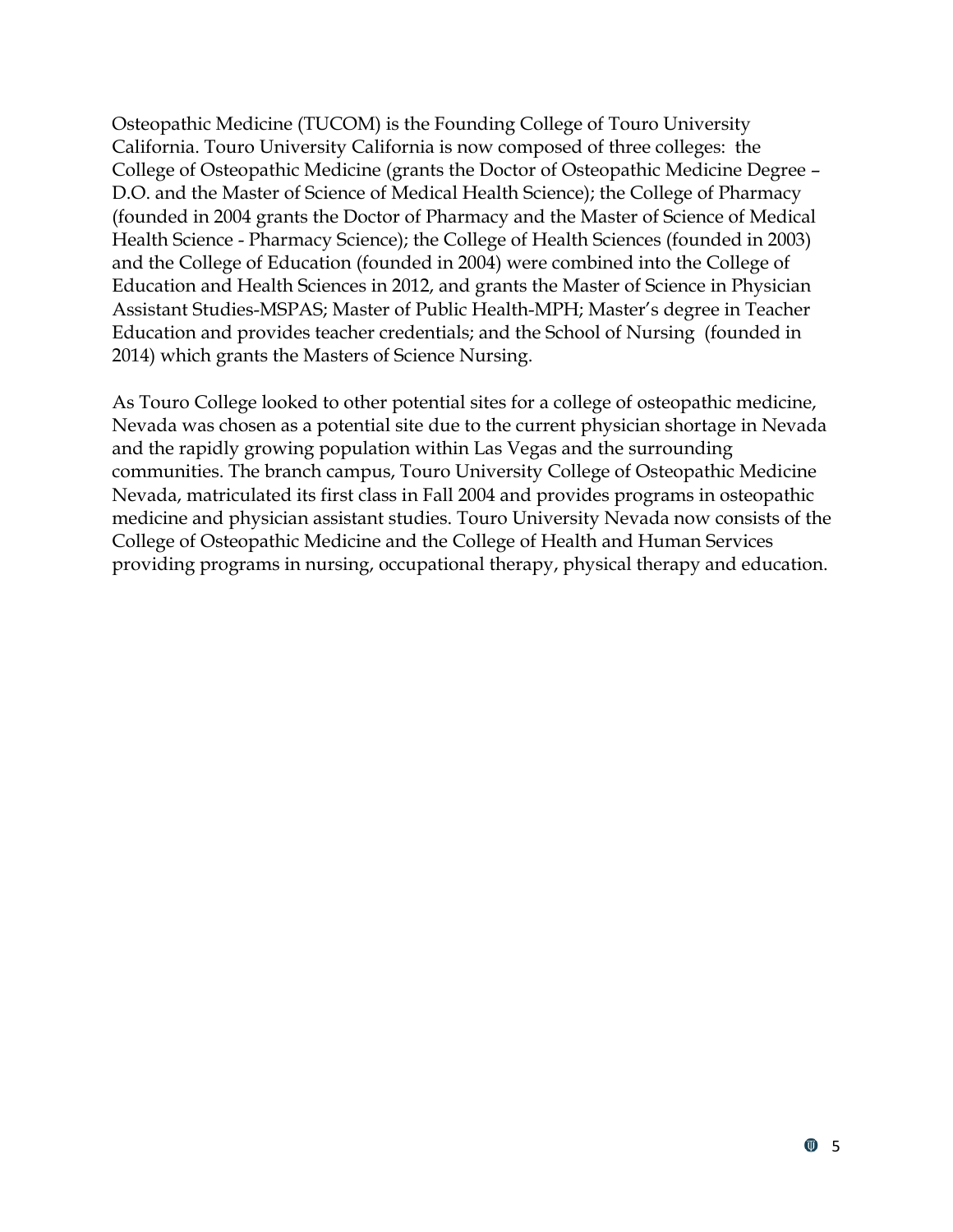Osteopathic Medicine (TUCOM) is the Founding College of Touro University California. Touro University California is now composed of three colleges: the College of Osteopathic Medicine (grants the Doctor of Osteopathic Medicine Degree – D.O. and the Master of Science of Medical Health Science); the College of Pharmacy (founded in 2004 grants the Doctor of Pharmacy and the Master of Science of Medical Health Science - Pharmacy Science); the College of Health Sciences (founded in 2003) and the College of Education (founded in 2004) were combined into the College of Education and Health Sciences in 2012, and grants the Master of Science in Physician Assistant Studies-MSPAS; Master of Public Health-MPH; Master's degree in Teacher Education and provides teacher credentials; and the School of Nursing (founded in 2014) which grants the Masters of Science Nursing.

As Touro College looked to other potential sites for a college of osteopathic medicine, Nevada was chosen as a potential site due to the current physician shortage in Nevada and the rapidly growing population within Las Vegas and the surrounding communities. The branch campus, Touro University College of Osteopathic Medicine Nevada, matriculated its first class in Fall 2004 and provides programs in osteopathic medicine and physician assistant studies. Touro University Nevada now consists of the College of Osteopathic Medicine and the College of Health and Human Services providing programs in nursing, occupational therapy, physical therapy and education.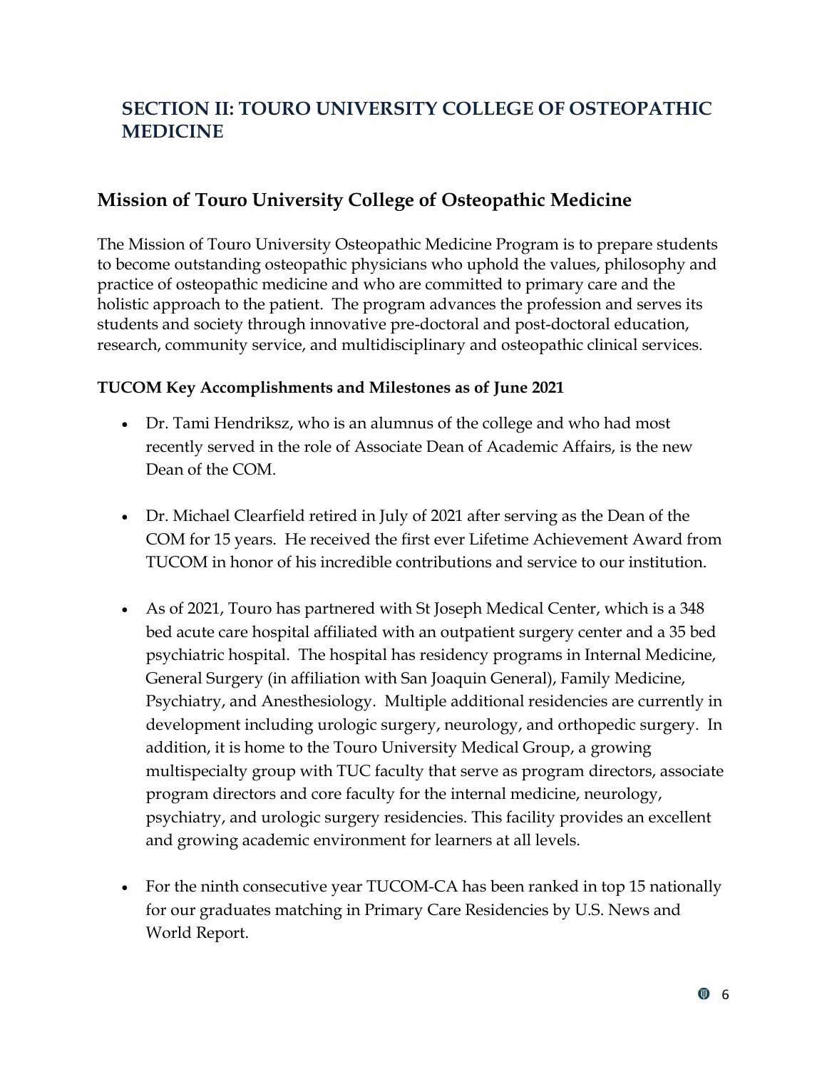# SECTION II: TOURO UNIVERSITY COLLEGE OF OSTEOPATHIC MEDICINE

## Mission of Touro University College of Osteopathic Medicine

The Mission of Touro University Osteopathic Medicine Program is to prepare students to become outstanding osteopathic physicians who uphold the values, philosophy and practice of osteopathic medicine and who are committed to primary care and the holistic approach to the patient. The program advances the profession and serves its students and society through innovative pre-doctoral and post-doctoral education, research, community service, and multidisciplinary and osteopathic clinical services.

**TUCOM Key Accomplishments and Milestones as of June 2021**

- Dr. Tami Hendriksz, who is an alumnus of the college and who had most recently served in the role of Associate Dean of Academic Affairs, is the new Dean of the COM.

- Dr. Michael Clearfield retired in July of 2021 after serving as the Dean of the COM for 15 years. He received the first ever Lifetime Achievement Award from TUCOM in honor of his incredible contributions and service to our institution.

- As of 2021, Touro has partnered with St Joseph Medical Center, which is a 348 bed acute care hospital affiliated with an outpatient surgery center and a 35 bed psychiatric hospital. The hospital has residency programs in Internal Medicine, General Surgery (in affiliation with San Joaquin General), Family Medicine, Psychiatry, and Anesthesiology. Multiple additional residencies are currently in development including urologic surgery, neurology, and orthopedic surgery. In addition, it is home to the Touro University Medical Group, a growing multispecialty group with TUC faculty that serve as program directors, associate program directors and core faculty for the internal medicine, neurology, psychiatry, and urologic surgery residencies. This facility provides an excellent and growing academic environment for learners at all levels.

- For the ninth consecutive year TUCOM-CA has been ranked in top 15 nationally for our graduates matching in Primary Care Residencies by U.S. News and World Report.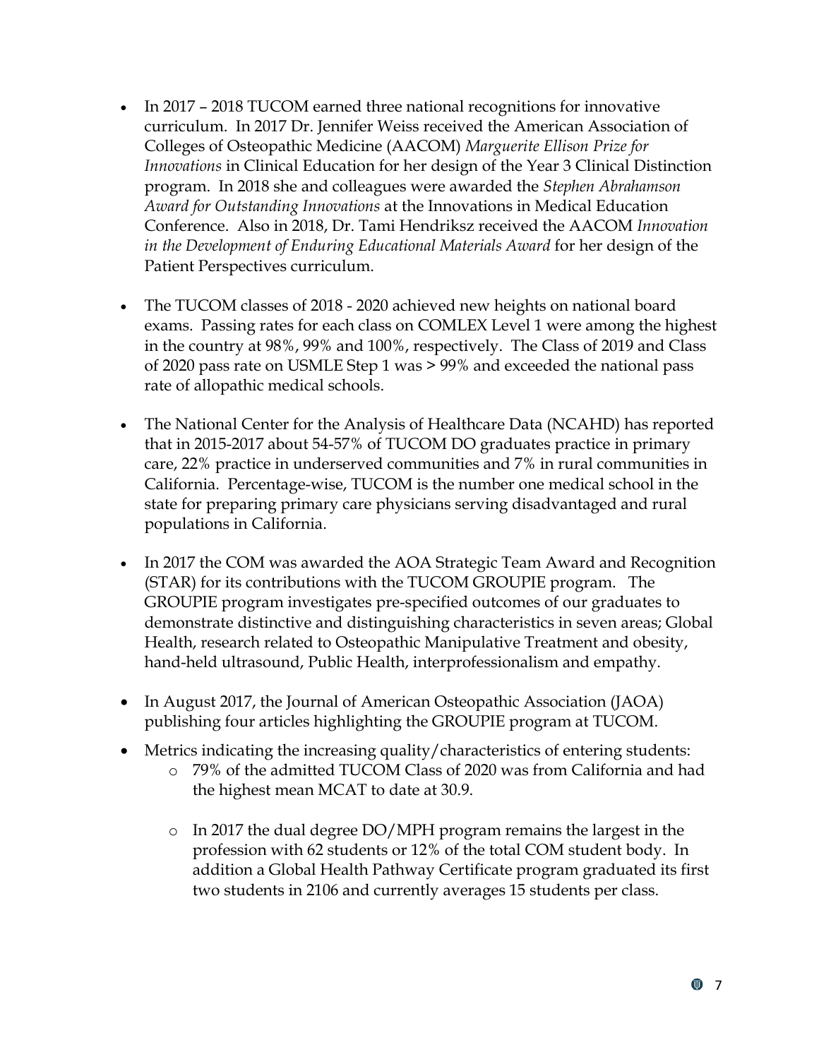- In 2017 – 2018 TUCOM earned three national recognitions for innovative curriculum. In 2017 Dr. Jennifer Weiss received the American Association of Colleges of Osteopathic Medicine (AACOM) *Marguerite Ellison Prize for Innovations* in Clinical Education for her design of the Year 3 Clinical Distinction program. In 2018 she and colleagues were awarded the *Stephen Abrahamson Award for Outstanding Innovations* at the Innovations in Medical Education Conference. Also in 2018, Dr. Tami Hendriksz received the AACOM *Innovation in the Development of Enduring Educational Materials Award* for her design of the Patient Perspectives curriculum.

- The TUCOM classes of 2018 - 2020 achieved new heights on national board exams. Passing rates for each class on COMLEX Level 1 were among the highest in the country at 98%, 99% and 100%, respectively. The Class of 2019 and Class of 2020 pass rate on USMLE Step 1 was > 99% and exceeded the national pass rate of allopathic medical schools.

- The National Center for the Analysis of Healthcare Data (NCAHD) has reported that in 2015-2017 about 54-57% of TUCOM DO graduates practice in primary care, 22% practice in underserved communities and 7% in rural communities in California. Percentage-wise, TUCOM is the number one medical school in the state for preparing primary care physicians serving disadvantaged and rural populations in California.

- In 2017 the COM was awarded the AOA Strategic Team Award and Recognition (STAR) for its contributions with the TUCOM GROUPIE program. The GROUPIE program investigates pre-specified outcomes of our graduates to demonstrate distinctive and distinguishing characteristics in seven areas; Global Health, research related to Osteopathic Manipulative Treatment and obesity, hand-held ultrasound, Public Health, interprofessionalism and empathy.

- In August 2017, the Journal of American Osteopathic Association (JAOA) publishing four articles highlighting the GROUPIE program at TUCOM.

- Metrics indicating the increasing quality/characteristics of entering students:
  - 79% of the admitted TUCOM Class of 2020 was from California and had the highest mean MCAT to date at 30.9.
  - In 2017 the dual degree DO/MPH program remains the largest in the profession with 62 students or 12% of the total COM student body. In addition a Global Health Pathway Certificate program graduated its first two students in 2106 and currently averages 15 students per class.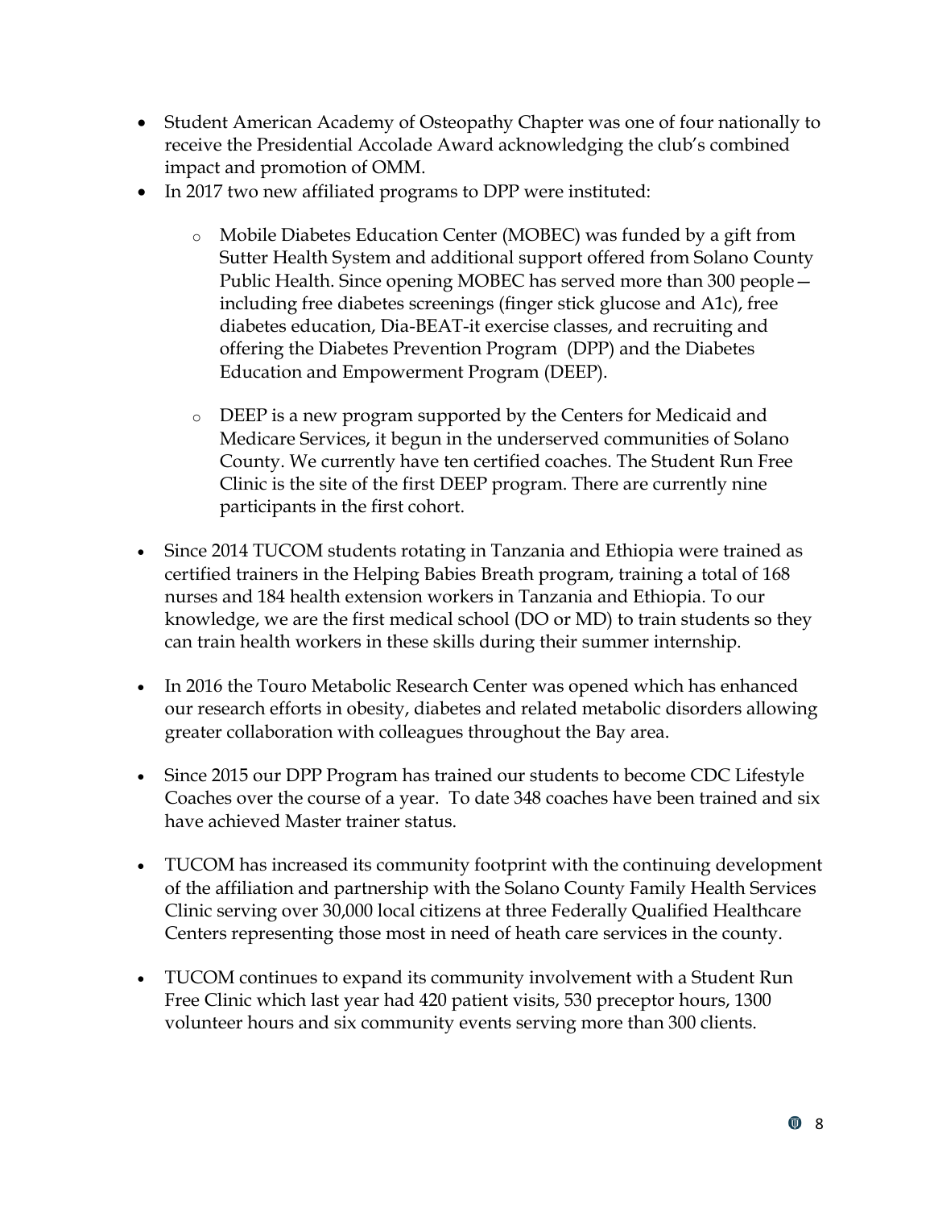- Student American Academy of Osteopathy Chapter was one of four nationally to receive the Presidential Accolade Award acknowledging the club's combined impact and promotion of OMM.
- In 2017 two new affiliated programs to DPP were instituted:
    - Mobile Diabetes Education Center (MOBEC) was funded by a gift from Sutter Health System and additional support offered from Solano County Public Health. Since opening MOBEC has served more than 300 people—including free diabetes screenings (finger stick glucose and A1c), free diabetes education, Dia-BEAT-it exercise classes, and recruiting and offering the Diabetes Prevention Program (DPP) and the Diabetes Education and Empowerment Program (DEEP).
    - DEEP is a new program supported by the Centers for Medicaid and Medicare Services, it begun in the underserved communities of Solano County. We currently have ten certified coaches. The Student Run Free Clinic is the site of the first DEEP program. There are currently nine participants in the first cohort.
- Since 2014 TUCOM students rotating in Tanzania and Ethiopia were trained as certified trainers in the Helping Babies Breath program, training a total of 168 nurses and 184 health extension workers in Tanzania and Ethiopia. To our knowledge, we are the first medical school (DO or MD) to train students so they can train health workers in these skills during their summer internship.
- In 2016 the Touro Metabolic Research Center was opened which has enhanced our research efforts in obesity, diabetes and related metabolic disorders allowing greater collaboration with colleagues throughout the Bay area.
- Since 2015 our DPP Program has trained our students to become CDC Lifestyle Coaches over the course of a year. To date 348 coaches have been trained and six have achieved Master trainer status.
- TUCOM has increased its community footprint with the continuing development of the affiliation and partnership with the Solano County Family Health Services Clinic serving over 30,000 local citizens at three Federally Qualified Healthcare Centers representing those most in need of heath care services in the county.
- TUCOM continues to expand its community involvement with a Student Run Free Clinic which last year had 420 patient visits, 530 preceptor hours, 1300 volunteer hours and six community events serving more than 300 clients.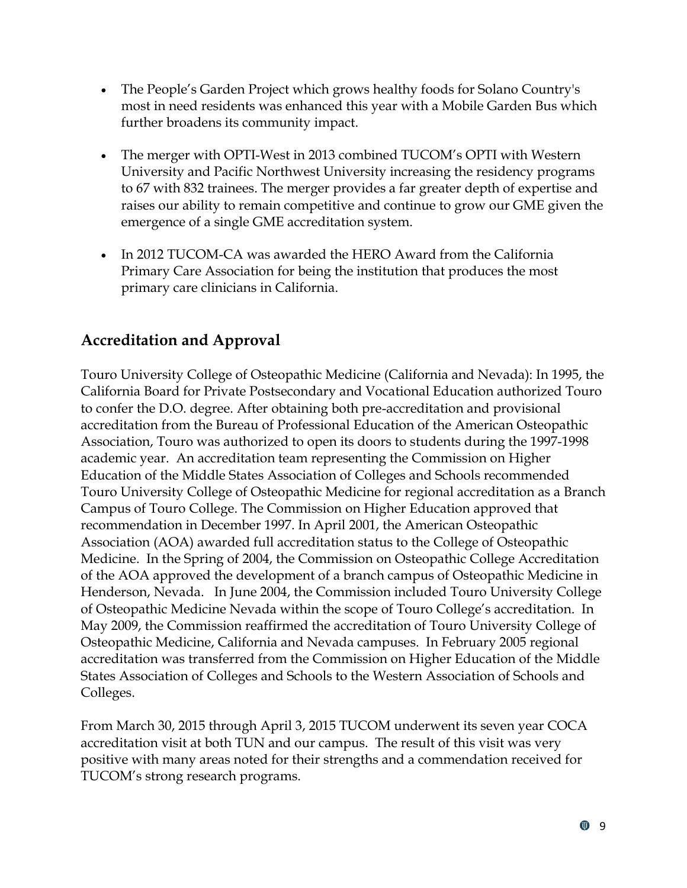- The People's Garden Project which grows healthy foods for Solano Country's most in need residents was enhanced this year with a Mobile Garden Bus which further broadens its community impact.

- The merger with OPTI-West in 2013 combined TUCOM's OPTI with Western University and Pacific Northwest University increasing the residency programs to 67 with 832 trainees. The merger provides a far greater depth of expertise and raises our ability to remain competitive and continue to grow our GME given the emergence of a single GME accreditation system.

- In 2012 TUCOM-CA was awarded the HERO Award from the California Primary Care Association for being the institution that produces the most primary care clinicians in California.

## Accreditation and Approval

Touro University College of Osteopathic Medicine (California and Nevada): In 1995, the California Board for Private Postsecondary and Vocational Education authorized Touro to confer the D.O. degree. After obtaining both pre-accreditation and provisional accreditation from the Bureau of Professional Education of the American Osteopathic Association, Touro was authorized to open its doors to students during the 1997-1998 academic year. An accreditation team representing the Commission on Higher Education of the Middle States Association of Colleges and Schools recommended Touro University College of Osteopathic Medicine for regional accreditation as a Branch Campus of Touro College. The Commission on Higher Education approved that recommendation in December 1997. In April 2001, the American Osteopathic Association (AOA) awarded full accreditation status to the College of Osteopathic Medicine. In the Spring of 2004, the Commission on Osteopathic College Accreditation of the AOA approved the development of a branch campus of Osteopathic Medicine in Henderson, Nevada. In June 2004, the Commission included Touro University College of Osteopathic Medicine Nevada within the scope of Touro College's accreditation. In May 2009, the Commission reaffirmed the accreditation of Touro University College of Osteopathic Medicine, California and Nevada campuses. In February 2005 regional accreditation was transferred from the Commission on Higher Education of the Middle States Association of Colleges and Schools to the Western Association of Schools and Colleges.

From March 30, 2015 through April 3, 2015 TUCOM underwent its seven year COCA accreditation visit at both TUN and our campus. The result of this visit was very positive with many areas noted for their strengths and a commendation received for TUCOM's strong research programs.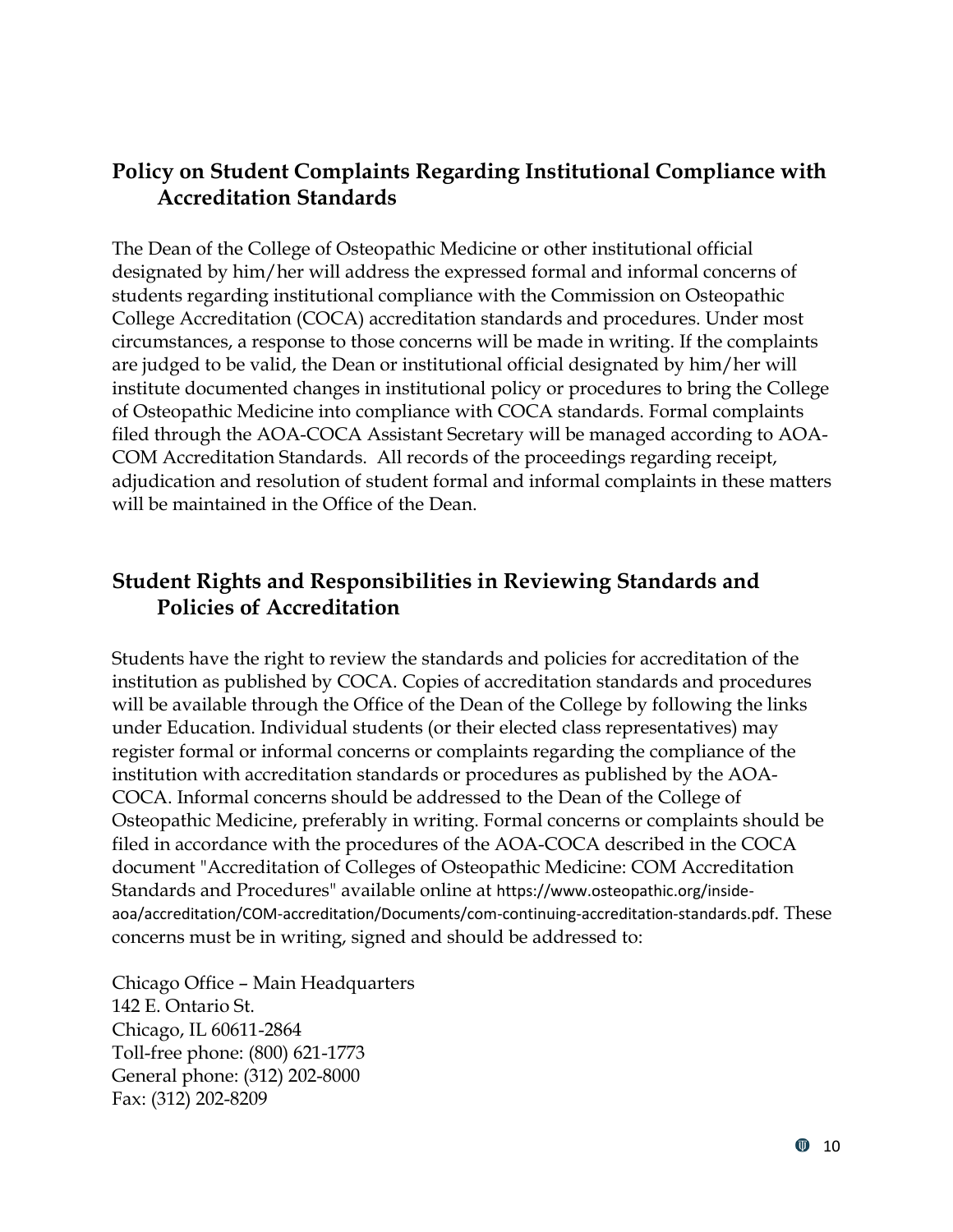## Policy on Student Complaints Regarding Institutional Compliance with Accreditation Standards

The Dean of the College of Osteopathic Medicine or other institutional official designated by him/her will address the expressed formal and informal concerns of students regarding institutional compliance with the Commission on Osteopathic College Accreditation (COCA) accreditation standards and procedures. Under most circumstances, a response to those concerns will be made in writing. If the complaints are judged to be valid, the Dean or institutional official designated by him/her will institute documented changes in institutional policy or procedures to bring the College of Osteopathic Medicine into compliance with COCA standards. Formal complaints filed through the AOA-COCA Assistant Secretary will be managed according to AOA-COM Accreditation Standards. All records of the proceedings regarding receipt, adjudication and resolution of student formal and informal complaints in these matters will be maintained in the Office of the Dean.

## Student Rights and Responsibilities in Reviewing Standards and Policies of Accreditation

Students have the right to review the standards and policies for accreditation of the institution as published by COCA. Copies of accreditation standards and procedures will be available through the Office of the Dean of the College by following the links under Education. Individual students (or their elected class representatives) may register formal or informal concerns or complaints regarding the compliance of the institution with accreditation standards or procedures as published by the AOA-COCA. Informal concerns should be addressed to the Dean of the College of Osteopathic Medicine, preferably in writing. Formal concerns or complaints should be filed in accordance with the procedures of the AOA-COCA described in the COCA document "Accreditation of Colleges of Osteopathic Medicine: COM Accreditation Standards and Procedures" available online at https://www.osteopathic.org/inside-aoa/accreditation/COM-accreditation/Documents/com-continuing-accreditation-standards.pdf. These concerns must be in writing, signed and should be addressed to:

Chicago Office – Main Headquarters
142 E. Ontario St.
Chicago, IL 60611-2864
Toll-free phone: (800) 621-1773
General phone: (312) 202-8000
Fax: (312) 202-8209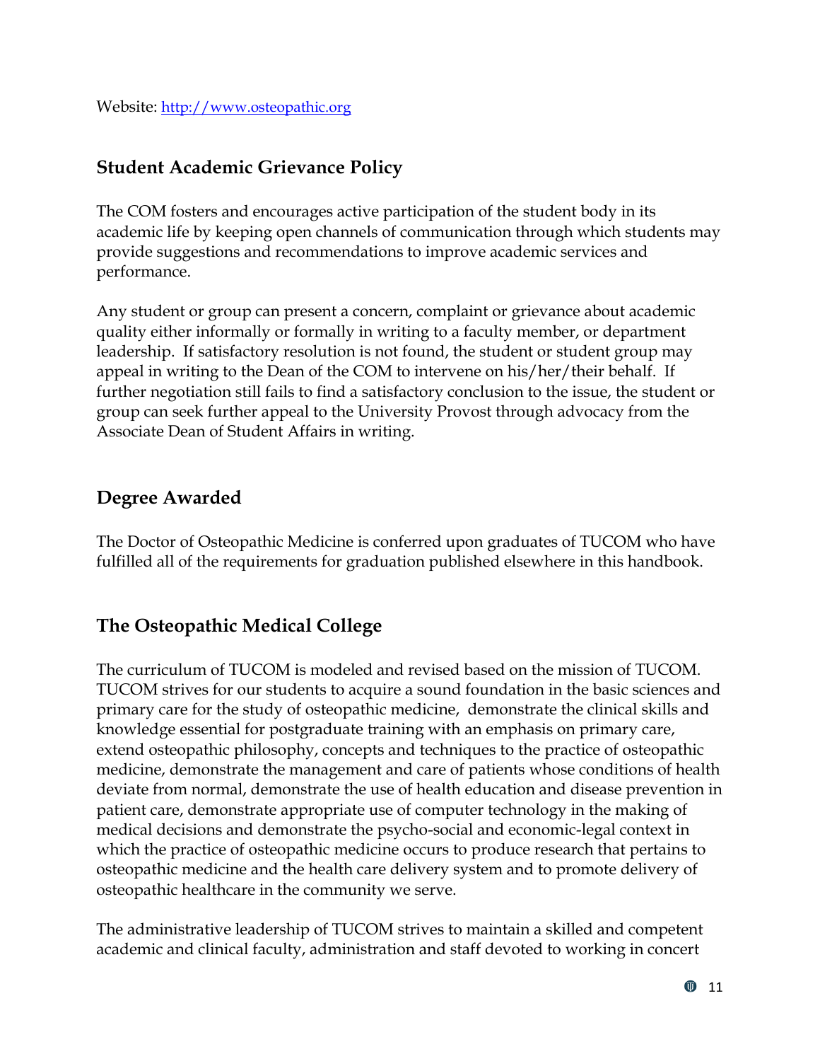Website: [http://www.osteopathic.org](http://www.osteopathic.org)

## Student Academic Grievance Policy

The COM fosters and encourages active participation of the student body in its academic life by keeping open channels of communication through which students may provide suggestions and recommendations to improve academic services and performance.

Any student or group can present a concern, complaint or grievance about academic quality either informally or formally in writing to a faculty member, or department leadership. If satisfactory resolution is not found, the student or student group may appeal in writing to the Dean of the COM to intervene on his/her/their behalf. If further negotiation still fails to find a satisfactory conclusion to the issue, the student or group can seek further appeal to the University Provost through advocacy from the Associate Dean of Student Affairs in writing.

## Degree Awarded

The Doctor of Osteopathic Medicine is conferred upon graduates of TUCOM who have fulfilled all of the requirements for graduation published elsewhere in this handbook.

## The Osteopathic Medical College

The curriculum of TUCOM is modeled and revised based on the mission of TUCOM. TUCOM strives for our students to acquire a sound foundation in the basic sciences and primary care for the study of osteopathic medicine, demonstrate the clinical skills and knowledge essential for postgraduate training with an emphasis on primary care, extend osteopathic philosophy, concepts and techniques to the practice of osteopathic medicine, demonstrate the management and care of patients whose conditions of health deviate from normal, demonstrate the use of health education and disease prevention in patient care, demonstrate appropriate use of computer technology in the making of medical decisions and demonstrate the psycho-social and economic-legal context in which the practice of osteopathic medicine occurs to produce research that pertains to osteopathic medicine and the health care delivery system and to promote delivery of osteopathic healthcare in the community we serve.

The administrative leadership of TUCOM strives to maintain a skilled and competent academic and clinical faculty, administration and staff devoted to working in concert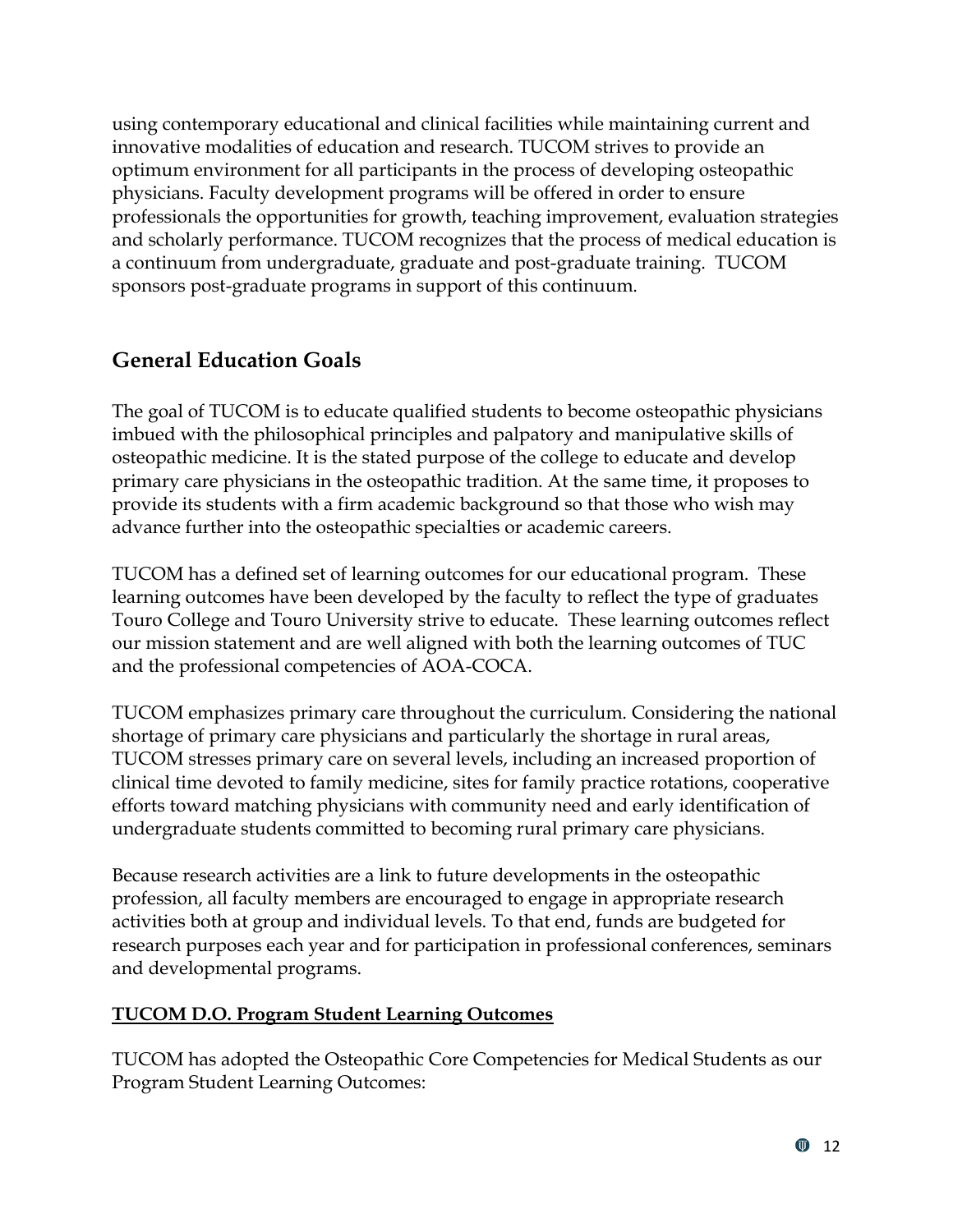using contemporary educational and clinical facilities while maintaining current and innovative modalities of education and research. TUCOM strives to provide an optimum environment for all participants in the process of developing osteopathic physicians. Faculty development programs will be offered in order to ensure professionals the opportunities for growth, teaching improvement, evaluation strategies and scholarly performance. TUCOM recognizes that the process of medical education is a continuum from undergraduate, graduate and post-graduate training. TUCOM sponsors post-graduate programs in support of this continuum.

## General Education Goals

The goal of TUCOM is to educate qualified students to become osteopathic physicians imbued with the philosophical principles and palpatory and manipulative skills of osteopathic medicine. It is the stated purpose of the college to educate and develop primary care physicians in the osteopathic tradition. At the same time, it proposes to provide its students with a firm academic background so that those who wish may advance further into the osteopathic specialties or academic careers.

TUCOM has a defined set of learning outcomes for our educational program. These learning outcomes have been developed by the faculty to reflect the type of graduates Touro College and Touro University strive to educate. These learning outcomes reflect our mission statement and are well aligned with both the learning outcomes of TUC and the professional competencies of AOA-COCA.

TUCOM emphasizes primary care throughout the curriculum. Considering the national shortage of primary care physicians and particularly the shortage in rural areas, TUCOM stresses primary care on several levels, including an increased proportion of clinical time devoted to family medicine, sites for family practice rotations, cooperative efforts toward matching physicians with community need and early identification of undergraduate students committed to becoming rural primary care physicians.

Because research activities are a link to future developments in the osteopathic profession, all faculty members are encouraged to engage in appropriate research activities both at group and individual levels. To that end, funds are budgeted for research purposes each year and for participation in professional conferences, seminars and developmental programs.

**TUCOM D.O. Program Student Learning Outcomes**

TUCOM has adopted the Osteopathic Core Competencies for Medical Students as our Program Student Learning Outcomes: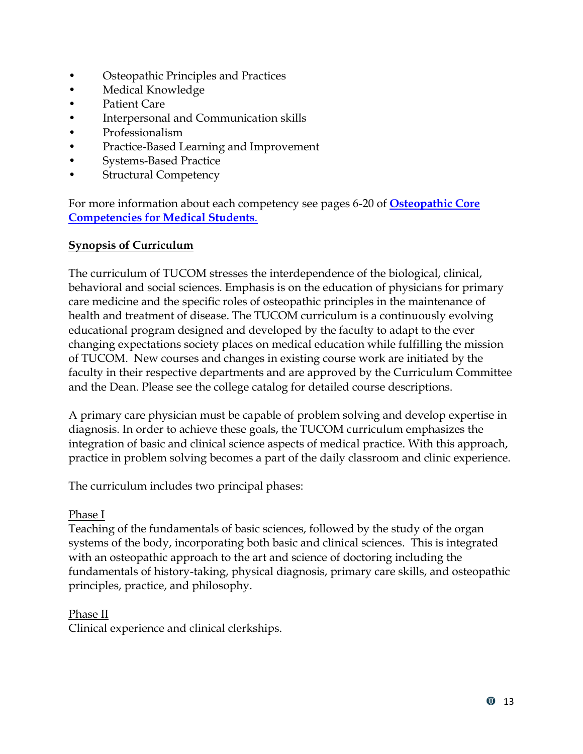- Osteopathic Principles and Practices
- Medical Knowledge
- Patient Care
- Interpersonal and Communication skills
- Professionalism
- Practice-Based Learning and Improvement
- Systems-Based Practice
- Structural Competency

For more information about each competency see pages 6-20 of **Osteopathic Core Competencies for Medical Students**.

## Synopsis of Curriculum

The curriculum of TUCOM stresses the interdependence of the biological, clinical, behavioral and social sciences. Emphasis is on the education of physicians for primary care medicine and the specific roles of osteopathic principles in the maintenance of health and treatment of disease. The TUCOM curriculum is a continuously evolving educational program designed and developed by the faculty to adapt to the ever changing expectations society places on medical education while fulfilling the mission of TUCOM. New courses and changes in existing course work are initiated by the faculty in their respective departments and are approved by the Curriculum Committee and the Dean. Please see the college catalog for detailed course descriptions.

A primary care physician must be capable of problem solving and develop expertise in diagnosis. In order to achieve these goals, the TUCOM curriculum emphasizes the integration of basic and clinical science aspects of medical practice. With this approach, practice in problem solving becomes a part of the daily classroom and clinic experience.

The curriculum includes two principal phases:

### Phase I

Teaching of the fundamentals of basic sciences, followed by the study of the organ systems of the body, incorporating both basic and clinical sciences. This is integrated with an osteopathic approach to the art and science of doctoring including the fundamentals of history-taking, physical diagnosis, primary care skills, and osteopathic principles, practice, and philosophy.

### Phase II

Clinical experience and clinical clerkships.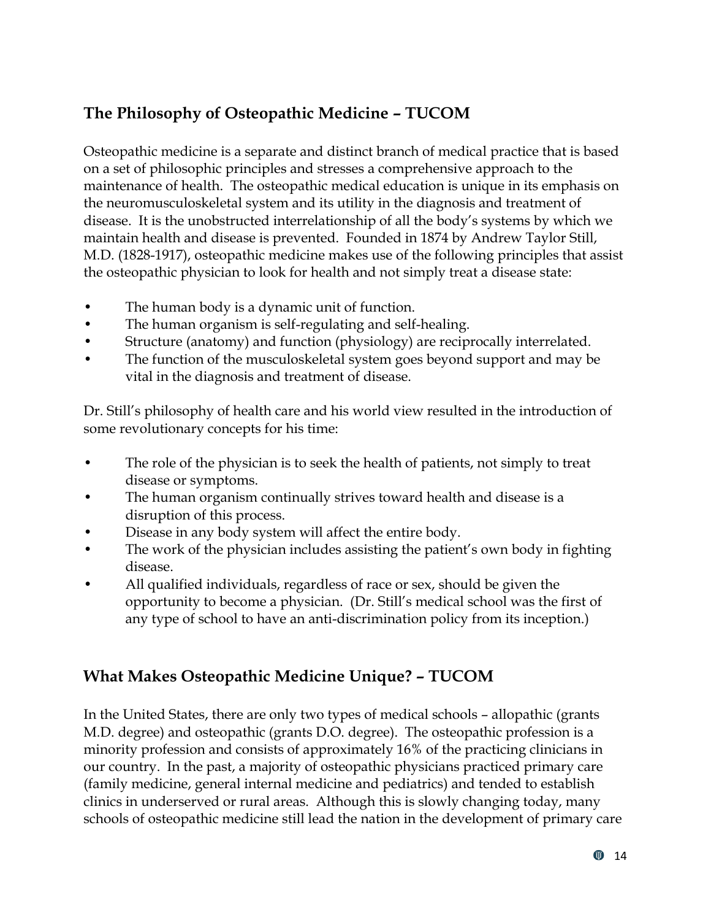## The Philosophy of Osteopathic Medicine – TUCOM

Osteopathic medicine is a separate and distinct branch of medical practice that is based on a set of philosophic principles and stresses a comprehensive approach to the maintenance of health. The osteopathic medical education is unique in its emphasis on the neuromusculoskeletal system and its utility in the diagnosis and treatment of disease. It is the unobstructed interrelationship of all the body's systems by which we maintain health and disease is prevented. Founded in 1874 by Andrew Taylor Still, M.D. (1828-1917), osteopathic medicine makes use of the following principles that assist the osteopathic physician to look for health and not simply treat a disease state:

- The human body is a dynamic unit of function.
- The human organism is self-regulating and self-healing.
- Structure (anatomy) and function (physiology) are reciprocally interrelated.
- The function of the musculoskeletal system goes beyond support and may be vital in the diagnosis and treatment of disease.

Dr. Still's philosophy of health care and his world view resulted in the introduction of some revolutionary concepts for his time:

- The role of the physician is to seek the health of patients, not simply to treat disease or symptoms.
- The human organism continually strives toward health and disease is a disruption of this process.
- Disease in any body system will affect the entire body.
- The work of the physician includes assisting the patient's own body in fighting disease.
- All qualified individuals, regardless of race or sex, should be given the opportunity to become a physician. (Dr. Still's medical school was the first of any type of school to have an anti-discrimination policy from its inception.)

## What Makes Osteopathic Medicine Unique? – TUCOM

In the United States, there are only two types of medical schools – allopathic (grants M.D. degree) and osteopathic (grants D.O. degree). The osteopathic profession is a minority profession and consists of approximately 16% of the practicing clinicians in our country. In the past, a majority of osteopathic physicians practiced primary care (family medicine, general internal medicine and pediatrics) and tended to establish clinics in underserved or rural areas. Although this is slowly changing today, many schools of osteopathic medicine still lead the nation in the development of primary care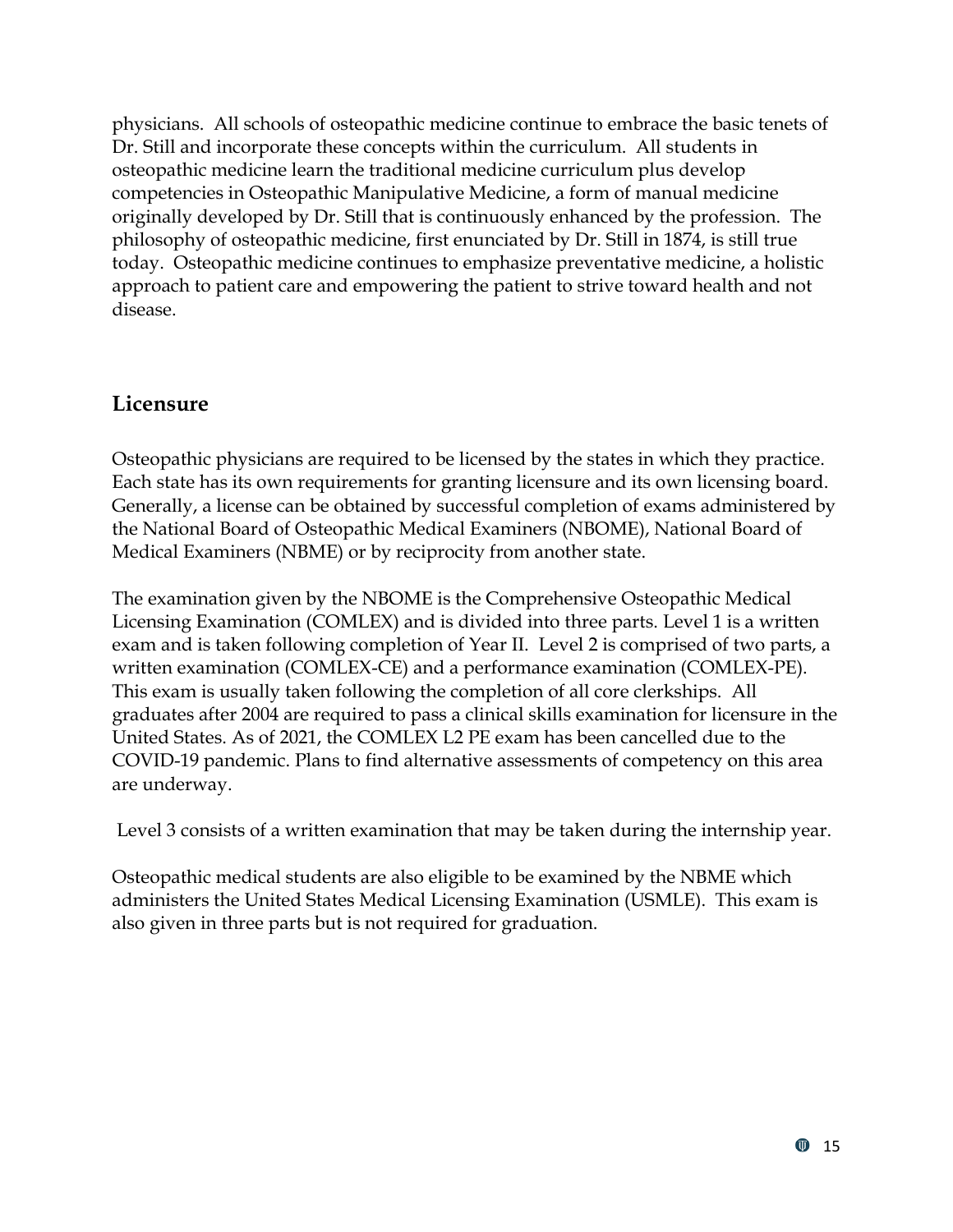physicians. All schools of osteopathic medicine continue to embrace the basic tenets of Dr. Still and incorporate these concepts within the curriculum. All students in osteopathic medicine learn the traditional medicine curriculum plus develop competencies in Osteopathic Manipulative Medicine, a form of manual medicine originally developed by Dr. Still that is continuously enhanced by the profession. The philosophy of osteopathic medicine, first enunciated by Dr. Still in 1874, is still true today. Osteopathic medicine continues to emphasize preventative medicine, a holistic approach to patient care and empowering the patient to strive toward health and not disease.

## Licensure

Osteopathic physicians are required to be licensed by the states in which they practice. Each state has its own requirements for granting licensure and its own licensing board. Generally, a license can be obtained by successful completion of exams administered by the National Board of Osteopathic Medical Examiners (NBOME), National Board of Medical Examiners (NBME) or by reciprocity from another state.

The examination given by the NBOME is the Comprehensive Osteopathic Medical Licensing Examination (COMLEX) and is divided into three parts. Level 1 is a written exam and is taken following completion of Year II. Level 2 is comprised of two parts, a written examination (COMLEX-CE) and a performance examination (COMLEX-PE). This exam is usually taken following the completion of all core clerkships. All graduates after 2004 are required to pass a clinical skills examination for licensure in the United States. As of 2021, the COMLEX L2 PE exam has been cancelled due to the COVID-19 pandemic. Plans to find alternative assessments of competency on this area are underway.

Level 3 consists of a written examination that may be taken during the internship year.

Osteopathic medical students are also eligible to be examined by the NBME which administers the United States Medical Licensing Examination (USMLE). This exam is also given in three parts but is not required for graduation.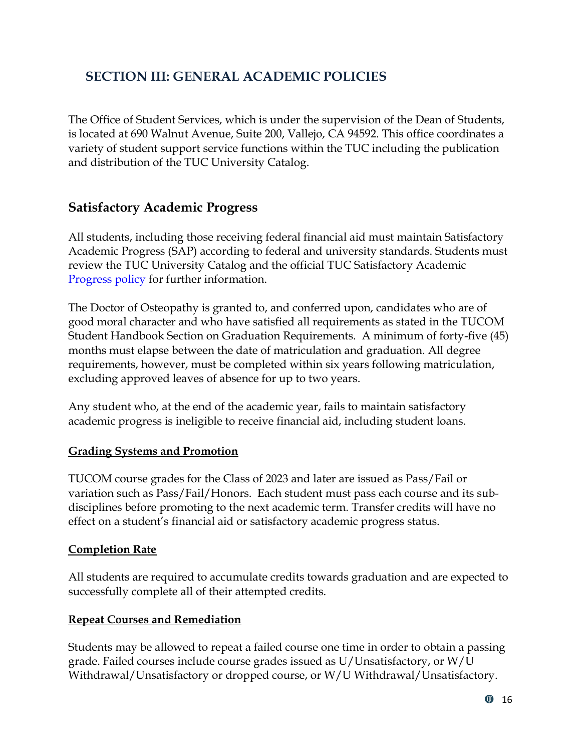## SECTION III: GENERAL ACADEMIC POLICIES

The Office of Student Services, which is under the supervision of the Dean of Students, is located at 690 Walnut Avenue, Suite 200, Vallejo, CA 94592. This office coordinates a variety of student support service functions within the TUC including the publication and distribution of the TUC University Catalog.

### Satisfactory Academic Progress

All students, including those receiving federal financial aid must maintain Satisfactory Academic Progress (SAP) according to federal and university standards. Students must review the TUC University Catalog and the official TUC Satisfactory Academic Progress policy for further information.

The Doctor of Osteopathy is granted to, and conferred upon, candidates who are of good moral character and who have satisfied all requirements as stated in the TUCOM Student Handbook Section on Graduation Requirements. A minimum of forty-five (45) months must elapse between the date of matriculation and graduation. All degree requirements, however, must be completed within six years following matriculation, excluding approved leaves of absence for up to two years.

Any student who, at the end of the academic year, fails to maintain satisfactory academic progress is ineligible to receive financial aid, including student loans.

**Grading Systems and Promotion**

TUCOM course grades for the Class of 2023 and later are issued as Pass/Fail or variation such as Pass/Fail/Honors. Each student must pass each course and its sub-disciplines before promoting to the next academic term. Transfer credits will have no effect on a student's financial aid or satisfactory academic progress status.

**Completion Rate**

All students are required to accumulate credits towards graduation and are expected to successfully complete all of their attempted credits.

**Repeat Courses and Remediation**

Students may be allowed to repeat a failed course one time in order to obtain a passing grade. Failed courses include course grades issued as U/Unsatisfactory, or W/U Withdrawal/Unsatisfactory or dropped course, or W/U Withdrawal/Unsatisfactory.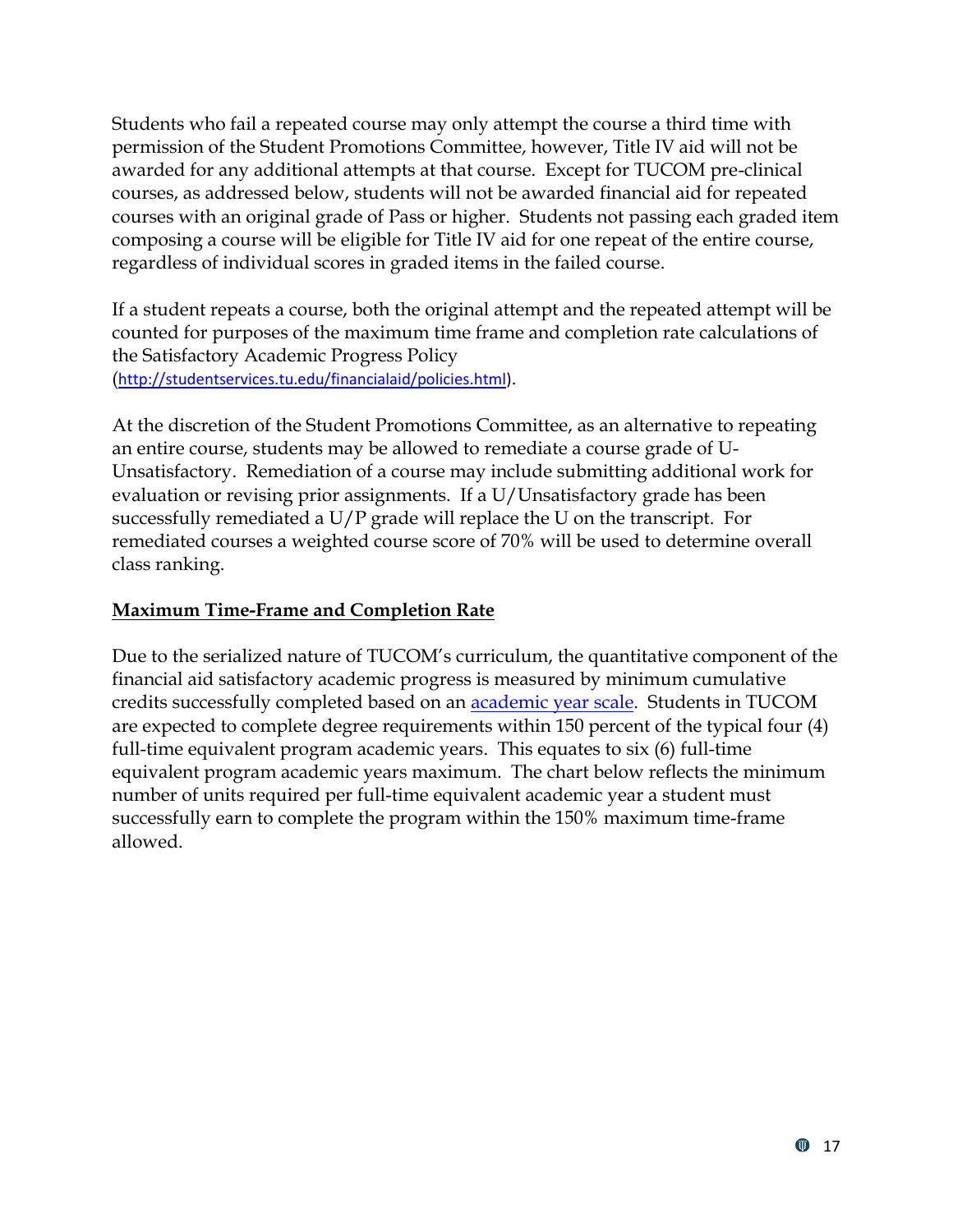Students who fail a repeated course may only attempt the course a third time with permission of the Student Promotions Committee, however, Title IV aid will not be awarded for any additional attempts at that course. Except for TUCOM pre-clinical courses, as addressed below, students will not be awarded financial aid for repeated courses with an original grade of Pass or higher. Students not passing each graded item composing a course will be eligible for Title IV aid for one repeat of the entire course, regardless of individual scores in graded items in the failed course.

If a student repeats a course, both the original attempt and the repeated attempt will be counted for purposes of the maximum time frame and completion rate calculations of the Satisfactory Academic Progress Policy (http://studentservices.tu.edu/financialaid/policies.html).

At the discretion of the Student Promotions Committee, as an alternative to repeating an entire course, students may be allowed to remediate a course grade of U-Unsatisfactory. Remediation of a course may include submitting additional work for evaluation or revising prior assignments. If a U/Unsatisfactory grade has been successfully remediated a U/P grade will replace the U on the transcript. For remediated courses a weighted course score of 70% will be used to determine overall class ranking.

**Maximum Time-Frame and Completion Rate**

Due to the serialized nature of TUCOM's curriculum, the quantitative component of the financial aid satisfactory academic progress is measured by minimum cumulative credits successfully completed based on an academic year scale. Students in TUCOM are expected to complete degree requirements within 150 percent of the typical four (4) full-time equivalent program academic years. This equates to six (6) full-time equivalent program academic years maximum. The chart below reflects the minimum number of units required per full-time equivalent academic year a student must successfully earn to complete the program within the 150% maximum time-frame allowed.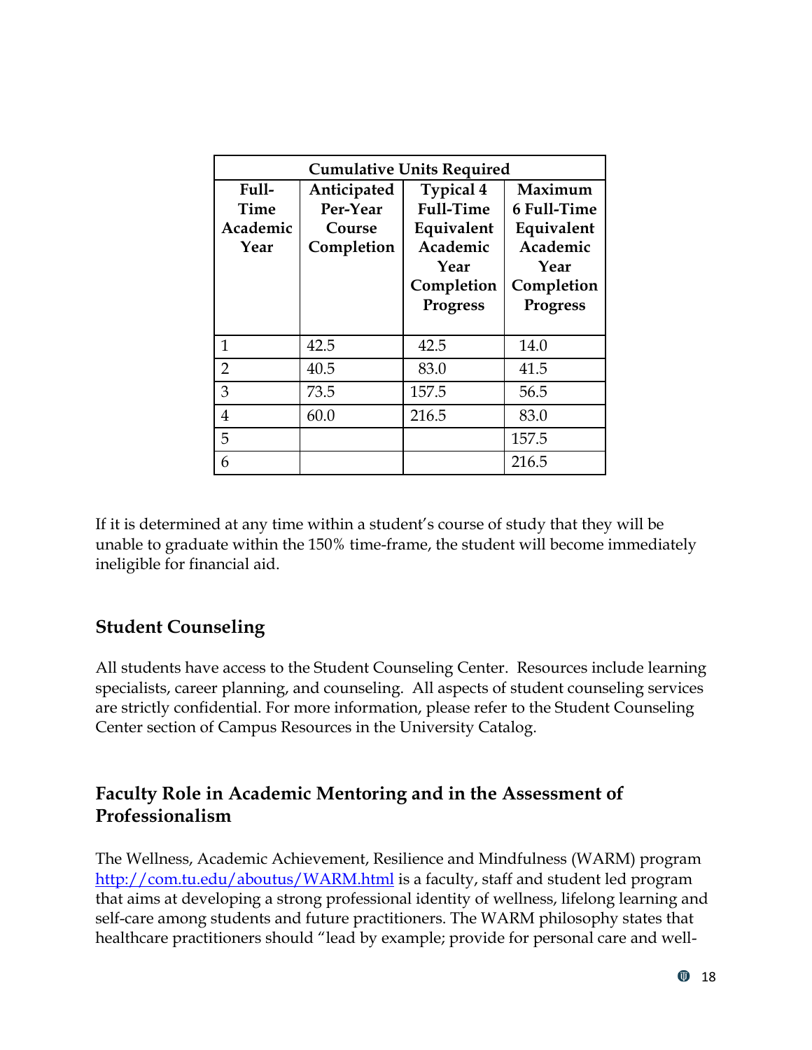| Cumulative Units Required | | | |
|---|---|---|---|
| Full-Time Academic Year | Anticipated Per-Year Course Completion | Typical 4 Full-Time Equivalent Academic Year Completion Progress | Maximum 6 Full-Time Equivalent Academic Year Completion Progress |
| 1 | 42.5 | 42.5 | 14.0 |
| 2 | 40.5 | 83.0 | 41.5 |
| 3 | 73.5 | 157.5 | 56.5 |
| 4 | 60.0 | 216.5 | 83.0 |
| 5 | | | 157.5 |
| 6 | | | 216.5 |

If it is determined at any time within a student's course of study that they will be unable to graduate within the 150% time-frame, the student will become immediately ineligible for financial aid.

## Student Counseling

All students have access to the Student Counseling Center. Resources include learning specialists, career planning, and counseling. All aspects of student counseling services are strictly confidential. For more information, please refer to the Student Counseling Center section of Campus Resources in the University Catalog.

## Faculty Role in Academic Mentoring and in the Assessment of Professionalism

The Wellness, Academic Achievement, Resilience and Mindfulness (WARM) program [http://com.tu.edu/aboutus/WARM.html](http://com.tu.edu/aboutus/WARM.html) is a faculty, staff and student led program that aims at developing a strong professional identity of wellness, lifelong learning and self-care among students and future practitioners. The WARM philosophy states that healthcare practitioners should "lead by example; provide for personal care and well-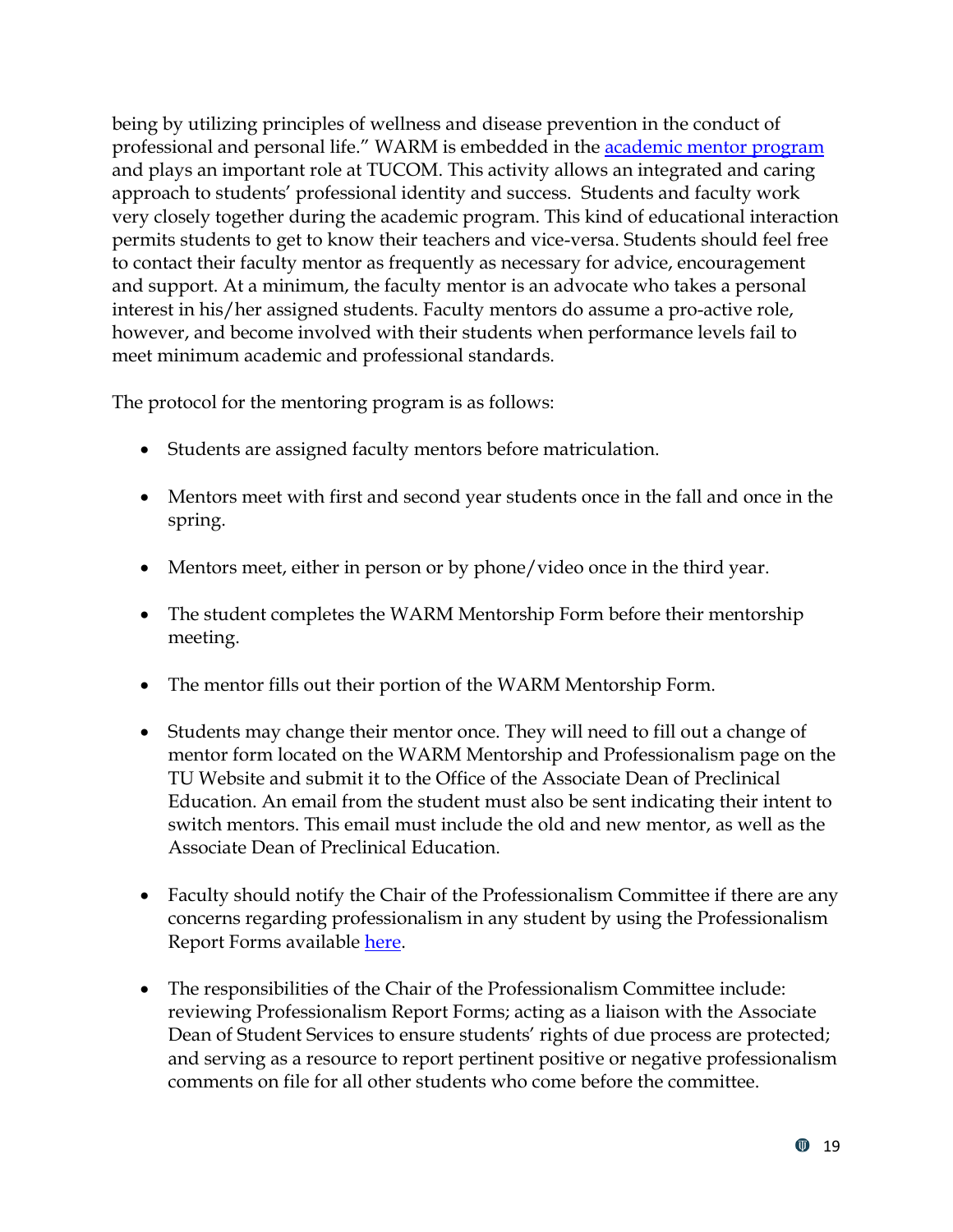being by utilizing principles of wellness and disease prevention in the conduct of professional and personal life." WARM is embedded in the [academic mentor program] and plays an important role at TUCOM. This activity allows an integrated and caring approach to students' professional identity and success. Students and faculty work very closely together during the academic program. This kind of educational interaction permits students to get to know their teachers and vice-versa. Students should feel free to contact their faculty mentor as frequently as necessary for advice, encouragement and support. At a minimum, the faculty mentor is an advocate who takes a personal interest in his/her assigned students. Faculty mentors do assume a pro-active role, however, and become involved with their students when performance levels fail to meet minimum academic and professional standards.

The protocol for the mentoring program is as follows:

- Students are assigned faculty mentors before matriculation.
- Mentors meet with first and second year students once in the fall and once in the spring.
- Mentors meet, either in person or by phone/video once in the third year.
- The student completes the WARM Mentorship Form before their mentorship meeting.
- The mentor fills out their portion of the WARM Mentorship Form.
- Students may change their mentor once. They will need to fill out a change of mentor form located on the WARM Mentorship and Professionalism page on the TU Website and submit it to the Office of the Associate Dean of Preclinical Education. An email from the student must also be sent indicating their intent to switch mentors. This email must include the old and new mentor, as well as the Associate Dean of Preclinical Education.
- Faculty should notify the Chair of the Professionalism Committee if there are any concerns regarding professionalism in any student by using the Professionalism Report Forms available [here].
- The responsibilities of the Chair of the Professionalism Committee include: reviewing Professionalism Report Forms; acting as a liaison with the Associate Dean of Student Services to ensure students' rights of due process are protected; and serving as a resource to report pertinent positive or negative professionalism comments on file for all other students who come before the committee.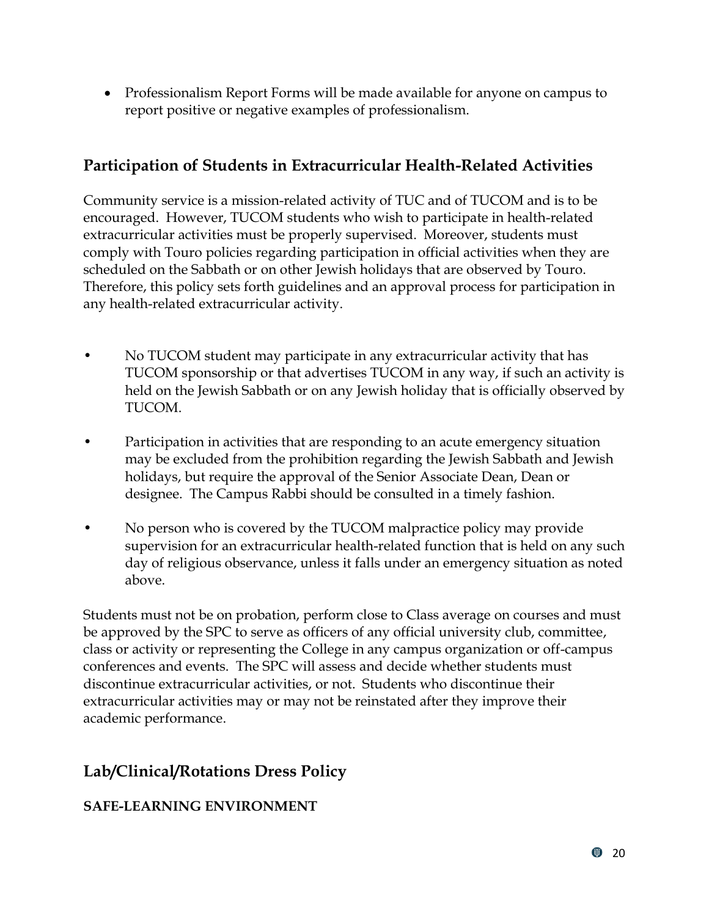- Professionalism Report Forms will be made available for anyone on campus to report positive or negative examples of professionalism.

## Participation of Students in Extracurricular Health-Related Activities

Community service is a mission-related activity of TUC and of TUCOM and is to be encouraged. However, TUCOM students who wish to participate in health-related extracurricular activities must be properly supervised. Moreover, students must comply with Touro policies regarding participation in official activities when they are scheduled on the Sabbath or on other Jewish holidays that are observed by Touro. Therefore, this policy sets forth guidelines and an approval process for participation in any health-related extracurricular activity.

- No TUCOM student may participate in any extracurricular activity that has TUCOM sponsorship or that advertises TUCOM in any way, if such an activity is held on the Jewish Sabbath or on any Jewish holiday that is officially observed by TUCOM.
- Participation in activities that are responding to an acute emergency situation may be excluded from the prohibition regarding the Jewish Sabbath and Jewish holidays, but require the approval of the Senior Associate Dean, Dean or designee. The Campus Rabbi should be consulted in a timely fashion.
- No person who is covered by the TUCOM malpractice policy may provide supervision for an extracurricular health-related function that is held on any such day of religious observance, unless it falls under an emergency situation as noted above.

Students must not be on probation, perform close to Class average on courses and must be approved by the SPC to serve as officers of any official university club, committee, class or activity or representing the College in any campus organization or off-campus conferences and events. The SPC will assess and decide whether students must discontinue extracurricular activities, or not. Students who discontinue their extracurricular activities may or may not be reinstated after they improve their academic performance.

## Lab/Clinical/Rotations Dress Policy

### SAFE-LEARNING ENVIRONMENT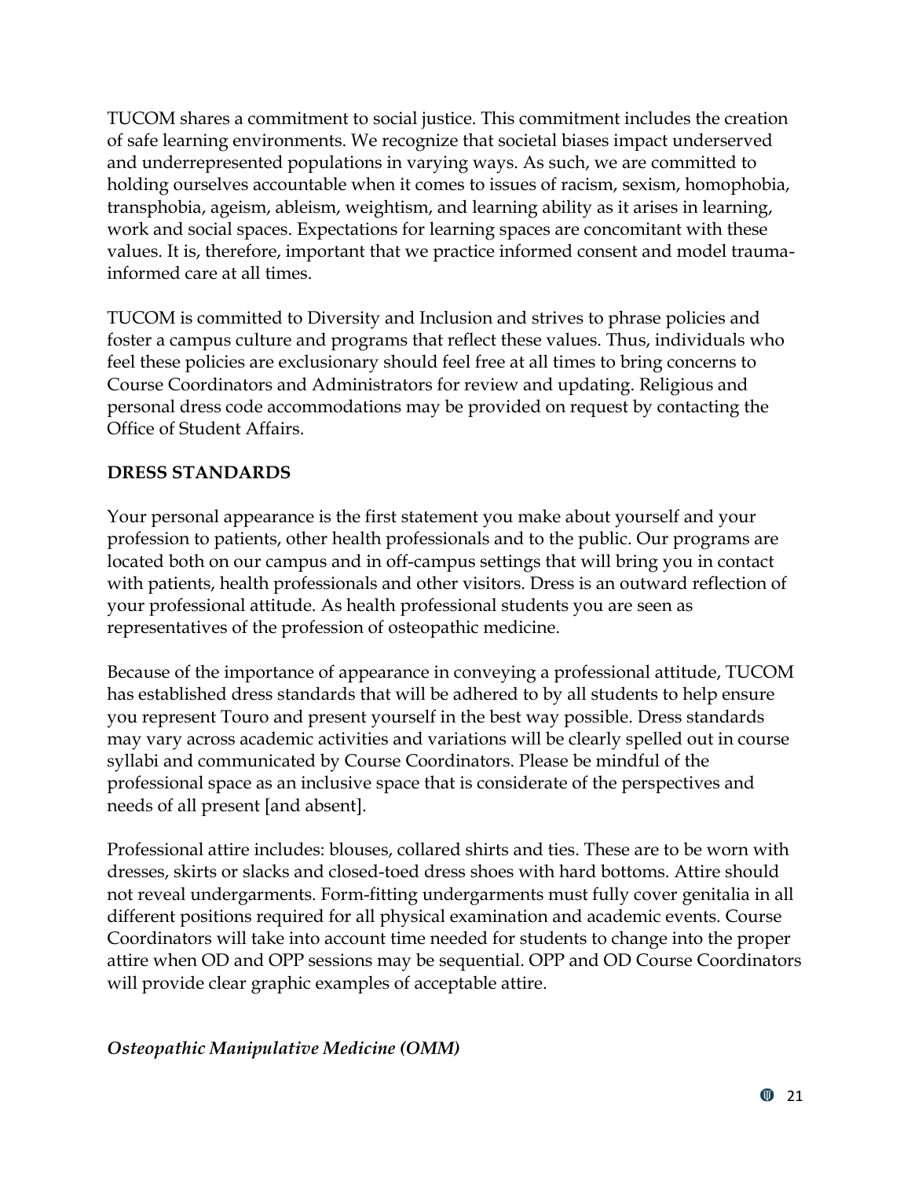TUCOM shares a commitment to social justice. This commitment includes the creation of safe learning environments. We recognize that societal biases impact underserved and underrepresented populations in varying ways. As such, we are committed to holding ourselves accountable when it comes to issues of racism, sexism, homophobia, transphobia, ageism, ableism, weightism, and learning ability as it arises in learning, work and social spaces. Expectations for learning spaces are concomitant with these values. It is, therefore, important that we practice informed consent and model trauma-informed care at all times.

TUCOM is committed to Diversity and Inclusion and strives to phrase policies and foster a campus culture and programs that reflect these values. Thus, individuals who feel these policies are exclusionary should feel free at all times to bring concerns to Course Coordinators and Administrators for review and updating. Religious and personal dress code accommodations may be provided on request by contacting the Office of Student Affairs.

## DRESS STANDARDS

Your personal appearance is the first statement you make about yourself and your profession to patients, other health professionals and to the public. Our programs are located both on our campus and in off-campus settings that will bring you in contact with patients, health professionals and other visitors. Dress is an outward reflection of your professional attitude. As health professional students you are seen as representatives of the profession of osteopathic medicine.

Because of the importance of appearance in conveying a professional attitude, TUCOM has established dress standards that will be adhered to by all students to help ensure you represent Touro and present yourself in the best way possible. Dress standards may vary across academic activities and variations will be clearly spelled out in course syllabi and communicated by Course Coordinators. Please be mindful of the professional space as an inclusive space that is considerate of the perspectives and needs of all present [and absent].

Professional attire includes: blouses, collared shirts and ties. These are to be worn with dresses, skirts or slacks and closed-toed dress shoes with hard bottoms. Attire should not reveal undergarments. Form-fitting undergarments must fully cover genitalia in all different positions required for all physical examination and academic events. Course Coordinators will take into account time needed for students to change into the proper attire when OD and OPP sessions may be sequential. OPP and OD Course Coordinators will provide clear graphic examples of acceptable attire.

### *Osteopathic Manipulative Medicine (OMM)*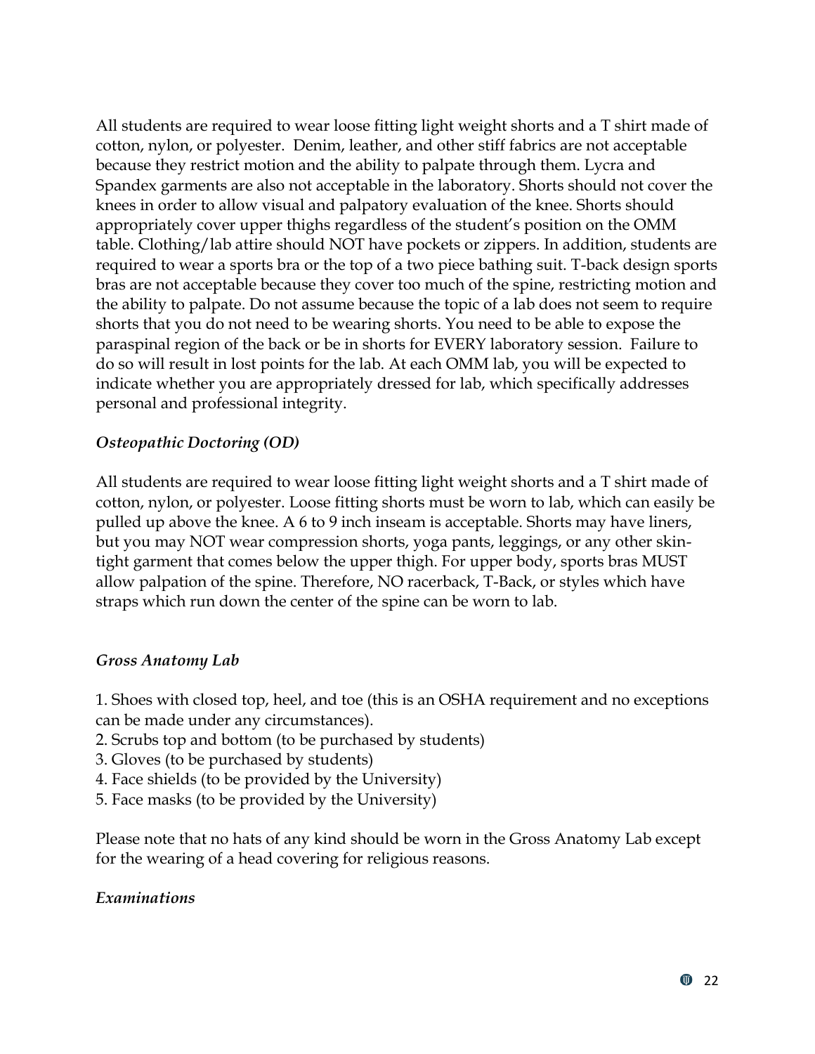All students are required to wear loose fitting light weight shorts and a T shirt made of cotton, nylon, or polyester. Denim, leather, and other stiff fabrics are not acceptable because they restrict motion and the ability to palpate through them. Lycra and Spandex garments are also not acceptable in the laboratory. Shorts should not cover the knees in order to allow visual and palpatory evaluation of the knee. Shorts should appropriately cover upper thighs regardless of the student's position on the OMM table. Clothing/lab attire should NOT have pockets or zippers. In addition, students are required to wear a sports bra or the top of a two piece bathing suit. T-back design sports bras are not acceptable because they cover too much of the spine, restricting motion and the ability to palpate. Do not assume because the topic of a lab does not seem to require shorts that you do not need to be wearing shorts. You need to be able to expose the paraspinal region of the back or be in shorts for EVERY laboratory session. Failure to do so will result in lost points for the lab. At each OMM lab, you will be expected to indicate whether you are appropriately dressed for lab, which specifically addresses personal and professional integrity.

### *Osteopathic Doctoring (OD)*

All students are required to wear loose fitting light weight shorts and a T shirt made of cotton, nylon, or polyester. Loose fitting shorts must be worn to lab, which can easily be pulled up above the knee. A 6 to 9 inch inseam is acceptable. Shorts may have liners, but you may NOT wear compression shorts, yoga pants, leggings, or any other skin-tight garment that comes below the upper thigh. For upper body, sports bras MUST allow palpation of the spine. Therefore, NO racerback, T-Back, or styles which have straps which run down the center of the spine can be worn to lab.

### *Gross Anatomy Lab*

1. Shoes with closed top, heel, and toe (this is an OSHA requirement and no exceptions can be made under any circumstances).
2. Scrubs top and bottom (to be purchased by students)
3. Gloves (to be purchased by students)
4. Face shields (to be provided by the University)
5. Face masks (to be provided by the University)

Please note that no hats of any kind should be worn in the Gross Anatomy Lab except for the wearing of a head covering for religious reasons.

### *Examinations*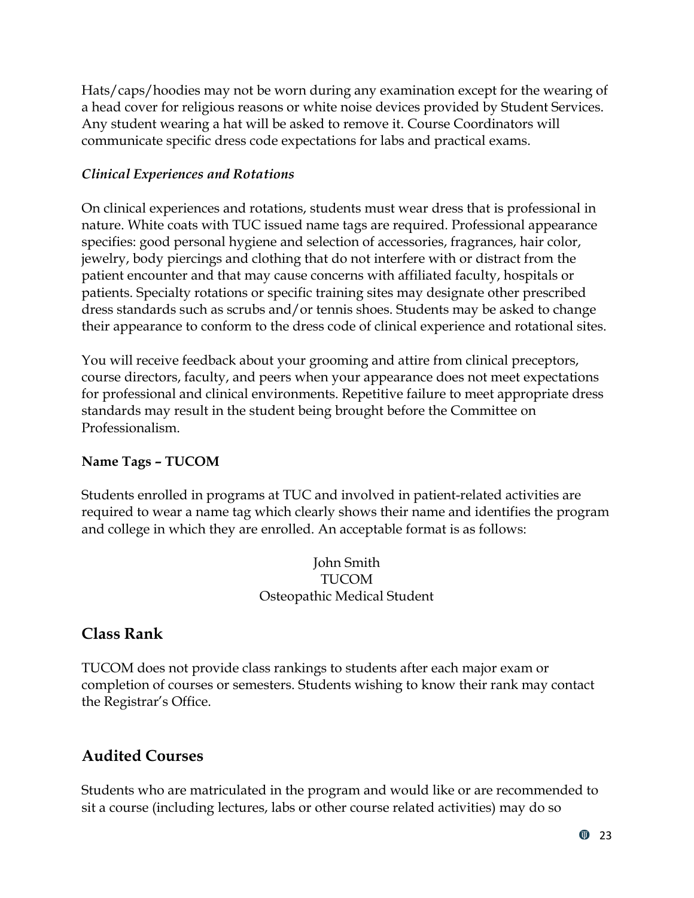Hats/caps/hoodies may not be worn during any examination except for the wearing of a head cover for religious reasons or white noise devices provided by Student Services. Any student wearing a hat will be asked to remove it. Course Coordinators will communicate specific dress code expectations for labs and practical exams.

*Clinical Experiences and Rotations*

On clinical experiences and rotations, students must wear dress that is professional in nature. White coats with TUC issued name tags are required. Professional appearance specifies: good personal hygiene and selection of accessories, fragrances, hair color, jewelry, body piercings and clothing that do not interfere with or distract from the patient encounter and that may cause concerns with affiliated faculty, hospitals or patients. Specialty rotations or specific training sites may designate other prescribed dress standards such as scrubs and/or tennis shoes. Students may be asked to change their appearance to conform to the dress code of clinical experience and rotational sites.

You will receive feedback about your grooming and attire from clinical preceptors, course directors, faculty, and peers when your appearance does not meet expectations for professional and clinical environments. Repetitive failure to meet appropriate dress standards may result in the student being brought before the Committee on Professionalism.

**Name Tags – TUCOM**

Students enrolled in programs at TUC and involved in patient-related activities are required to wear a name tag which clearly shows their name and identifies the program and college in which they are enrolled. An acceptable format is as follows:

John Smith
TUCOM
Osteopathic Medical Student

## Class Rank

TUCOM does not provide class rankings to students after each major exam or completion of courses or semesters. Students wishing to know their rank may contact the Registrar's Office.

## Audited Courses

Students who are matriculated in the program and would like or are recommended to sit a course (including lectures, labs or other course related activities) may do so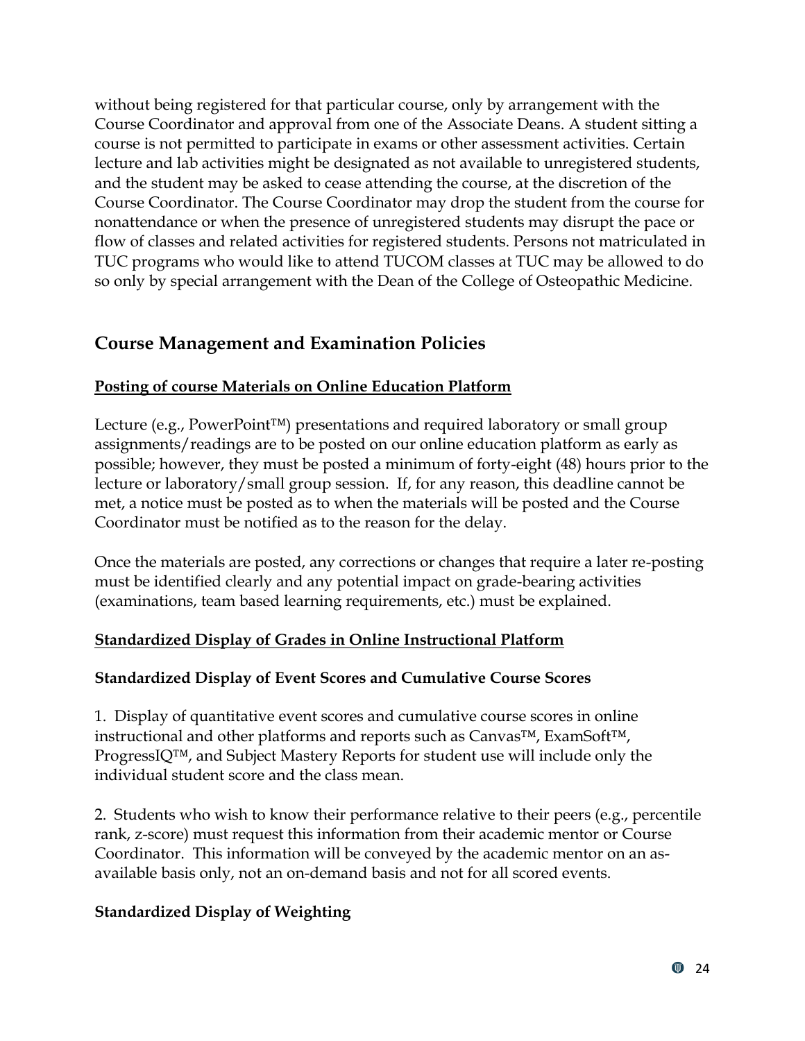without being registered for that particular course, only by arrangement with the Course Coordinator and approval from one of the Associate Deans. A student sitting a course is not permitted to participate in exams or other assessment activities. Certain lecture and lab activities might be designated as not available to unregistered students, and the student may be asked to cease attending the course, at the discretion of the Course Coordinator. The Course Coordinator may drop the student from the course for nonattendance or when the presence of unregistered students may disrupt the pace or flow of classes and related activities for registered students. Persons not matriculated in TUC programs who would like to attend TUCOM classes at TUC may be allowed to do so only by special arrangement with the Dean of the College of Osteopathic Medicine.

## Course Management and Examination Policies

**Posting of course Materials on Online Education Platform**

Lecture (e.g., PowerPoint™) presentations and required laboratory or small group assignments/readings are to be posted on our online education platform as early as possible; however, they must be posted a minimum of forty-eight (48) hours prior to the lecture or laboratory/small group session. If, for any reason, this deadline cannot be met, a notice must be posted as to when the materials will be posted and the Course Coordinator must be notified as to the reason for the delay.

Once the materials are posted, any corrections or changes that require a later re-posting must be identified clearly and any potential impact on grade-bearing activities (examinations, team based learning requirements, etc.) must be explained.

**Standardized Display of Grades in Online Instructional Platform**

**Standardized Display of Event Scores and Cumulative Course Scores**

1. Display of quantitative event scores and cumulative course scores in online instructional and other platforms and reports such as Canvas™, ExamSoft™, ProgressIQ™, and Subject Mastery Reports for student use will include only the individual student score and the class mean.

2. Students who wish to know their performance relative to their peers (e.g., percentile rank, z-score) must request this information from their academic mentor or Course Coordinator. This information will be conveyed by the academic mentor on an as-available basis only, not an on-demand basis and not for all scored events.

**Standardized Display of Weighting**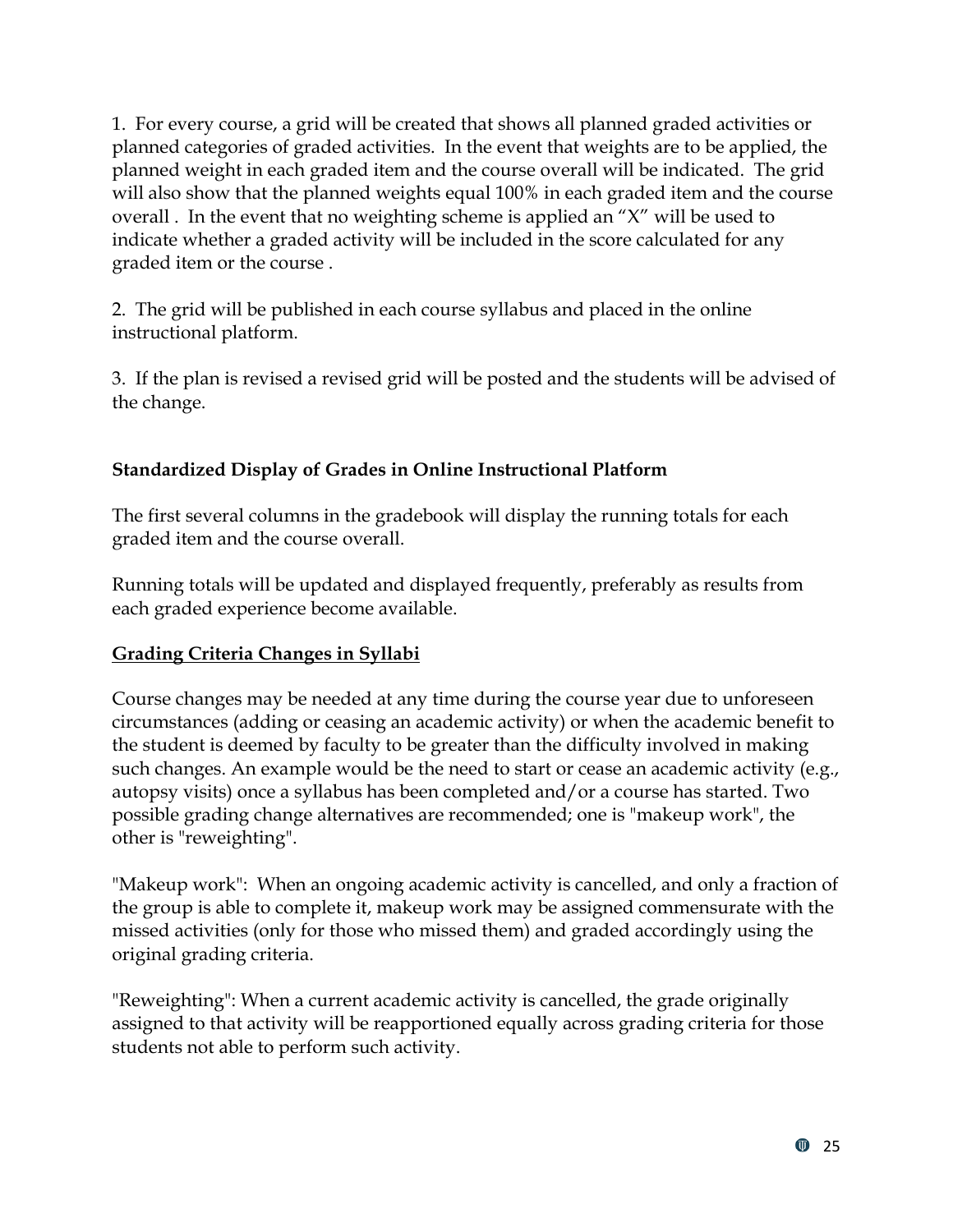1. For every course, a grid will be created that shows all planned graded activities or planned categories of graded activities. In the event that weights are to be applied, the planned weight in each graded item and the course overall will be indicated. The grid will also show that the planned weights equal 100% in each graded item and the course overall . In the event that no weighting scheme is applied an "X" will be used to indicate whether a graded activity will be included in the score calculated for any graded item or the course .

2. The grid will be published in each course syllabus and placed in the online instructional platform.

3. If the plan is revised a revised grid will be posted and the students will be advised of the change.

**Standardized Display of Grades in Online Instructional Platform**

The first several columns in the gradebook will display the running totals for each graded item and the course overall.

Running totals will be updated and displayed frequently, preferably as results from each graded experience become available.

**<u>Grading Criteria Changes in Syllabi</u>**

Course changes may be needed at any time during the course year due to unforeseen circumstances (adding or ceasing an academic activity) or when the academic benefit to the student is deemed by faculty to be greater than the difficulty involved in making such changes. An example would be the need to start or cease an academic activity (e.g., autopsy visits) once a syllabus has been completed and/or a course has started. Two possible grading change alternatives are recommended; one is "makeup work", the other is "reweighting".

"Makeup work": When an ongoing academic activity is cancelled, and only a fraction of the group is able to complete it, makeup work may be assigned commensurate with the missed activities (only for those who missed them) and graded accordingly using the original grading criteria.

"Reweighting": When a current academic activity is cancelled, the grade originally assigned to that activity will be reapportioned equally across grading criteria for those students not able to perform such activity.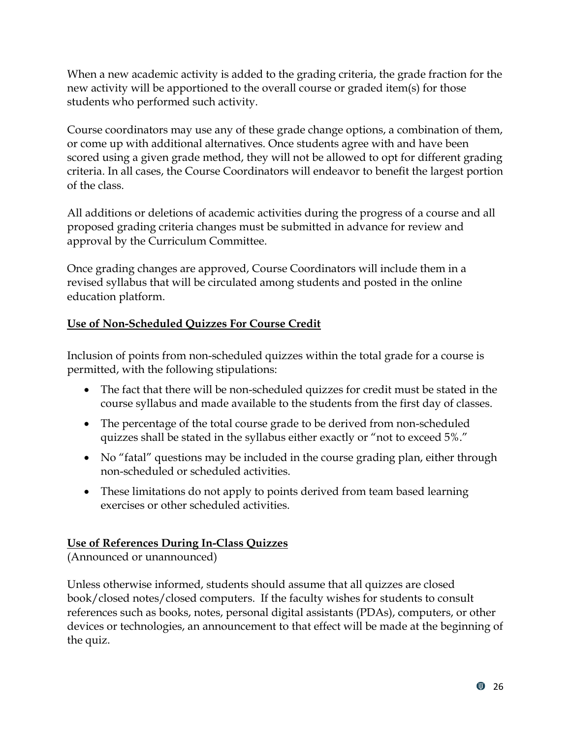When a new academic activity is added to the grading criteria, the grade fraction for the new activity will be apportioned to the overall course or graded item(s) for those students who performed such activity.

Course coordinators may use any of these grade change options, a combination of them, or come up with additional alternatives. Once students agree with and have been scored using a given grade method, they will not be allowed to opt for different grading criteria. In all cases, the Course Coordinators will endeavor to benefit the largest portion of the class.

All additions or deletions of academic activities during the progress of a course and all proposed grading criteria changes must be submitted in advance for review and approval by the Curriculum Committee.

Once grading changes are approved, Course Coordinators will include them in a revised syllabus that will be circulated among students and posted in the online education platform.

**Use of Non-Scheduled Quizzes For Course Credit**

Inclusion of points from non-scheduled quizzes within the total grade for a course is permitted, with the following stipulations:

- The fact that there will be non-scheduled quizzes for credit must be stated in the course syllabus and made available to the students from the first day of classes.
- The percentage of the total course grade to be derived from non-scheduled quizzes shall be stated in the syllabus either exactly or "not to exceed 5%."
- No "fatal" questions may be included in the course grading plan, either through non-scheduled or scheduled activities.
- These limitations do not apply to points derived from team based learning exercises or other scheduled activities.

**Use of References During In-Class Quizzes**
(Announced or unannounced)

Unless otherwise informed, students should assume that all quizzes are closed book/closed notes/closed computers. If the faculty wishes for students to consult references such as books, notes, personal digital assistants (PDAs), computers, or other devices or technologies, an announcement to that effect will be made at the beginning of the quiz.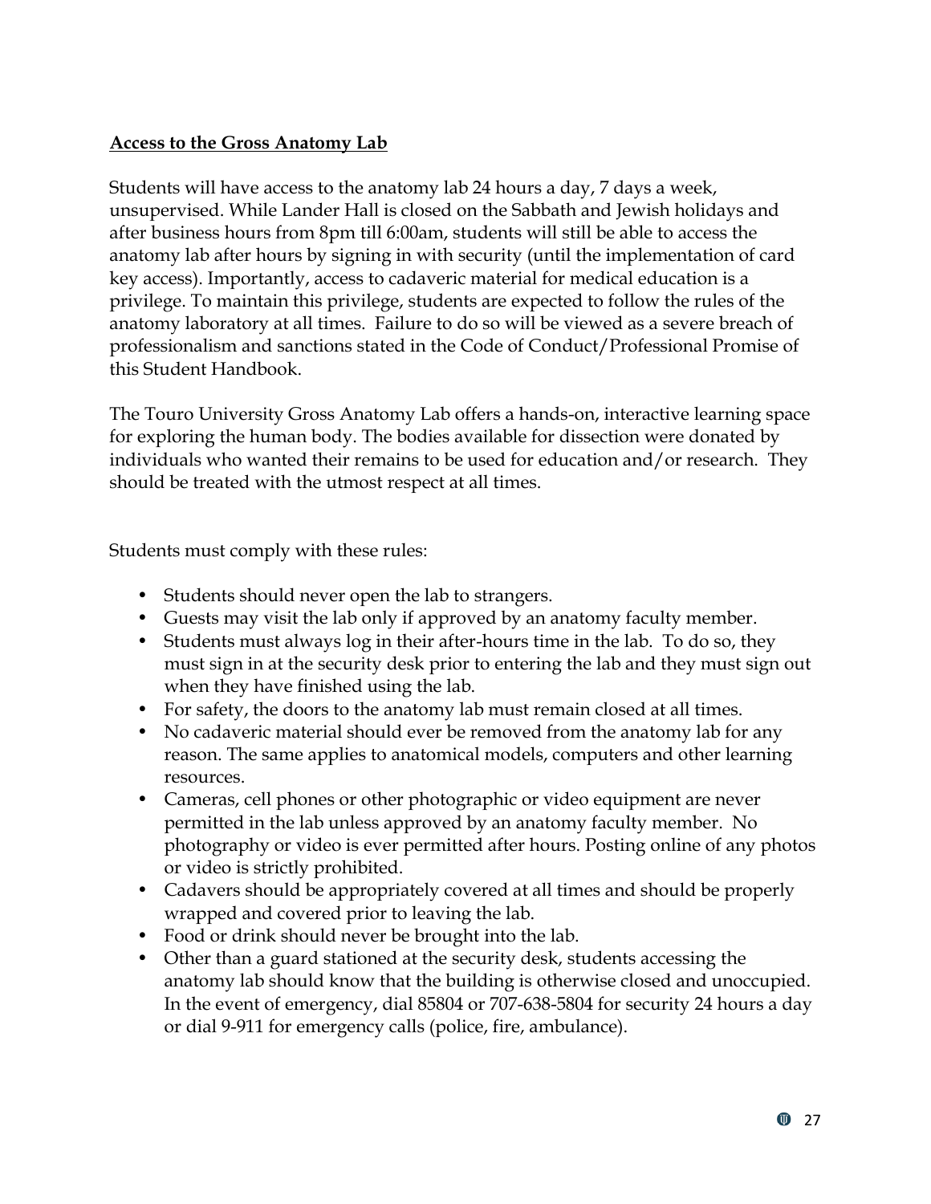## Access to the Gross Anatomy Lab

Students will have access to the anatomy lab 24 hours a day, 7 days a week, unsupervised. While Lander Hall is closed on the Sabbath and Jewish holidays and after business hours from 8pm till 6:00am, students will still be able to access the anatomy lab after hours by signing in with security (until the implementation of card key access). Importantly, access to cadaveric material for medical education is a privilege. To maintain this privilege, students are expected to follow the rules of the anatomy laboratory at all times. Failure to do so will be viewed as a severe breach of professionalism and sanctions stated in the Code of Conduct/Professional Promise of this Student Handbook.

The Touro University Gross Anatomy Lab offers a hands-on, interactive learning space for exploring the human body. The bodies available for dissection were donated by individuals who wanted their remains to be used for education and/or research. They should be treated with the utmost respect at all times.

Students must comply with these rules:

- Students should never open the lab to strangers.
- Guests may visit the lab only if approved by an anatomy faculty member.
- Students must always log in their after-hours time in the lab. To do so, they must sign in at the security desk prior to entering the lab and they must sign out when they have finished using the lab.
- For safety, the doors to the anatomy lab must remain closed at all times.
- No cadaveric material should ever be removed from the anatomy lab for any reason. The same applies to anatomical models, computers and other learning resources.
- Cameras, cell phones or other photographic or video equipment are never permitted in the lab unless approved by an anatomy faculty member. No photography or video is ever permitted after hours. Posting online of any photos or video is strictly prohibited.
- Cadavers should be appropriately covered at all times and should be properly wrapped and covered prior to leaving the lab.
- Food or drink should never be brought into the lab.
- Other than a guard stationed at the security desk, students accessing the anatomy lab should know that the building is otherwise closed and unoccupied. In the event of emergency, dial 85804 or 707-638-5804 for security 24 hours a day or dial 9-911 for emergency calls (police, fire, ambulance).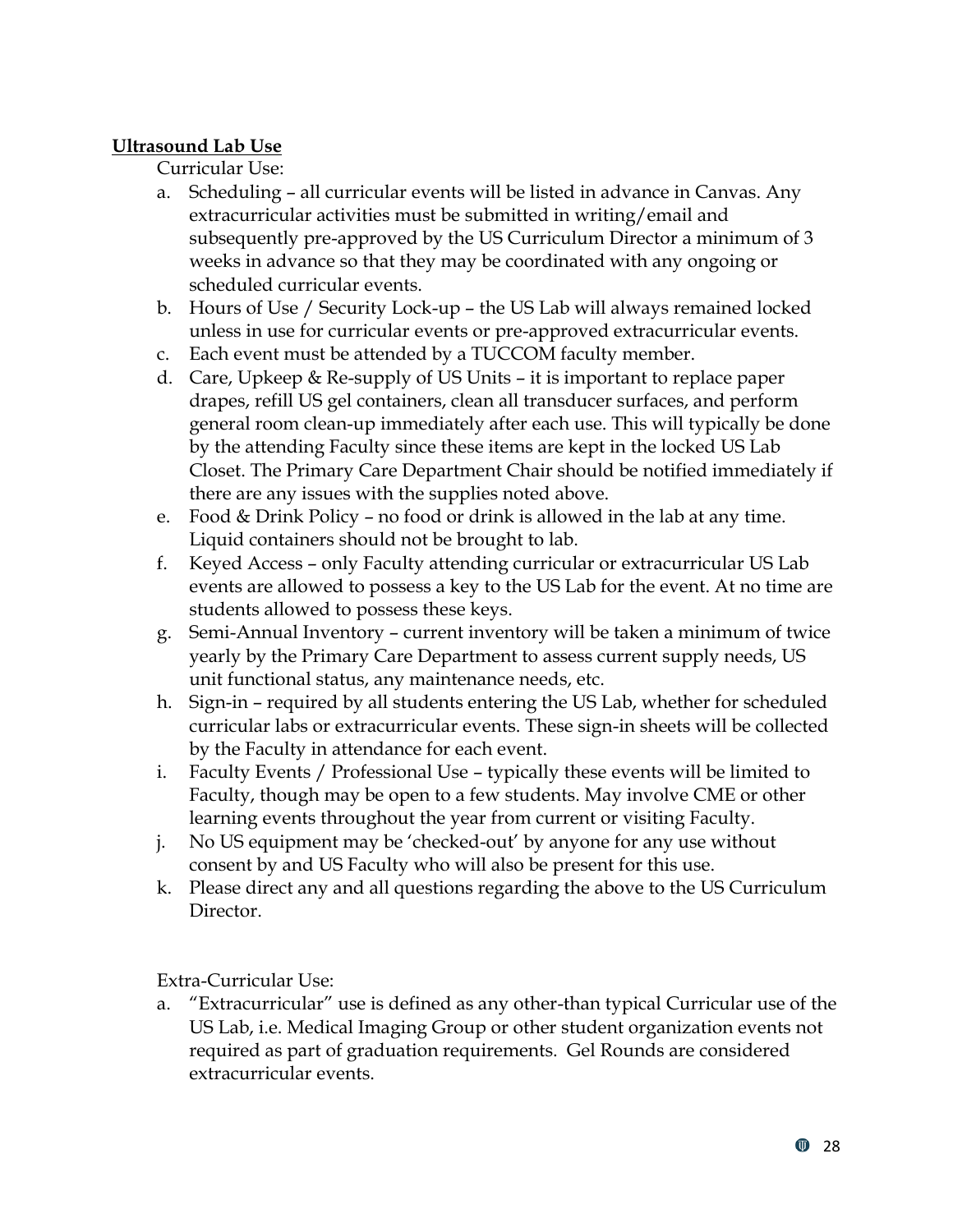**Ultrasound Lab Use**

Curricular Use:

a. Scheduling – all curricular events will be listed in advance in Canvas. Any extracurricular activities must be submitted in writing/email and subsequently pre-approved by the US Curriculum Director a minimum of 3 weeks in advance so that they may be coordinated with any ongoing or scheduled curricular events.
b. Hours of Use / Security Lock-up – the US Lab will always remained locked unless in use for curricular events or pre-approved extracurricular events.
c. Each event must be attended by a TUCCOM faculty member.
d. Care, Upkeep & Re-supply of US Units – it is important to replace paper drapes, refill US gel containers, clean all transducer surfaces, and perform general room clean-up immediately after each use. This will typically be done by the attending Faculty since these items are kept in the locked US Lab Closet. The Primary Care Department Chair should be notified immediately if there are any issues with the supplies noted above.
e. Food & Drink Policy – no food or drink is allowed in the lab at any time. Liquid containers should not be brought to lab.
f. Keyed Access – only Faculty attending curricular or extracurricular US Lab events are allowed to possess a key to the US Lab for the event. At no time are students allowed to possess these keys.
g. Semi-Annual Inventory – current inventory will be taken a minimum of twice yearly by the Primary Care Department to assess current supply needs, US unit functional status, any maintenance needs, etc.
h. Sign-in – required by all students entering the US Lab, whether for scheduled curricular labs or extracurricular events. These sign-in sheets will be collected by the Faculty in attendance for each event.
i. Faculty Events / Professional Use – typically these events will be limited to Faculty, though may be open to a few students. May involve CME or other learning events throughout the year from current or visiting Faculty.
j. No US equipment may be 'checked-out' by anyone for any use without consent by and US Faculty who will also be present for this use.
k. Please direct any and all questions regarding the above to the US Curriculum Director.

Extra-Curricular Use:

a. "Extracurricular" use is defined as any other-than typical Curricular use of the US Lab, i.e. Medical Imaging Group or other student organization events not required as part of graduation requirements. Gel Rounds are considered extracurricular events.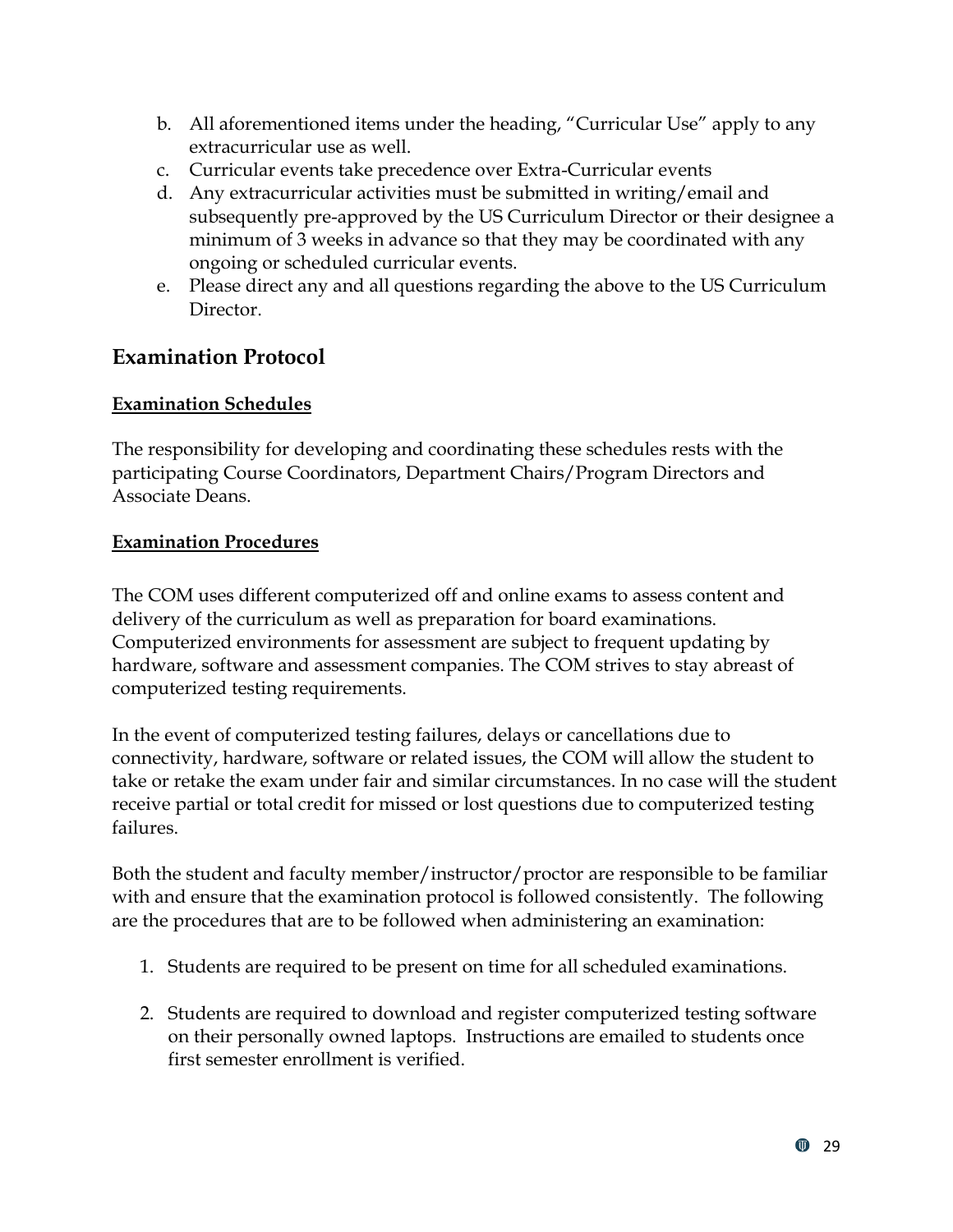b. All aforementioned items under the heading, "Curricular Use" apply to any extracurricular use as well.
c. Curricular events take precedence over Extra-Curricular events
d. Any extracurricular activities must be submitted in writing/email and subsequently pre-approved by the US Curriculum Director or their designee a minimum of 3 weeks in advance so that they may be coordinated with any ongoing or scheduled curricular events.
e. Please direct any and all questions regarding the above to the US Curriculum Director.

## Examination Protocol

**Examination Schedules**

The responsibility for developing and coordinating these schedules rests with the participating Course Coordinators, Department Chairs/Program Directors and Associate Deans.

**Examination Procedures**

The COM uses different computerized off and online exams to assess content and delivery of the curriculum as well as preparation for board examinations. Computerized environments for assessment are subject to frequent updating by hardware, software and assessment companies. The COM strives to stay abreast of computerized testing requirements.

In the event of computerized testing failures, delays or cancellations due to connectivity, hardware, software or related issues, the COM will allow the student to take or retake the exam under fair and similar circumstances. In no case will the student receive partial or total credit for missed or lost questions due to computerized testing failures.

Both the student and faculty member/instructor/proctor are responsible to be familiar with and ensure that the examination protocol is followed consistently. The following are the procedures that are to be followed when administering an examination:

1. Students are required to be present on time for all scheduled examinations.

2. Students are required to download and register computerized testing software on their personally owned laptops. Instructions are emailed to students once first semester enrollment is verified.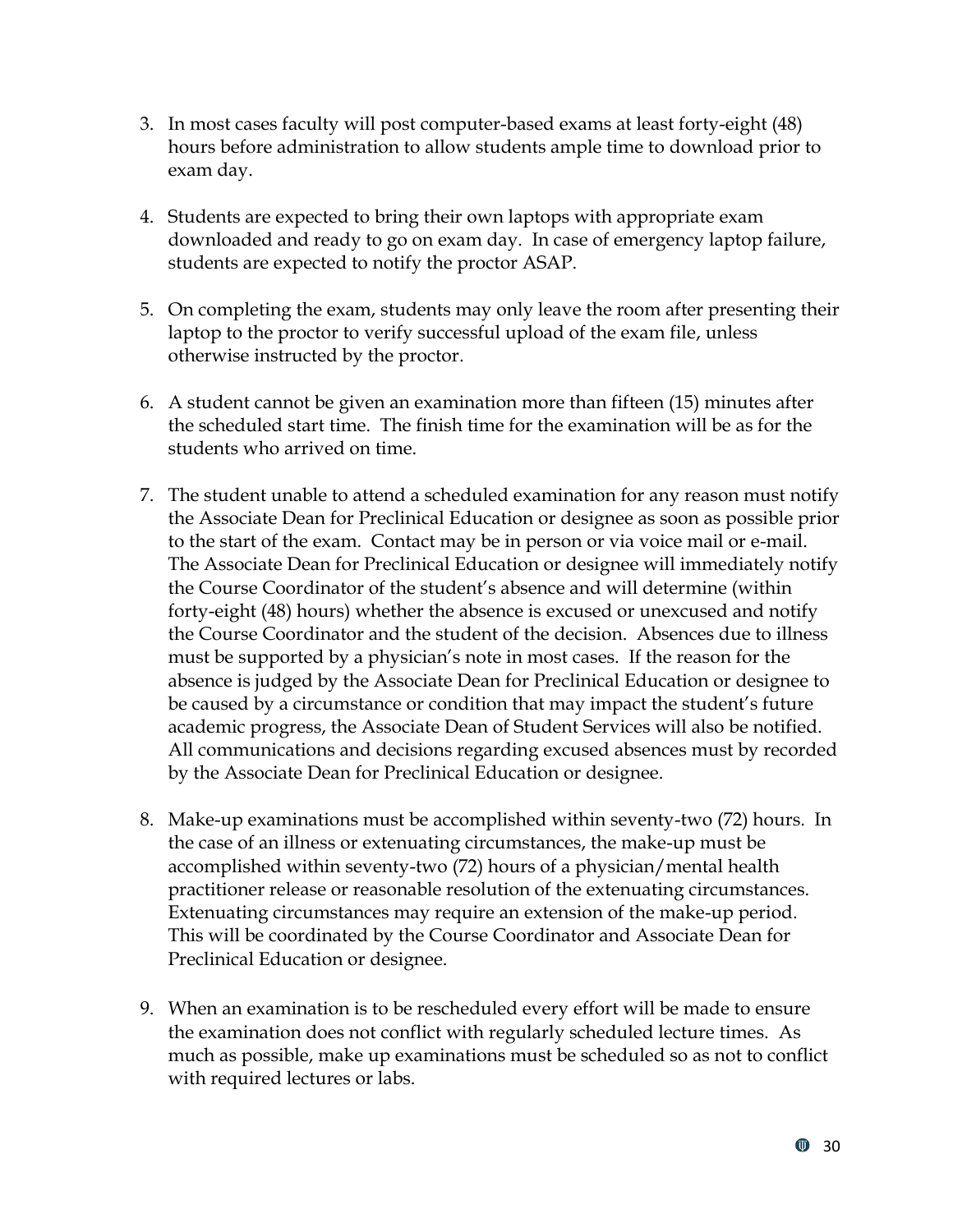3. In most cases faculty will post computer-based exams at least forty-eight (48) hours before administration to allow students ample time to download prior to exam day.

4. Students are expected to bring their own laptops with appropriate exam downloaded and ready to go on exam day. In case of emergency laptop failure, students are expected to notify the proctor ASAP.

5. On completing the exam, students may only leave the room after presenting their laptop to the proctor to verify successful upload of the exam file, unless otherwise instructed by the proctor.

6. A student cannot be given an examination more than fifteen (15) minutes after the scheduled start time. The finish time for the examination will be as for the students who arrived on time.

7. The student unable to attend a scheduled examination for any reason must notify the Associate Dean for Preclinical Education or designee as soon as possible prior to the start of the exam. Contact may be in person or via voice mail or e-mail. The Associate Dean for Preclinical Education or designee will immediately notify the Course Coordinator of the student's absence and will determine (within forty-eight (48) hours) whether the absence is excused or unexcused and notify the Course Coordinator and the student of the decision. Absences due to illness must be supported by a physician's note in most cases. If the reason for the absence is judged by the Associate Dean for Preclinical Education or designee to be caused by a circumstance or condition that may impact the student's future academic progress, the Associate Dean of Student Services will also be notified. All communications and decisions regarding excused absences must by recorded by the Associate Dean for Preclinical Education or designee.

8. Make-up examinations must be accomplished within seventy-two (72) hours. In the case of an illness or extenuating circumstances, the make-up must be accomplished within seventy-two (72) hours of a physician/mental health practitioner release or reasonable resolution of the extenuating circumstances. Extenuating circumstances may require an extension of the make-up period. This will be coordinated by the Course Coordinator and Associate Dean for Preclinical Education or designee.

9. When an examination is to be rescheduled every effort will be made to ensure the examination does not conflict with regularly scheduled lecture times. As much as possible, make up examinations must be scheduled so as not to conflict with required lectures or labs.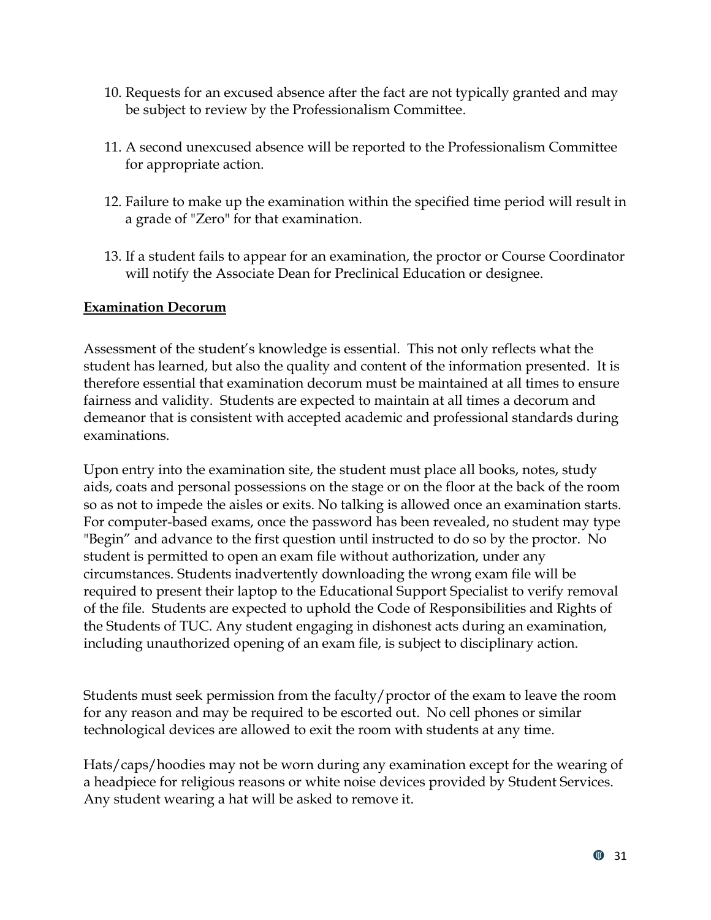10. Requests for an excused absence after the fact are not typically granted and may be subject to review by the Professionalism Committee.

11. A second unexcused absence will be reported to the Professionalism Committee for appropriate action.

12. Failure to make up the examination within the specified time period will result in a grade of "Zero" for that examination.

13. If a student fails to appear for an examination, the proctor or Course Coordinator will notify the Associate Dean for Preclinical Education or designee.

**Examination Decorum**

Assessment of the student's knowledge is essential. This not only reflects what the student has learned, but also the quality and content of the information presented. It is therefore essential that examination decorum must be maintained at all times to ensure fairness and validity. Students are expected to maintain at all times a decorum and demeanor that is consistent with accepted academic and professional standards during examinations.

Upon entry into the examination site, the student must place all books, notes, study aids, coats and personal possessions on the stage or on the floor at the back of the room so as not to impede the aisles or exits. No talking is allowed once an examination starts. For computer-based exams, once the password has been revealed, no student may type "Begin" and advance to the first question until instructed to do so by the proctor. No student is permitted to open an exam file without authorization, under any circumstances. Students inadvertently downloading the wrong exam file will be required to present their laptop to the Educational Support Specialist to verify removal of the file. Students are expected to uphold the Code of Responsibilities and Rights of the Students of TUC. Any student engaging in dishonest acts during an examination, including unauthorized opening of an exam file, is subject to disciplinary action.

Students must seek permission from the faculty/proctor of the exam to leave the room for any reason and may be required to be escorted out. No cell phones or similar technological devices are allowed to exit the room with students at any time.

Hats/caps/hoodies may not be worn during any examination except for the wearing of a headpiece for religious reasons or white noise devices provided by Student Services. Any student wearing a hat will be asked to remove it.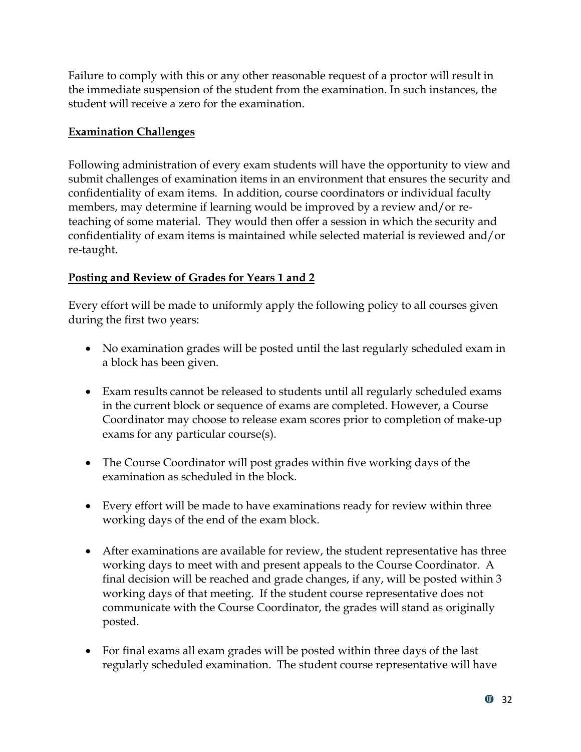Failure to comply with this or any other reasonable request of a proctor will result in the immediate suspension of the student from the examination. In such instances, the student will receive a zero for the examination.

**Examination Challenges**

Following administration of every exam students will have the opportunity to view and submit challenges of examination items in an environment that ensures the security and confidentiality of exam items. In addition, course coordinators or individual faculty members, may determine if learning would be improved by a review and/or re-teaching of some material. They would then offer a session in which the security and confidentiality of exam items is maintained while selected material is reviewed and/or re-taught.

**Posting and Review of Grades for Years 1 and 2**

Every effort will be made to uniformly apply the following policy to all courses given during the first two years:

- No examination grades will be posted until the last regularly scheduled exam in a block has been given.
- Exam results cannot be released to students until all regularly scheduled exams in the current block or sequence of exams are completed. However, a Course Coordinator may choose to release exam scores prior to completion of make-up exams for any particular course(s).
- The Course Coordinator will post grades within five working days of the examination as scheduled in the block.
- Every effort will be made to have examinations ready for review within three working days of the end of the exam block.
- After examinations are available for review, the student representative has three working days to meet with and present appeals to the Course Coordinator. A final decision will be reached and grade changes, if any, will be posted within 3 working days of that meeting. If the student course representative does not communicate with the Course Coordinator, the grades will stand as originally posted.
- For final exams all exam grades will be posted within three days of the last regularly scheduled examination. The student course representative will have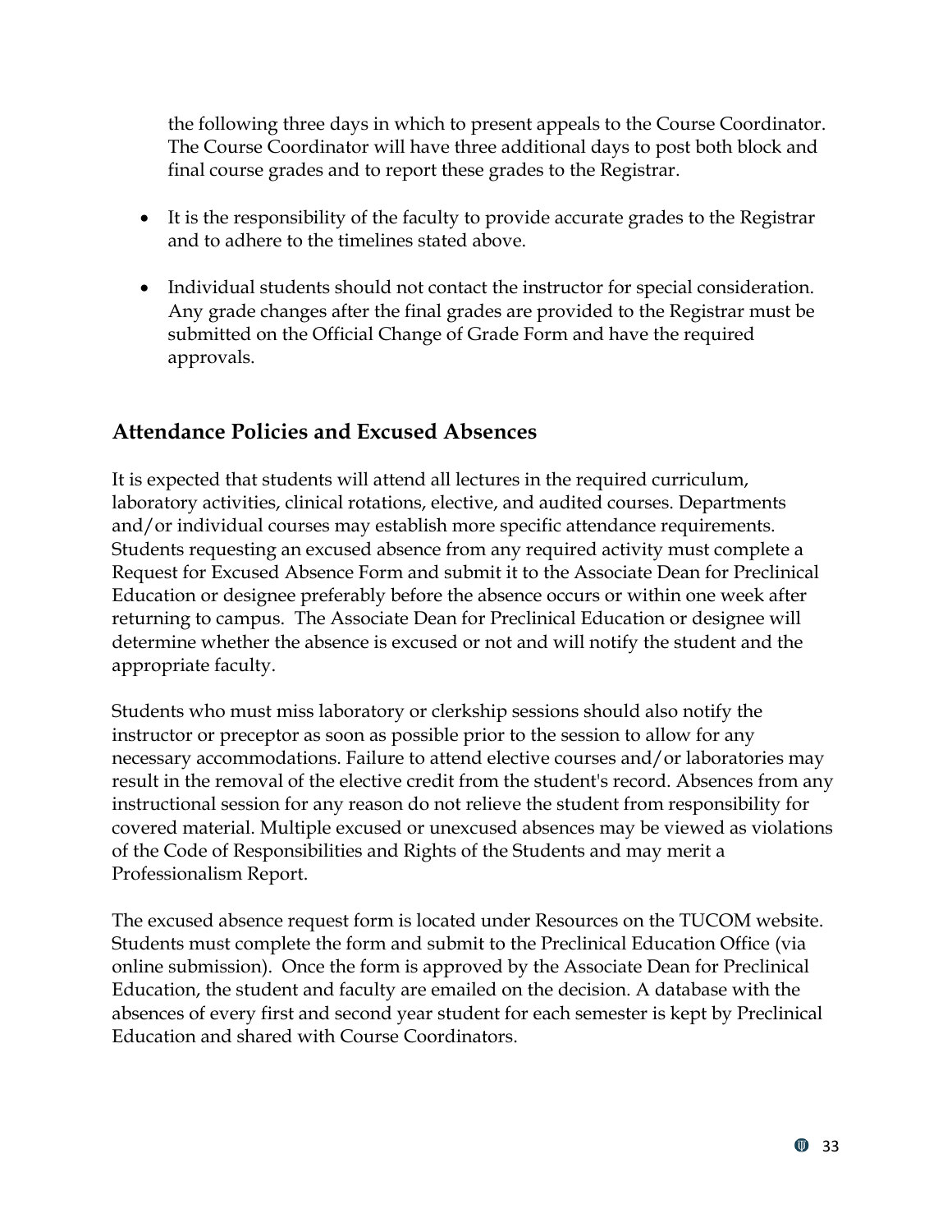the following three days in which to present appeals to the Course Coordinator. The Course Coordinator will have three additional days to post both block and final course grades and to report these grades to the Registrar.

- It is the responsibility of the faculty to provide accurate grades to the Registrar and to adhere to the timelines stated above.
- Individual students should not contact the instructor for special consideration. Any grade changes after the final grades are provided to the Registrar must be submitted on the Official Change of Grade Form and have the required approvals.

## Attendance Policies and Excused Absences

It is expected that students will attend all lectures in the required curriculum, laboratory activities, clinical rotations, elective, and audited courses. Departments and/or individual courses may establish more specific attendance requirements. Students requesting an excused absence from any required activity must complete a Request for Excused Absence Form and submit it to the Associate Dean for Preclinical Education or designee preferably before the absence occurs or within one week after returning to campus. The Associate Dean for Preclinical Education or designee will determine whether the absence is excused or not and will notify the student and the appropriate faculty.

Students who must miss laboratory or clerkship sessions should also notify the instructor or preceptor as soon as possible prior to the session to allow for any necessary accommodations. Failure to attend elective courses and/or laboratories may result in the removal of the elective credit from the student's record. Absences from any instructional session for any reason do not relieve the student from responsibility for covered material. Multiple excused or unexcused absences may be viewed as violations of the Code of Responsibilities and Rights of the Students and may merit a Professionalism Report.

The excused absence request form is located under Resources on the TUCOM website. Students must complete the form and submit to the Preclinical Education Office (via online submission). Once the form is approved by the Associate Dean for Preclinical Education, the student and faculty are emailed on the decision. A database with the absences of every first and second year student for each semester is kept by Preclinical Education and shared with Course Coordinators.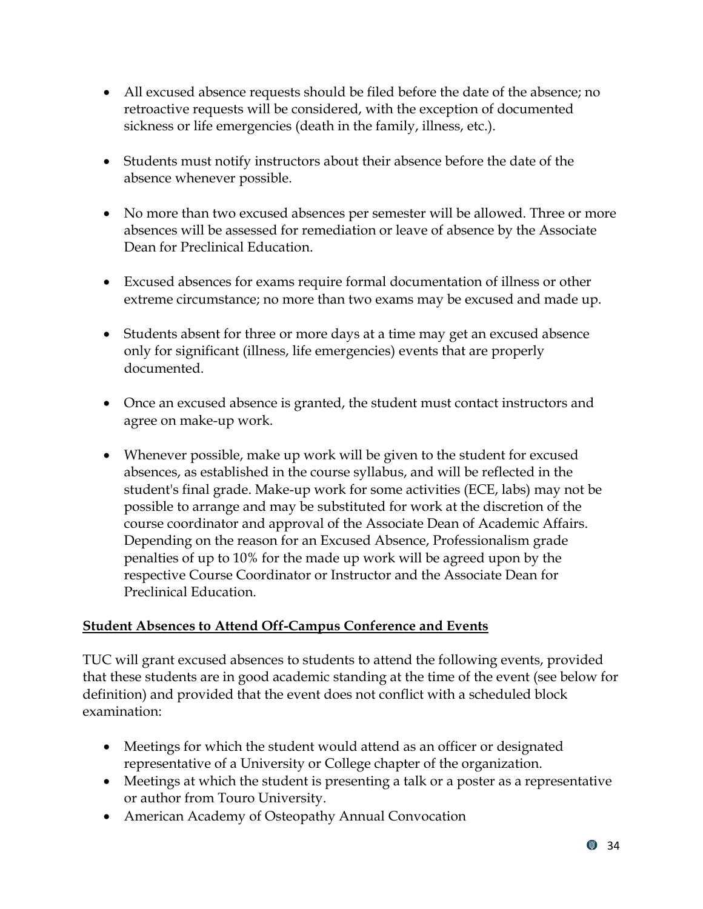- All excused absence requests should be filed before the date of the absence; no retroactive requests will be considered, with the exception of documented sickness or life emergencies (death in the family, illness, etc.).

- Students must notify instructors about their absence before the date of the absence whenever possible.

- No more than two excused absences per semester will be allowed. Three or more absences will be assessed for remediation or leave of absence by the Associate Dean for Preclinical Education.

- Excused absences for exams require formal documentation of illness or other extreme circumstance; no more than two exams may be excused and made up.

- Students absent for three or more days at a time may get an excused absence only for significant (illness, life emergencies) events that are properly documented.

- Once an excused absence is granted, the student must contact instructors and agree on make-up work.

- Whenever possible, make up work will be given to the student for excused absences, as established in the course syllabus, and will be reflected in the student's final grade. Make-up work for some activities (ECE, labs) may not be possible to arrange and may be substituted for work at the discretion of the course coordinator and approval of the Associate Dean of Academic Affairs. Depending on the reason for an Excused Absence, Professionalism grade penalties of up to 10% for the made up work will be agreed upon by the respective Course Coordinator or Instructor and the Associate Dean for Preclinical Education.

**<u>Student Absences to Attend Off-Campus Conference and Events</u>**

TUC will grant excused absences to students to attend the following events, provided that these students are in good academic standing at the time of the event (see below for definition) and provided that the event does not conflict with a scheduled block examination:

- Meetings for which the student would attend as an officer or designated representative of a University or College chapter of the organization.
- Meetings at which the student is presenting a talk or a poster as a representative or author from Touro University.
- American Academy of Osteopathy Annual Convocation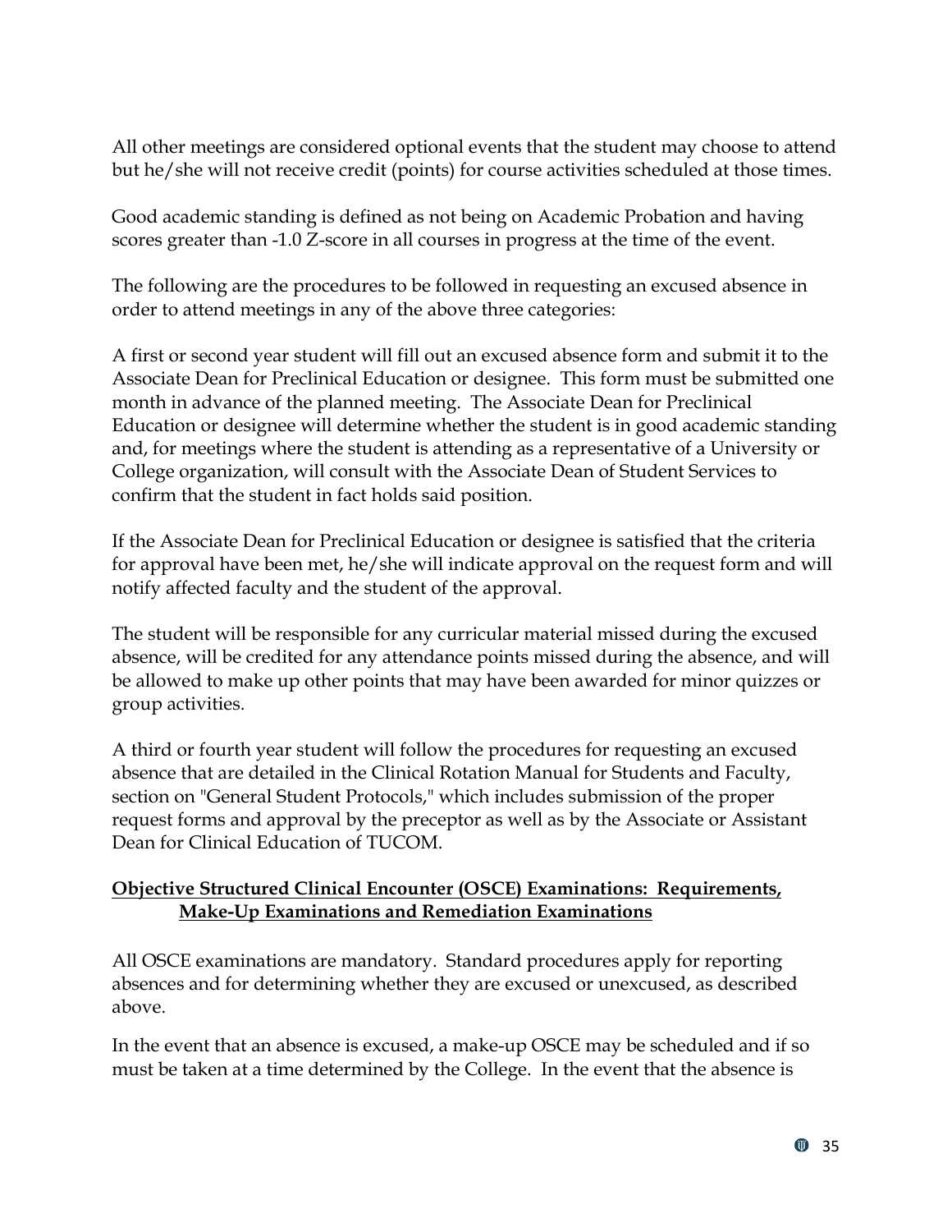All other meetings are considered optional events that the student may choose to attend but he/she will not receive credit (points) for course activities scheduled at those times.

Good academic standing is defined as not being on Academic Probation and having scores greater than -1.0 Z-score in all courses in progress at the time of the event.

The following are the procedures to be followed in requesting an excused absence in order to attend meetings in any of the above three categories:

A first or second year student will fill out an excused absence form and submit it to the Associate Dean for Preclinical Education or designee. This form must be submitted one month in advance of the planned meeting. The Associate Dean for Preclinical Education or designee will determine whether the student is in good academic standing and, for meetings where the student is attending as a representative of a University or College organization, will consult with the Associate Dean of Student Services to confirm that the student in fact holds said position.

If the Associate Dean for Preclinical Education or designee is satisfied that the criteria for approval have been met, he/she will indicate approval on the request form and will notify affected faculty and the student of the approval.

The student will be responsible for any curricular material missed during the excused absence, will be credited for any attendance points missed during the absence, and will be allowed to make up other points that may have been awarded for minor quizzes or group activities.

A third or fourth year student will follow the procedures for requesting an excused absence that are detailed in the Clinical Rotation Manual for Students and Faculty, section on "General Student Protocols," which includes submission of the proper request forms and approval by the preceptor as well as by the Associate or Assistant Dean for Clinical Education of TUCOM.

**Objective Structured Clinical Encounter (OSCE) Examinations: Requirements, Make-Up Examinations and Remediation Examinations**

All OSCE examinations are mandatory. Standard procedures apply for reporting absences and for determining whether they are excused or unexcused, as described above.

In the event that an absence is excused, a make-up OSCE may be scheduled and if so must be taken at a time determined by the College. In the event that the absence is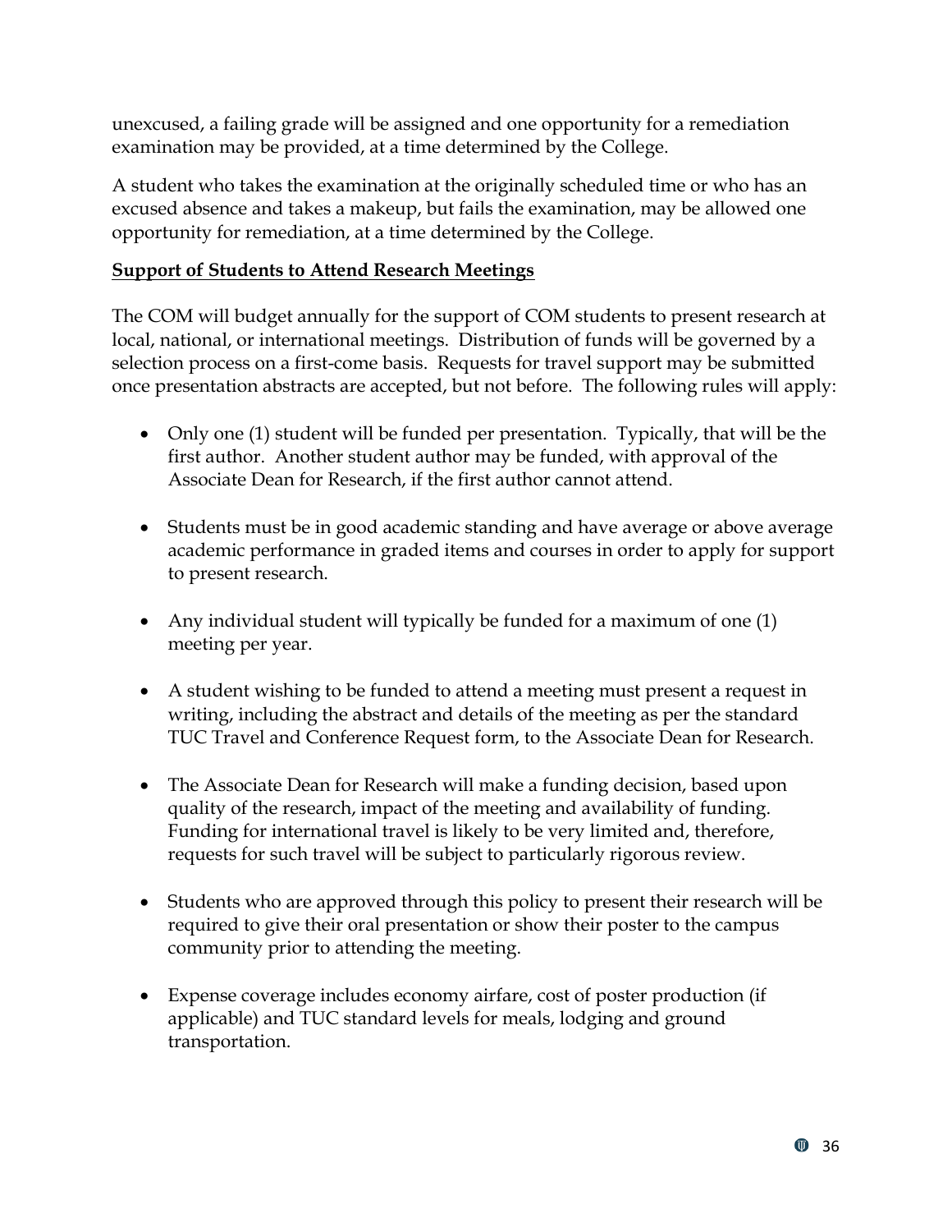unexcused, a failing grade will be assigned and one opportunity for a remediation examination may be provided, at a time determined by the College.

A student who takes the examination at the originally scheduled time or who has an excused absence and takes a makeup, but fails the examination, may be allowed one opportunity for remediation, at a time determined by the College.

**Support of Students to Attend Research Meetings**

The COM will budget annually for the support of COM students to present research at local, national, or international meetings. Distribution of funds will be governed by a selection process on a first-come basis. Requests for travel support may be submitted once presentation abstracts are accepted, but not before. The following rules will apply:

- Only one (1) student will be funded per presentation. Typically, that will be the first author. Another student author may be funded, with approval of the Associate Dean for Research, if the first author cannot attend.

- Students must be in good academic standing and have average or above average academic performance in graded items and courses in order to apply for support to present research.

- Any individual student will typically be funded for a maximum of one (1) meeting per year.

- A student wishing to be funded to attend a meeting must present a request in writing, including the abstract and details of the meeting as per the standard TUC Travel and Conference Request form, to the Associate Dean for Research.

- The Associate Dean for Research will make a funding decision, based upon quality of the research, impact of the meeting and availability of funding. Funding for international travel is likely to be very limited and, therefore, requests for such travel will be subject to particularly rigorous review.

- Students who are approved through this policy to present their research will be required to give their oral presentation or show their poster to the campus community prior to attending the meeting.

- Expense coverage includes economy airfare, cost of poster production (if applicable) and TUC standard levels for meals, lodging and ground transportation.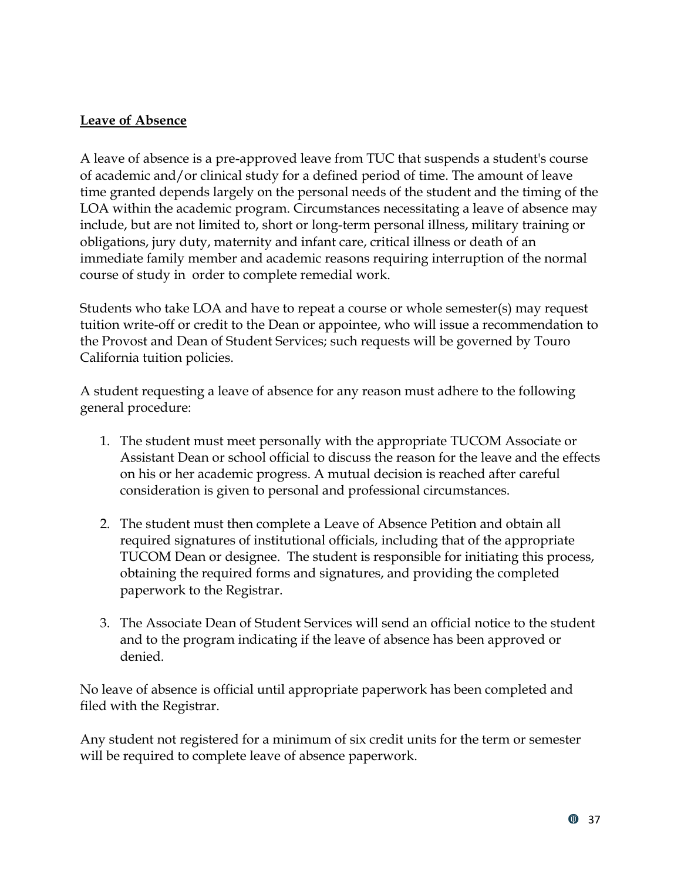**Leave of Absence**

A leave of absence is a pre-approved leave from TUC that suspends a student's course of academic and/or clinical study for a defined period of time. The amount of leave time granted depends largely on the personal needs of the student and the timing of the LOA within the academic program. Circumstances necessitating a leave of absence may include, but are not limited to, short or long-term personal illness, military training or obligations, jury duty, maternity and infant care, critical illness or death of an immediate family member and academic reasons requiring interruption of the normal course of study in order to complete remedial work.

Students who take LOA and have to repeat a course or whole semester(s) may request tuition write-off or credit to the Dean or appointee, who will issue a recommendation to the Provost and Dean of Student Services; such requests will be governed by Touro California tuition policies.

A student requesting a leave of absence for any reason must adhere to the following general procedure:

1. The student must meet personally with the appropriate TUCOM Associate or Assistant Dean or school official to discuss the reason for the leave and the effects on his or her academic progress. A mutual decision is reached after careful consideration is given to personal and professional circumstances.

2. The student must then complete a Leave of Absence Petition and obtain all required signatures of institutional officials, including that of the appropriate TUCOM Dean or designee. The student is responsible for initiating this process, obtaining the required forms and signatures, and providing the completed paperwork to the Registrar.

3. The Associate Dean of Student Services will send an official notice to the student and to the program indicating if the leave of absence has been approved or denied.

No leave of absence is official until appropriate paperwork has been completed and filed with the Registrar.

Any student not registered for a minimum of six credit units for the term or semester will be required to complete leave of absence paperwork.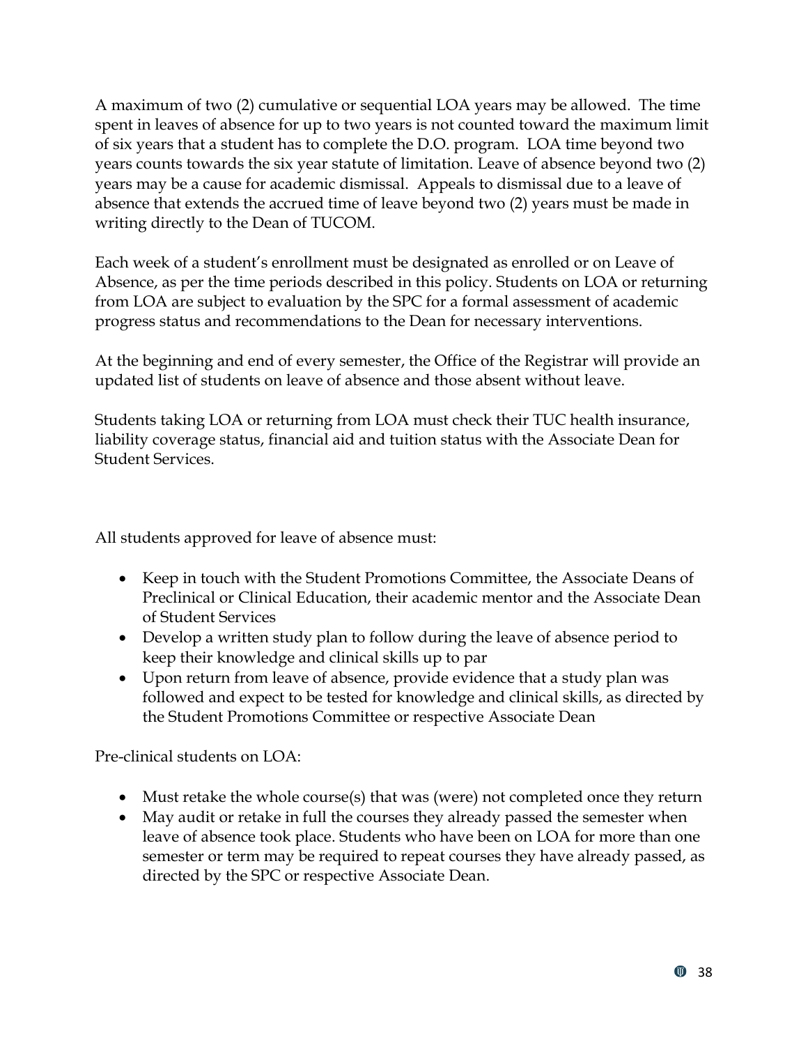A maximum of two (2) cumulative or sequential LOA years may be allowed. The time spent in leaves of absence for up to two years is not counted toward the maximum limit of six years that a student has to complete the D.O. program. LOA time beyond two years counts towards the six year statute of limitation. Leave of absence beyond two (2) years may be a cause for academic dismissal. Appeals to dismissal due to a leave of absence that extends the accrued time of leave beyond two (2) years must be made in writing directly to the Dean of TUCOM.

Each week of a student's enrollment must be designated as enrolled or on Leave of Absence, as per the time periods described in this policy. Students on LOA or returning from LOA are subject to evaluation by the SPC for a formal assessment of academic progress status and recommendations to the Dean for necessary interventions.

At the beginning and end of every semester, the Office of the Registrar will provide an updated list of students on leave of absence and those absent without leave.

Students taking LOA or returning from LOA must check their TUC health insurance, liability coverage status, financial aid and tuition status with the Associate Dean for Student Services.

All students approved for leave of absence must:

- Keep in touch with the Student Promotions Committee, the Associate Deans of Preclinical or Clinical Education, their academic mentor and the Associate Dean of Student Services
- Develop a written study plan to follow during the leave of absence period to keep their knowledge and clinical skills up to par
- Upon return from leave of absence, provide evidence that a study plan was followed and expect to be tested for knowledge and clinical skills, as directed by the Student Promotions Committee or respective Associate Dean

Pre-clinical students on LOA:

- Must retake the whole course(s) that was (were) not completed once they return
- May audit or retake in full the courses they already passed the semester when leave of absence took place. Students who have been on LOA for more than one semester or term may be required to repeat courses they have already passed, as directed by the SPC or respective Associate Dean.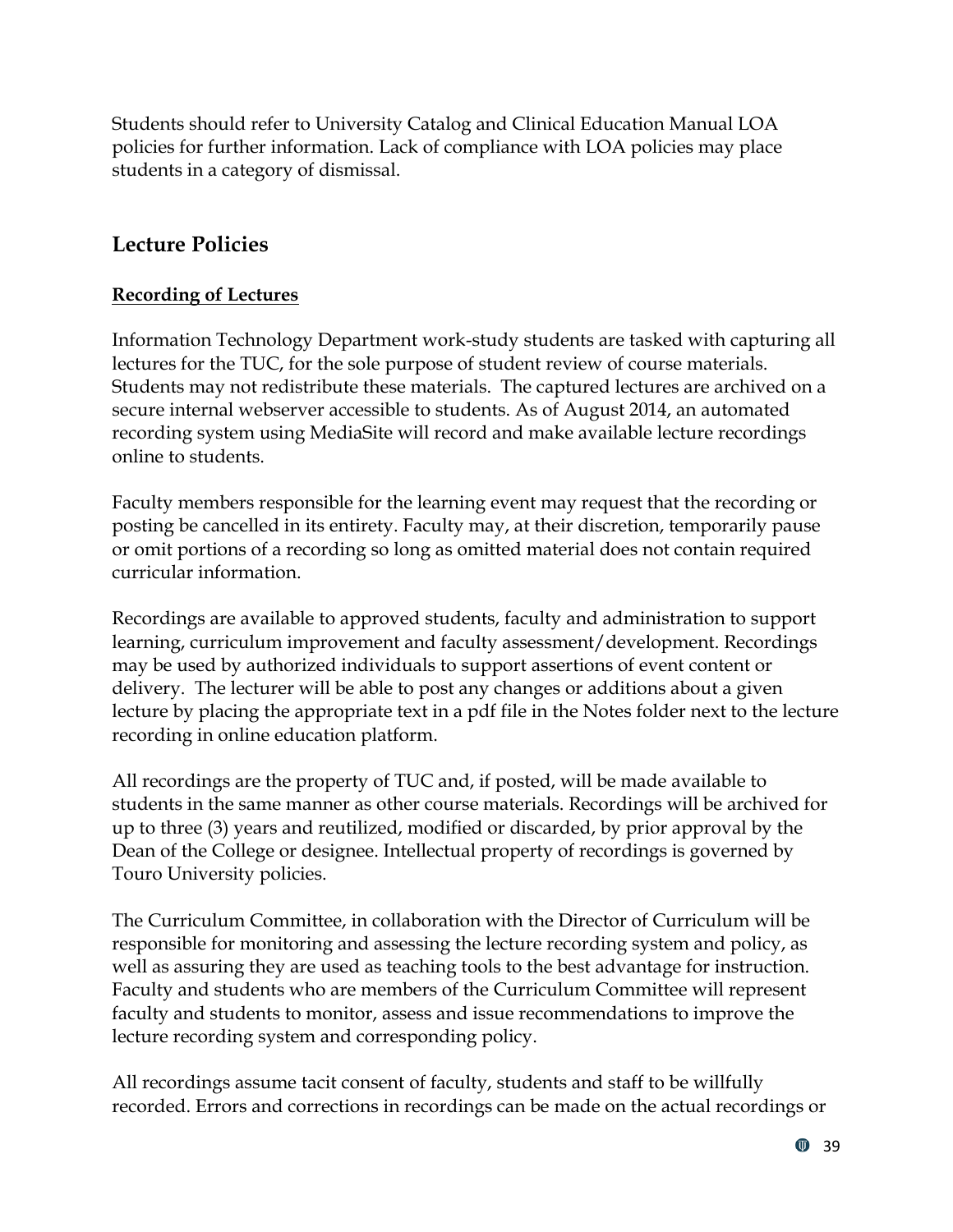Students should refer to University Catalog and Clinical Education Manual LOA policies for further information. Lack of compliance with LOA policies may place students in a category of dismissal.

## Lecture Policies

### Recording of Lectures

Information Technology Department work-study students are tasked with capturing all lectures for the TUC, for the sole purpose of student review of course materials. Students may not redistribute these materials. The captured lectures are archived on a secure internal webserver accessible to students. As of August 2014, an automated recording system using MediaSite will record and make available lecture recordings online to students.

Faculty members responsible for the learning event may request that the recording or posting be cancelled in its entirety. Faculty may, at their discretion, temporarily pause or omit portions of a recording so long as omitted material does not contain required curricular information.

Recordings are available to approved students, faculty and administration to support learning, curriculum improvement and faculty assessment/development. Recordings may be used by authorized individuals to support assertions of event content or delivery. The lecturer will be able to post any changes or additions about a given lecture by placing the appropriate text in a pdf file in the Notes folder next to the lecture recording in online education platform.

All recordings are the property of TUC and, if posted, will be made available to students in the same manner as other course materials. Recordings will be archived for up to three (3) years and reutilized, modified or discarded, by prior approval by the Dean of the College or designee. Intellectual property of recordings is governed by Touro University policies.

The Curriculum Committee, in collaboration with the Director of Curriculum will be responsible for monitoring and assessing the lecture recording system and policy, as well as assuring they are used as teaching tools to the best advantage for instruction. Faculty and students who are members of the Curriculum Committee will represent faculty and students to monitor, assess and issue recommendations to improve the lecture recording system and corresponding policy.

All recordings assume tacit consent of faculty, students and staff to be willfully recorded. Errors and corrections in recordings can be made on the actual recordings or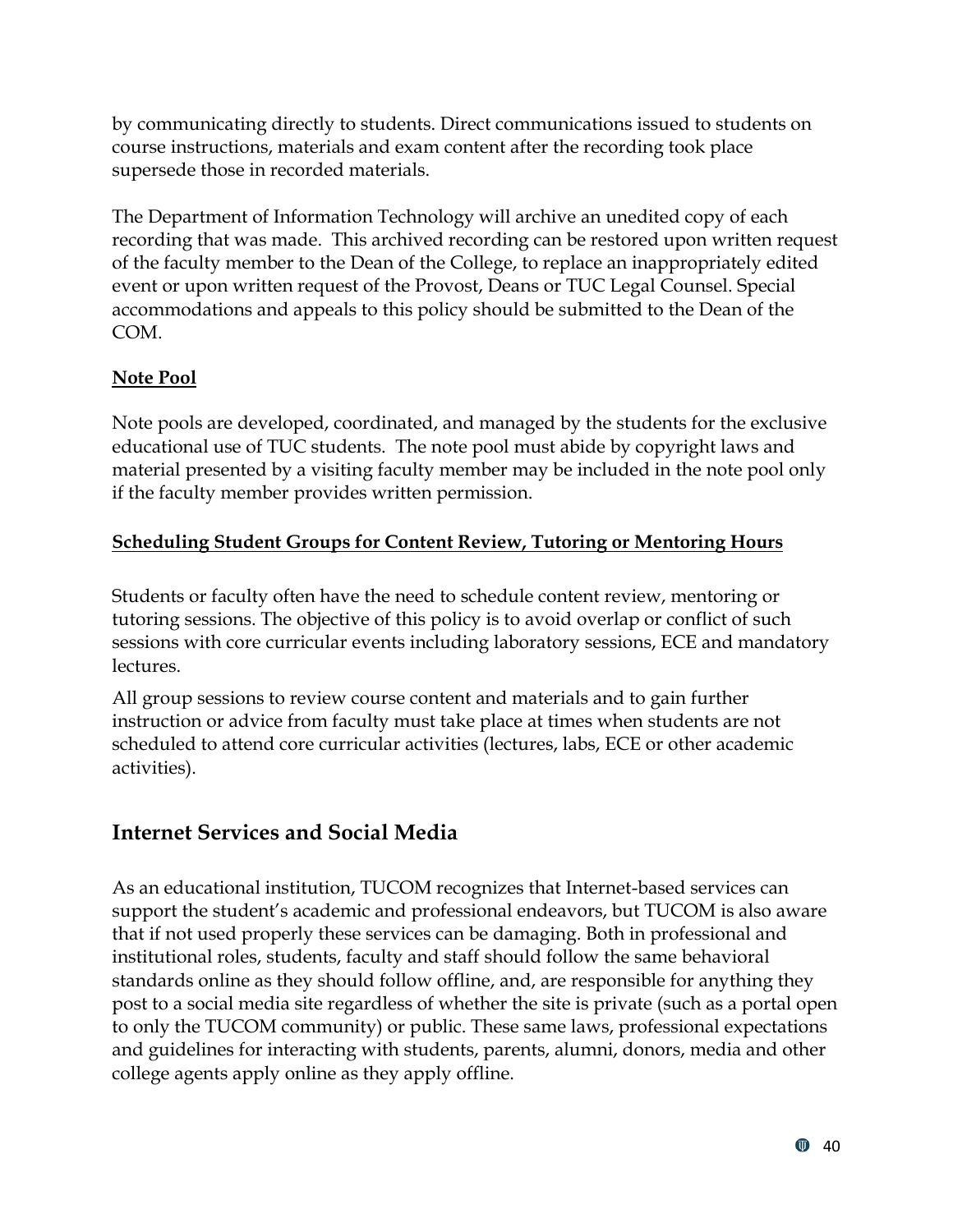by communicating directly to students. Direct communications issued to students on course instructions, materials and exam content after the recording took place supersede those in recorded materials.

The Department of Information Technology will archive an unedited copy of each recording that was made. This archived recording can be restored upon written request of the faculty member to the Dean of the College, to replace an inappropriately edited event or upon written request of the Provost, Deans or TUC Legal Counsel. Special accommodations and appeals to this policy should be submitted to the Dean of the COM.

**Note Pool**

Note pools are developed, coordinated, and managed by the students for the exclusive educational use of TUC students. The note pool must abide by copyright laws and material presented by a visiting faculty member may be included in the note pool only if the faculty member provides written permission.

**Scheduling Student Groups for Content Review, Tutoring or Mentoring Hours**

Students or faculty often have the need to schedule content review, mentoring or tutoring sessions. The objective of this policy is to avoid overlap or conflict of such sessions with core curricular events including laboratory sessions, ECE and mandatory lectures.

All group sessions to review course content and materials and to gain further instruction or advice from faculty must take place at times when students are not scheduled to attend core curricular activities (lectures, labs, ECE or other academic activities).

## Internet Services and Social Media

As an educational institution, TUCOM recognizes that Internet-based services can support the student's academic and professional endeavors, but TUCOM is also aware that if not used properly these services can be damaging. Both in professional and institutional roles, students, faculty and staff should follow the same behavioral standards online as they should follow offline, and, are responsible for anything they post to a social media site regardless of whether the site is private (such as a portal open to only the TUCOM community) or public. These same laws, professional expectations and guidelines for interacting with students, parents, alumni, donors, media and other college agents apply online as they apply offline.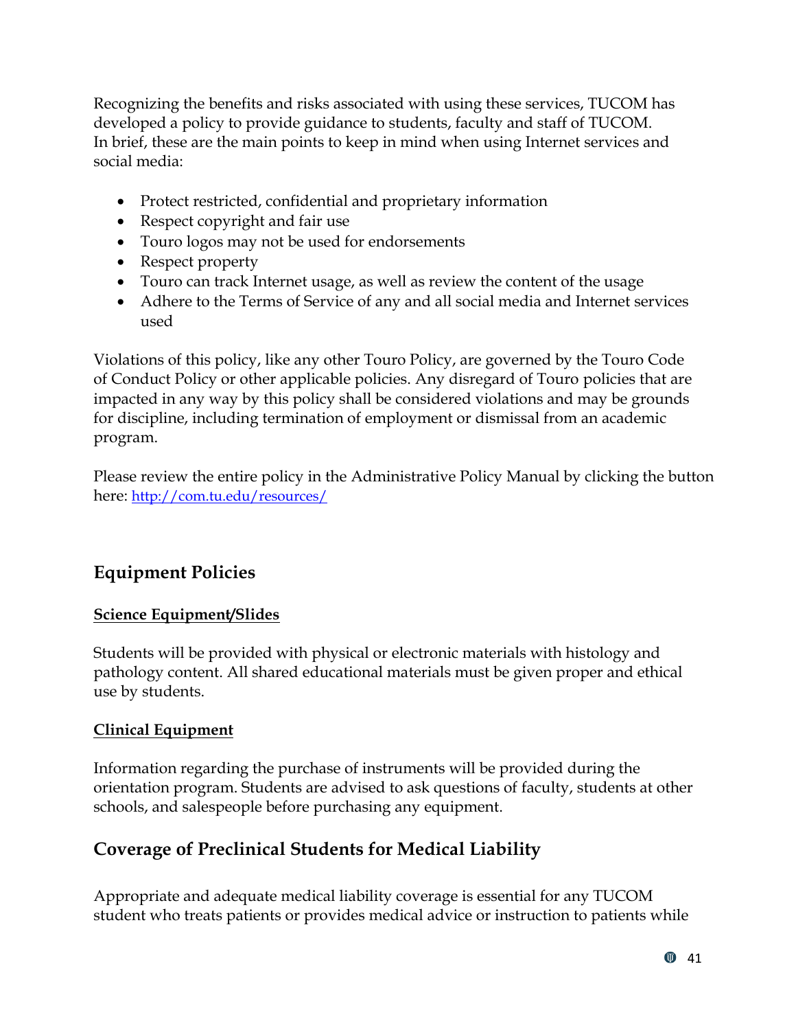Recognizing the benefits and risks associated with using these services, TUCOM has developed a policy to provide guidance to students, faculty and staff of TUCOM. In brief, these are the main points to keep in mind when using Internet services and social media:

- Protect restricted, confidential and proprietary information
- Respect copyright and fair use
- Touro logos may not be used for endorsements
- Respect property
- Touro can track Internet usage, as well as review the content of the usage
- Adhere to the Terms of Service of any and all social media and Internet services used

Violations of this policy, like any other Touro Policy, are governed by the Touro Code of Conduct Policy or other applicable policies. Any disregard of Touro policies that are impacted in any way by this policy shall be considered violations and may be grounds for discipline, including termination of employment or dismissal from an academic program.

Please review the entire policy in the Administrative Policy Manual by clicking the button here: [http://com.tu.edu/resources/](http://com.tu.edu/resources/)

## Equipment Policies

### Science Equipment/Slides

Students will be provided with physical or electronic materials with histology and pathology content. All shared educational materials must be given proper and ethical use by students.

### Clinical Equipment

Information regarding the purchase of instruments will be provided during the orientation program. Students are advised to ask questions of faculty, students at other schools, and salespeople before purchasing any equipment.

## Coverage of Preclinical Students for Medical Liability

Appropriate and adequate medical liability coverage is essential for any TUCOM student who treats patients or provides medical advice or instruction to patients while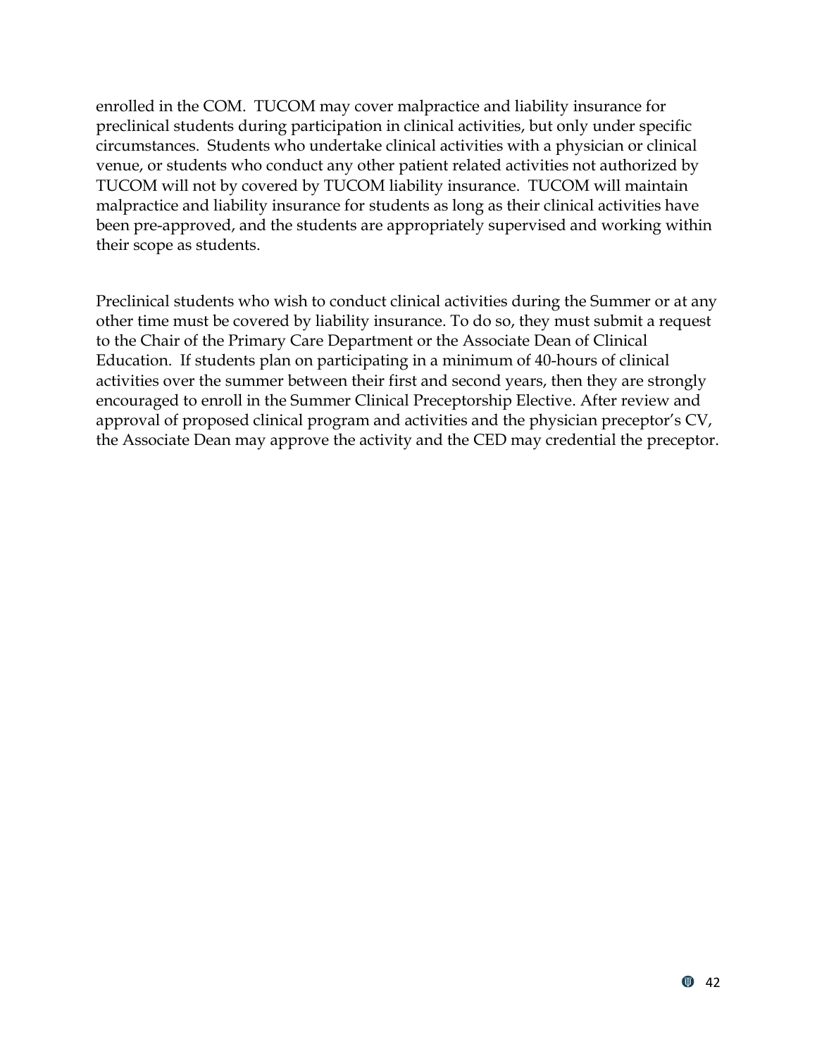enrolled in the COM. TUCOM may cover malpractice and liability insurance for preclinical students during participation in clinical activities, but only under specific circumstances. Students who undertake clinical activities with a physician or clinical venue, or students who conduct any other patient related activities not authorized by TUCOM will not by covered by TUCOM liability insurance. TUCOM will maintain malpractice and liability insurance for students as long as their clinical activities have been pre-approved, and the students are appropriately supervised and working within their scope as students.

Preclinical students who wish to conduct clinical activities during the Summer or at any other time must be covered by liability insurance. To do so, they must submit a request to the Chair of the Primary Care Department or the Associate Dean of Clinical Education. If students plan on participating in a minimum of 40-hours of clinical activities over the summer between their first and second years, then they are strongly encouraged to enroll in the Summer Clinical Preceptorship Elective. After review and approval of proposed clinical program and activities and the physician preceptor's CV, the Associate Dean may approve the activity and the CED may credential the preceptor.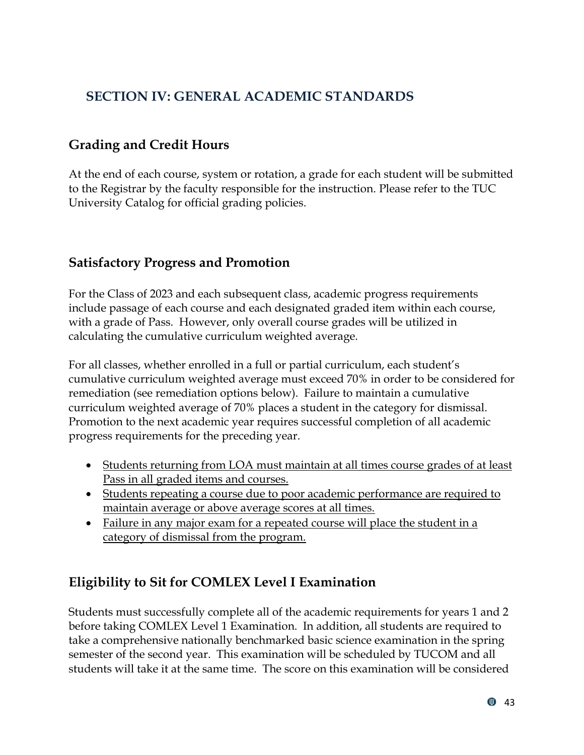# SECTION IV: GENERAL ACADEMIC STANDARDS

## Grading and Credit Hours

At the end of each course, system or rotation, a grade for each student will be submitted to the Registrar by the faculty responsible for the instruction. Please refer to the TUC University Catalog for official grading policies.

## Satisfactory Progress and Promotion

For the Class of 2023 and each subsequent class, academic progress requirements include passage of each course and each designated graded item within each course, with a grade of Pass. However, only overall course grades will be utilized in calculating the cumulative curriculum weighted average.

For all classes, whether enrolled in a full or partial curriculum, each student's cumulative curriculum weighted average must exceed 70% in order to be considered for remediation (see remediation options below). Failure to maintain a cumulative curriculum weighted average of 70% places a student in the category for dismissal. Promotion to the next academic year requires successful completion of all academic progress requirements for the preceding year.

- <u>Students returning from LOA must maintain at all times course grades of at least Pass in all graded items and courses.</u>
- <u>Students repeating a course due to poor academic performance are required to maintain average or above average scores at all times.</u>
- <u>Failure in any major exam for a repeated course will place the student in a category of dismissal from the program.</u>

## Eligibility to Sit for COMLEX Level I Examination

Students must successfully complete all of the academic requirements for years 1 and 2 before taking COMLEX Level 1 Examination. In addition, all students are required to take a comprehensive nationally benchmarked basic science examination in the spring semester of the second year. This examination will be scheduled by TUCOM and all students will take it at the same time. The score on this examination will be considered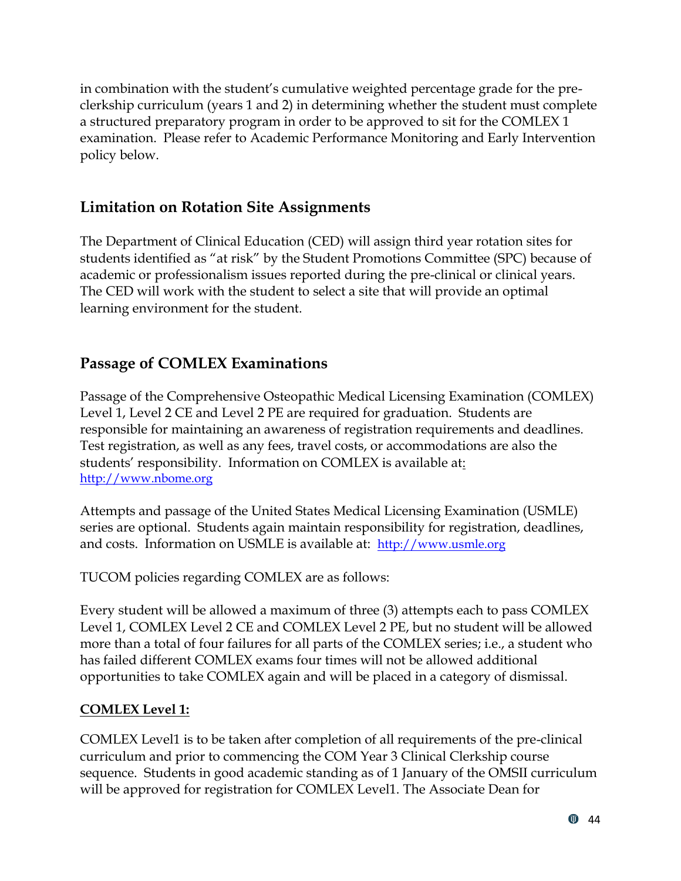in combination with the student's cumulative weighted percentage grade for the pre-clerkship curriculum (years 1 and 2) in determining whether the student must complete a structured preparatory program in order to be approved to sit for the COMLEX 1 examination. Please refer to Academic Performance Monitoring and Early Intervention policy below.

## Limitation on Rotation Site Assignments

The Department of Clinical Education (CED) will assign third year rotation sites for students identified as "at risk" by the Student Promotions Committee (SPC) because of academic or professionalism issues reported during the pre-clinical or clinical years. The CED will work with the student to select a site that will provide an optimal learning environment for the student.

## Passage of COMLEX Examinations

Passage of the Comprehensive Osteopathic Medical Licensing Examination (COMLEX) Level 1, Level 2 CE and Level 2 PE are required for graduation. Students are responsible for maintaining an awareness of registration requirements and deadlines. Test registration, as well as any fees, travel costs, or accommodations are also the students' responsibility. Information on COMLEX is available at: http://www.nbome.org

Attempts and passage of the United States Medical Licensing Examination (USMLE) series are optional. Students again maintain responsibility for registration, deadlines, and costs. Information on USMLE is available at: http://www.usmle.org

TUCOM policies regarding COMLEX are as follows:

Every student will be allowed a maximum of three (3) attempts each to pass COMLEX Level 1, COMLEX Level 2 CE and COMLEX Level 2 PE, but no student will be allowed more than a total of four failures for all parts of the COMLEX series; i.e., a student who has failed different COMLEX exams four times will not be allowed additional opportunities to take COMLEX again and will be placed in a category of dismissal.

**COMLEX Level 1:**

COMLEX Level1 is to be taken after completion of all requirements of the pre-clinical curriculum and prior to commencing the COM Year 3 Clinical Clerkship course sequence. Students in good academic standing as of 1 January of the OMSII curriculum will be approved for registration for COMLEX Level1. The Associate Dean for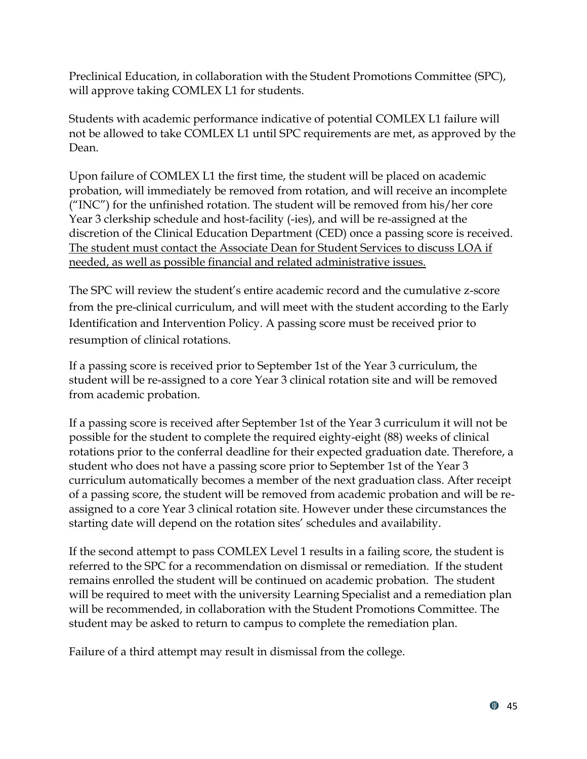Preclinical Education, in collaboration with the Student Promotions Committee (SPC), will approve taking COMLEX L1 for students.

Students with academic performance indicative of potential COMLEX L1 failure will not be allowed to take COMLEX L1 until SPC requirements are met, as approved by the Dean.

Upon failure of COMLEX L1 the first time, the student will be placed on academic probation, will immediately be removed from rotation, and will receive an incomplete ("INC") for the unfinished rotation. The student will be removed from his/her core Year 3 clerkship schedule and host-facility (-ies), and will be re-assigned at the discretion of the Clinical Education Department (CED) once a passing score is received. <u>The student must contact the Associate Dean for Student Services to discuss LOA if needed, as well as possible financial and related administrative issues.</u>

The SPC will review the student's entire academic record and the cumulative z-score from the pre-clinical curriculum, and will meet with the student according to the Early Identification and Intervention Policy. A passing score must be received prior to resumption of clinical rotations.

If a passing score is received prior to September 1st of the Year 3 curriculum, the student will be re-assigned to a core Year 3 clinical rotation site and will be removed from academic probation.

If a passing score is received after September 1st of the Year 3 curriculum it will not be possible for the student to complete the required eighty-eight (88) weeks of clinical rotations prior to the conferral deadline for their expected graduation date. Therefore, a student who does not have a passing score prior to September 1st of the Year 3 curriculum automatically becomes a member of the next graduation class. After receipt of a passing score, the student will be removed from academic probation and will be re-assigned to a core Year 3 clinical rotation site. However under these circumstances the starting date will depend on the rotation sites' schedules and availability.

If the second attempt to pass COMLEX Level 1 results in a failing score, the student is referred to the SPC for a recommendation on dismissal or remediation. If the student remains enrolled the student will be continued on academic probation. The student will be required to meet with the university Learning Specialist and a remediation plan will be recommended, in collaboration with the Student Promotions Committee. The student may be asked to return to campus to complete the remediation plan.

Failure of a third attempt may result in dismissal from the college.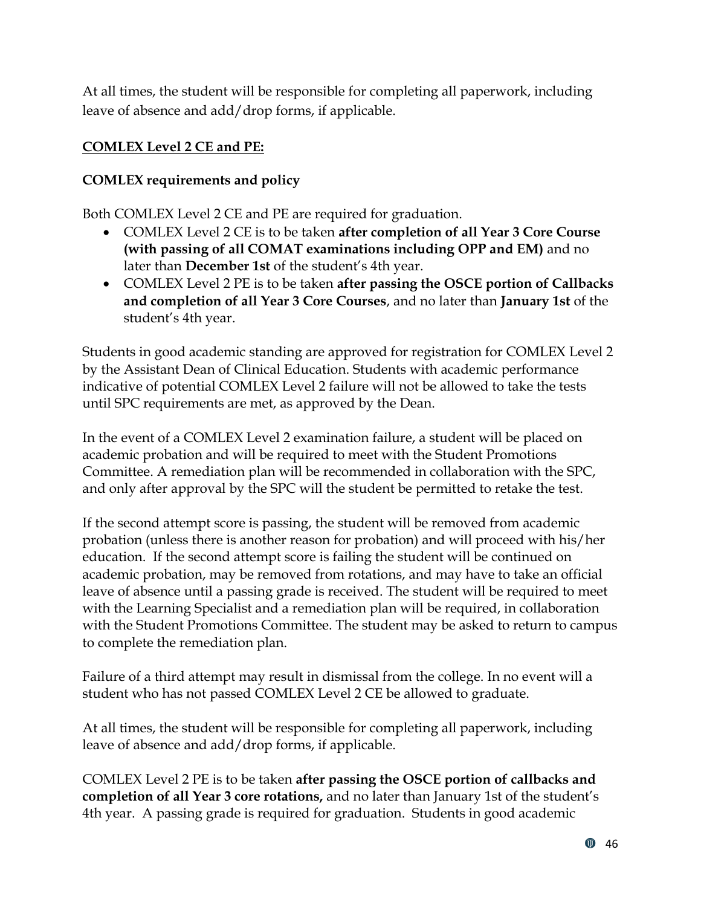At all times, the student will be responsible for completing all paperwork, including leave of absence and add/drop forms, if applicable.

**COMLEX Level 2 CE and PE:**

**COMLEX requirements and policy**

Both COMLEX Level 2 CE and PE are required for graduation.

- COMLEX Level 2 CE is to be taken **after completion of all Year 3 Core Course (with passing of all COMAT examinations including OPP and EM)** and no later than **December 1st** of the student's 4th year.
- COMLEX Level 2 PE is to be taken **after passing the OSCE portion of Callbacks and completion of all Year 3 Core Courses**, and no later than **January 1st** of the student's 4th year.

Students in good academic standing are approved for registration for COMLEX Level 2 by the Assistant Dean of Clinical Education. Students with academic performance indicative of potential COMLEX Level 2 failure will not be allowed to take the tests until SPC requirements are met, as approved by the Dean.

In the event of a COMLEX Level 2 examination failure, a student will be placed on academic probation and will be required to meet with the Student Promotions Committee. A remediation plan will be recommended in collaboration with the SPC, and only after approval by the SPC will the student be permitted to retake the test.

If the second attempt score is passing, the student will be removed from academic probation (unless there is another reason for probation) and will proceed with his/her education. If the second attempt score is failing the student will be continued on academic probation, may be removed from rotations, and may have to take an official leave of absence until a passing grade is received. The student will be required to meet with the Learning Specialist and a remediation plan will be required, in collaboration with the Student Promotions Committee. The student may be asked to return to campus to complete the remediation plan.

Failure of a third attempt may result in dismissal from the college. In no event will a student who has not passed COMLEX Level 2 CE be allowed to graduate.

At all times, the student will be responsible for completing all paperwork, including leave of absence and add/drop forms, if applicable.

COMLEX Level 2 PE is to be taken **after passing the OSCE portion of callbacks and completion of all Year 3 core rotations,** and no later than January 1st of the student's 4th year. A passing grade is required for graduation. Students in good academic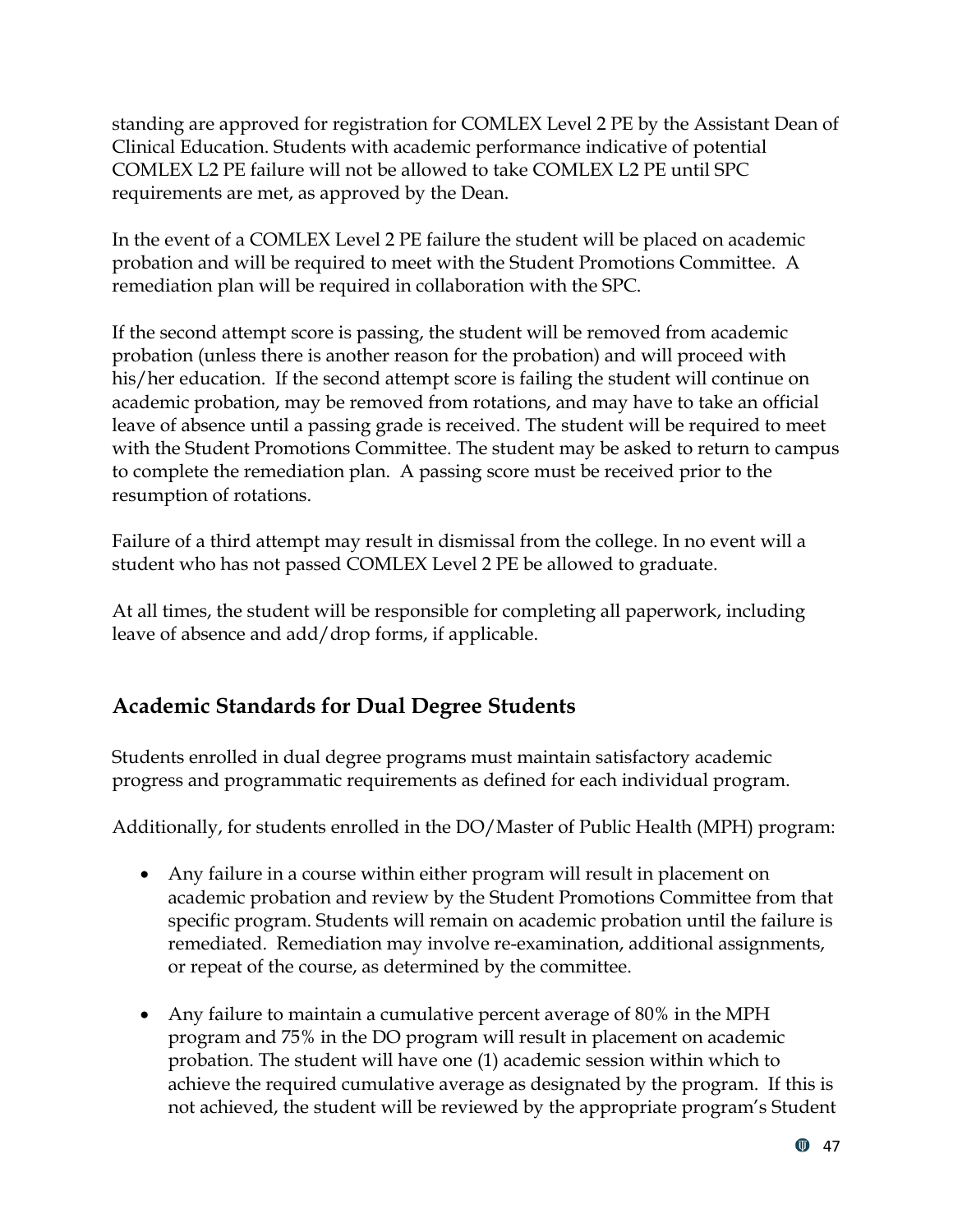standing are approved for registration for COMLEX Level 2 PE by the Assistant Dean of Clinical Education. Students with academic performance indicative of potential COMLEX L2 PE failure will not be allowed to take COMLEX L2 PE until SPC requirements are met, as approved by the Dean.

In the event of a COMLEX Level 2 PE failure the student will be placed on academic probation and will be required to meet with the Student Promotions Committee. A remediation plan will be required in collaboration with the SPC.

If the second attempt score is passing, the student will be removed from academic probation (unless there is another reason for the probation) and will proceed with his/her education. If the second attempt score is failing the student will continue on academic probation, may be removed from rotations, and may have to take an official leave of absence until a passing grade is received. The student will be required to meet with the Student Promotions Committee. The student may be asked to return to campus to complete the remediation plan. A passing score must be received prior to the resumption of rotations.

Failure of a third attempt may result in dismissal from the college. In no event will a student who has not passed COMLEX Level 2 PE be allowed to graduate.

At all times, the student will be responsible for completing all paperwork, including leave of absence and add/drop forms, if applicable.

## Academic Standards for Dual Degree Students

Students enrolled in dual degree programs must maintain satisfactory academic progress and programmatic requirements as defined for each individual program.

Additionally, for students enrolled in the DO/Master of Public Health (MPH) program:

- Any failure in a course within either program will result in placement on academic probation and review by the Student Promotions Committee from that specific program. Students will remain on academic probation until the failure is remediated. Remediation may involve re-examination, additional assignments, or repeat of the course, as determined by the committee.

- Any failure to maintain a cumulative percent average of 80% in the MPH program and 75% in the DO program will result in placement on academic probation. The student will have one (1) academic session within which to achieve the required cumulative average as designated by the program. If this is not achieved, the student will be reviewed by the appropriate program's Student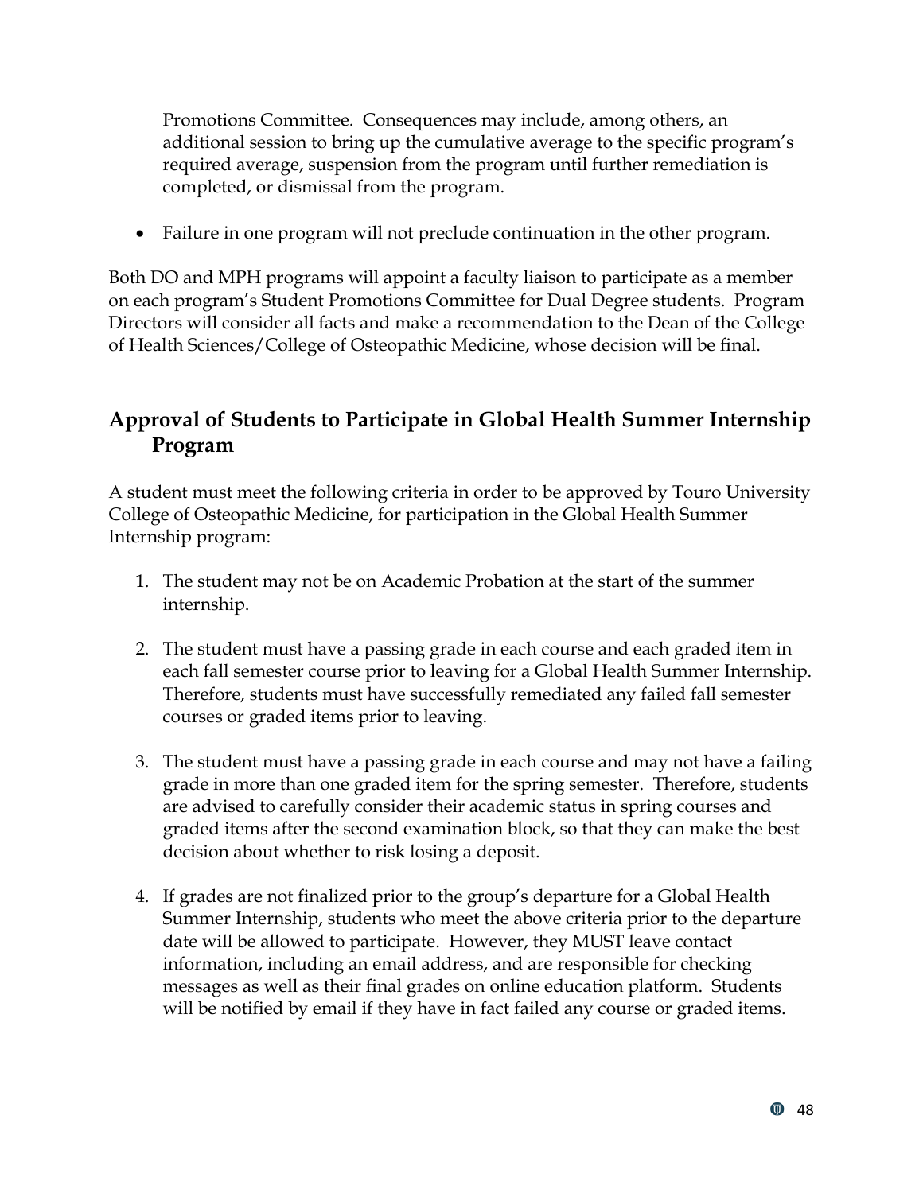Promotions Committee. Consequences may include, among others, an additional session to bring up the cumulative average to the specific program's required average, suspension from the program until further remediation is completed, or dismissal from the program.

- Failure in one program will not preclude continuation in the other program.

Both DO and MPH programs will appoint a faculty liaison to participate as a member on each program's Student Promotions Committee for Dual Degree students. Program Directors will consider all facts and make a recommendation to the Dean of the College of Health Sciences/College of Osteopathic Medicine, whose decision will be final.

## Approval of Students to Participate in Global Health Summer Internship Program

A student must meet the following criteria in order to be approved by Touro University College of Osteopathic Medicine, for participation in the Global Health Summer Internship program:

1. The student may not be on Academic Probation at the start of the summer internship.

2. The student must have a passing grade in each course and each graded item in each fall semester course prior to leaving for a Global Health Summer Internship. Therefore, students must have successfully remediated any failed fall semester courses or graded items prior to leaving.

3. The student must have a passing grade in each course and may not have a failing grade in more than one graded item for the spring semester. Therefore, students are advised to carefully consider their academic status in spring courses and graded items after the second examination block, so that they can make the best decision about whether to risk losing a deposit.

4. If grades are not finalized prior to the group's departure for a Global Health Summer Internship, students who meet the above criteria prior to the departure date will be allowed to participate. However, they MUST leave contact information, including an email address, and are responsible for checking messages as well as their final grades on online education platform. Students will be notified by email if they have in fact failed any course or graded items.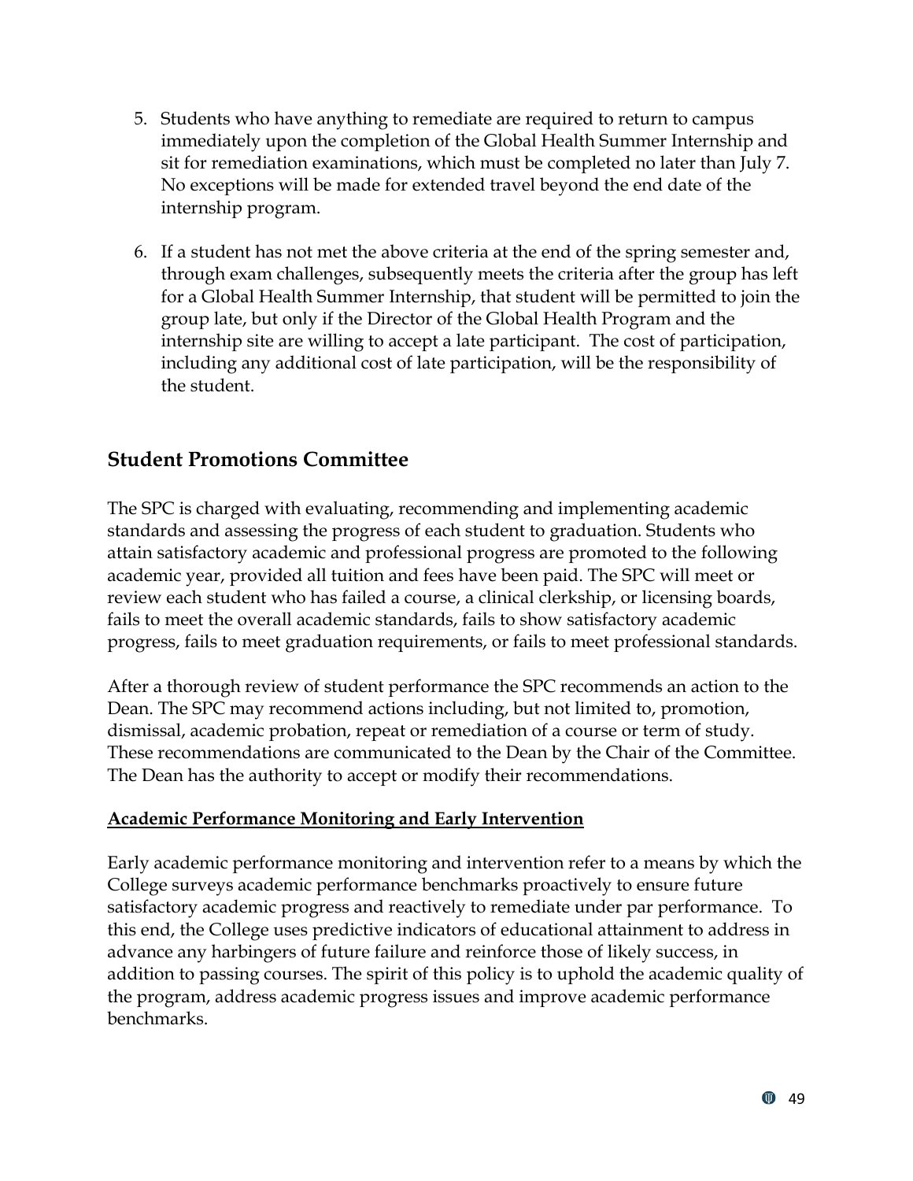5. Students who have anything to remediate are required to return to campus immediately upon the completion of the Global Health Summer Internship and sit for remediation examinations, which must be completed no later than July 7. No exceptions will be made for extended travel beyond the end date of the internship program.

6. If a student has not met the above criteria at the end of the spring semester and, through exam challenges, subsequently meets the criteria after the group has left for a Global Health Summer Internship, that student will be permitted to join the group late, but only if the Director of the Global Health Program and the internship site are willing to accept a late participant. The cost of participation, including any additional cost of late participation, will be the responsibility of the student.

## Student Promotions Committee

The SPC is charged with evaluating, recommending and implementing academic standards and assessing the progress of each student to graduation. Students who attain satisfactory academic and professional progress are promoted to the following academic year, provided all tuition and fees have been paid. The SPC will meet or review each student who has failed a course, a clinical clerkship, or licensing boards, fails to meet the overall academic standards, fails to show satisfactory academic progress, fails to meet graduation requirements, or fails to meet professional standards.

After a thorough review of student performance the SPC recommends an action to the Dean. The SPC may recommend actions including, but not limited to, promotion, dismissal, academic probation, repeat or remediation of a course or term of study. These recommendations are communicated to the Dean by the Chair of the Committee. The Dean has the authority to accept or modify their recommendations.

### Academic Performance Monitoring and Early Intervention

Early academic performance monitoring and intervention refer to a means by which the College surveys academic performance benchmarks proactively to ensure future satisfactory academic progress and reactively to remediate under par performance. To this end, the College uses predictive indicators of educational attainment to address in advance any harbingers of future failure and reinforce those of likely success, in addition to passing courses. The spirit of this policy is to uphold the academic quality of the program, address academic progress issues and improve academic performance benchmarks.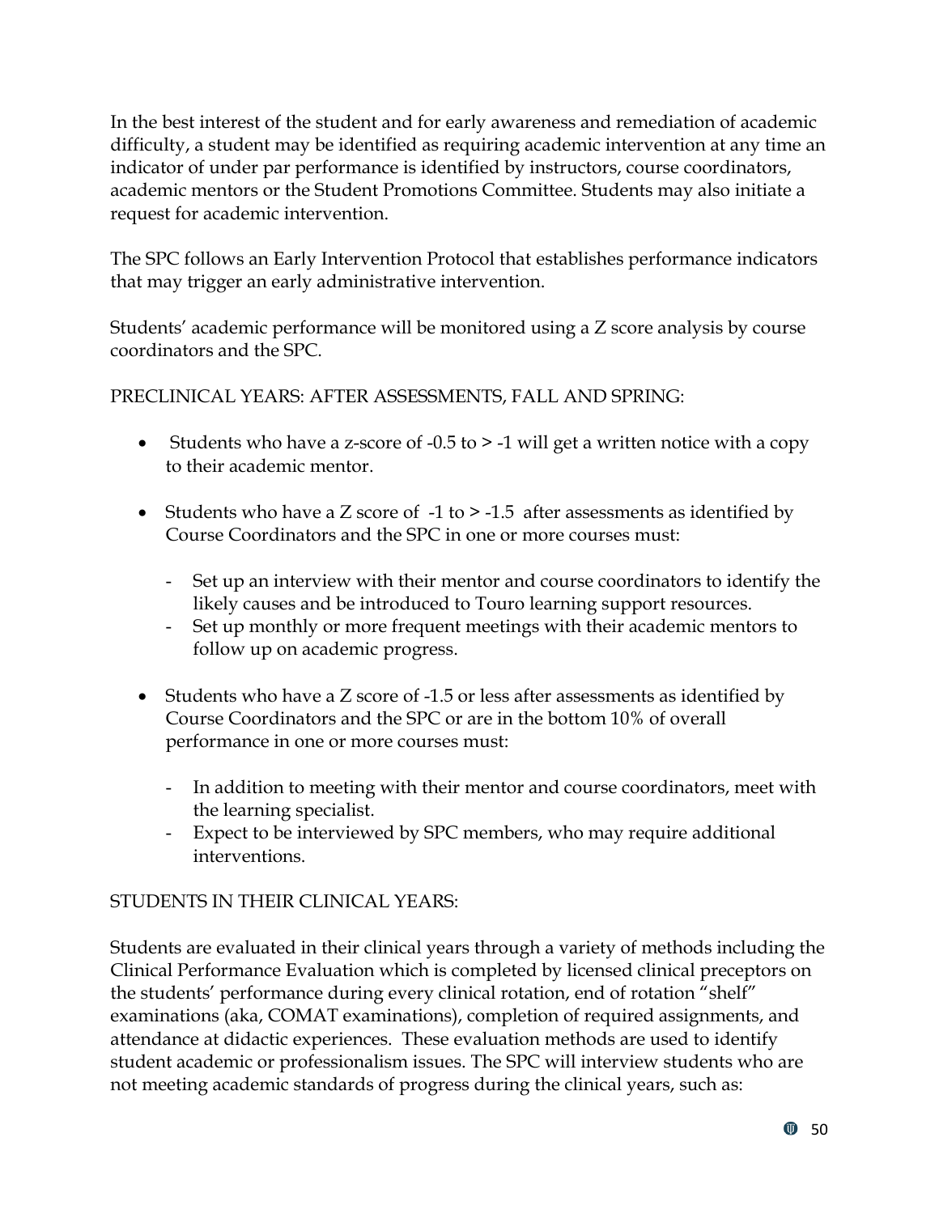In the best interest of the student and for early awareness and remediation of academic difficulty, a student may be identified as requiring academic intervention at any time an indicator of under par performance is identified by instructors, course coordinators, academic mentors or the Student Promotions Committee. Students may also initiate a request for academic intervention.

The SPC follows an Early Intervention Protocol that establishes performance indicators that may trigger an early administrative intervention.

Students' academic performance will be monitored using a Z score analysis by course coordinators and the SPC.

PRECLINICAL YEARS: AFTER ASSESSMENTS, FALL AND SPRING:

- Students who have a z-score of -0.5 to > -1 will get a written notice with a copy to their academic mentor.
- Students who have a Z score of -1 to > -1.5 after assessments as identified by Course Coordinators and the SPC in one or more courses must:
  - Set up an interview with their mentor and course coordinators to identify the likely causes and be introduced to Touro learning support resources.
  - Set up monthly or more frequent meetings with their academic mentors to follow up on academic progress.
- Students who have a Z score of -1.5 or less after assessments as identified by Course Coordinators and the SPC or are in the bottom 10% of overall performance in one or more courses must:
  - In addition to meeting with their mentor and course coordinators, meet with the learning specialist.
  - Expect to be interviewed by SPC members, who may require additional interventions.

STUDENTS IN THEIR CLINICAL YEARS:

Students are evaluated in their clinical years through a variety of methods including the Clinical Performance Evaluation which is completed by licensed clinical preceptors on the students' performance during every clinical rotation, end of rotation "shelf" examinations (aka, COMAT examinations), completion of required assignments, and attendance at didactic experiences. These evaluation methods are used to identify student academic or professionalism issues. The SPC will interview students who are not meeting academic standards of progress during the clinical years, such as: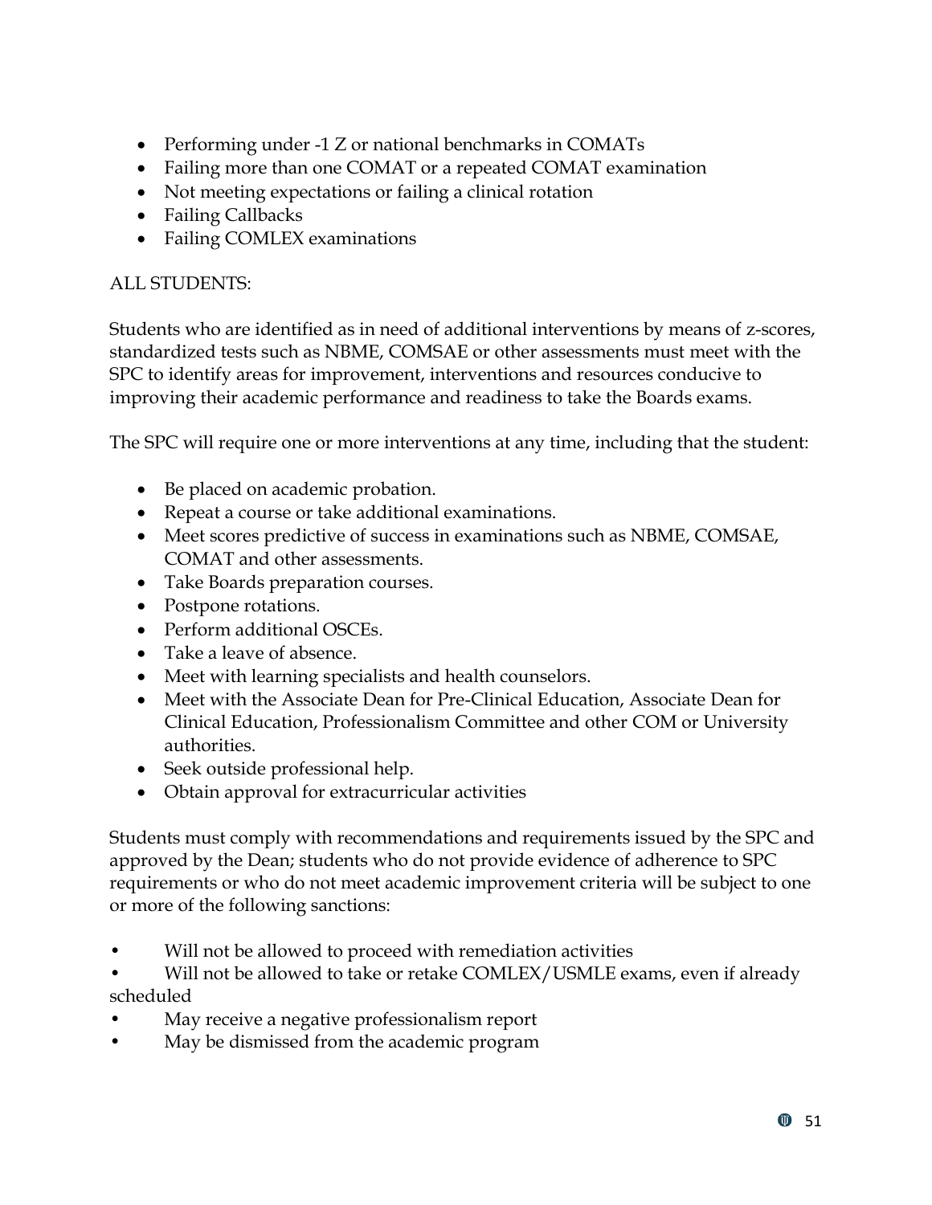- Performing under -1 Z or national benchmarks in COMATs
- Failing more than one COMAT or a repeated COMAT examination
- Not meeting expectations or failing a clinical rotation
- Failing Callbacks
- Failing COMLEX examinations

ALL STUDENTS:

Students who are identified as in need of additional interventions by means of z-scores, standardized tests such as NBME, COMSAE or other assessments must meet with the SPC to identify areas for improvement, interventions and resources conducive to improving their academic performance and readiness to take the Boards exams.

The SPC will require one or more interventions at any time, including that the student:

- Be placed on academic probation.
- Repeat a course or take additional examinations.
- Meet scores predictive of success in examinations such as NBME, COMSAE, COMAT and other assessments.
- Take Boards preparation courses.
- Postpone rotations.
- Perform additional OSCEs.
- Take a leave of absence.
- Meet with learning specialists and health counselors.
- Meet with the Associate Dean for Pre-Clinical Education, Associate Dean for Clinical Education, Professionalism Committee and other COM or University authorities.
- Seek outside professional help.
- Obtain approval for extracurricular activities

Students must comply with recommendations and requirements issued by the SPC and approved by the Dean; students who do not provide evidence of adherence to SPC requirements or who do not meet academic improvement criteria will be subject to one or more of the following sanctions:

- Will not be allowed to proceed with remediation activities
- Will not be allowed to take or retake COMLEX/USMLE exams, even if already scheduled
- May receive a negative professionalism report
- May be dismissed from the academic program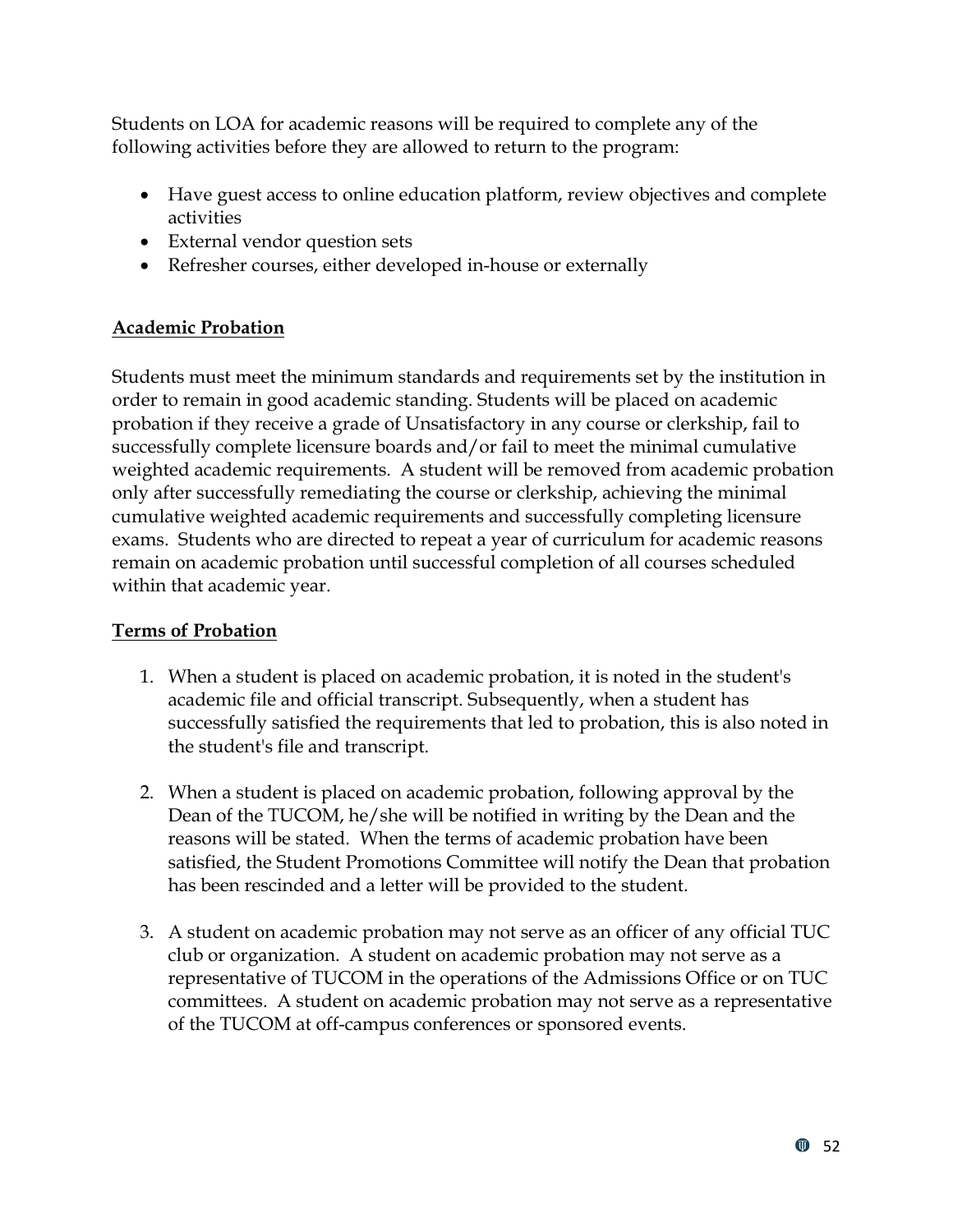Students on LOA for academic reasons will be required to complete any of the following activities before they are allowed to return to the program:

- Have guest access to online education platform, review objectives and complete activities
- External vendor question sets
- Refresher courses, either developed in-house or externally

**Academic Probation**

Students must meet the minimum standards and requirements set by the institution in order to remain in good academic standing. Students will be placed on academic probation if they receive a grade of Unsatisfactory in any course or clerkship, fail to successfully complete licensure boards and/or fail to meet the minimal cumulative weighted academic requirements. A student will be removed from academic probation only after successfully remediating the course or clerkship, achieving the minimal cumulative weighted academic requirements and successfully completing licensure exams. Students who are directed to repeat a year of curriculum for academic reasons remain on academic probation until successful completion of all courses scheduled within that academic year.

**Terms of Probation**

1. When a student is placed on academic probation, it is noted in the student's academic file and official transcript. Subsequently, when a student has successfully satisfied the requirements that led to probation, this is also noted in the student's file and transcript.

2. When a student is placed on academic probation, following approval by the Dean of the TUCOM, he/she will be notified in writing by the Dean and the reasons will be stated. When the terms of academic probation have been satisfied, the Student Promotions Committee will notify the Dean that probation has been rescinded and a letter will be provided to the student.

3. A student on academic probation may not serve as an officer of any official TUC club or organization. A student on academic probation may not serve as a representative of TUCOM in the operations of the Admissions Office or on TUC committees. A student on academic probation may not serve as a representative of the TUCOM at off-campus conferences or sponsored events.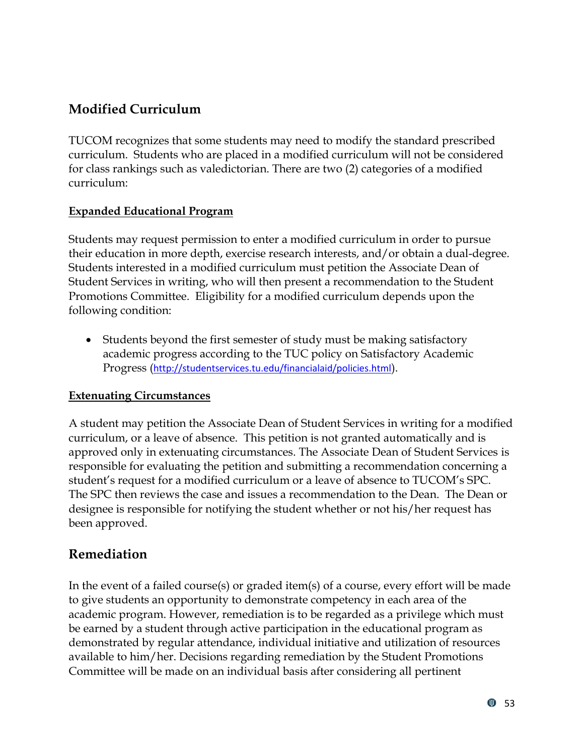## Modified Curriculum

TUCOM recognizes that some students may need to modify the standard prescribed curriculum. Students who are placed in a modified curriculum will not be considered for class rankings such as valedictorian. There are two (2) categories of a modified curriculum:

**<u>Expanded Educational Program</u>**

Students may request permission to enter a modified curriculum in order to pursue their education in more depth, exercise research interests, and/or obtain a dual-degree. Students interested in a modified curriculum must petition the Associate Dean of Student Services in writing, who will then present a recommendation to the Student Promotions Committee. Eligibility for a modified curriculum depends upon the following condition:

- Students beyond the first semester of study must be making satisfactory academic progress according to the TUC policy on Satisfactory Academic Progress (http://studentservices.tu.edu/financialaid/policies.html).

**<u>Extenuating Circumstances</u>**

A student may petition the Associate Dean of Student Services in writing for a modified curriculum, or a leave of absence. This petition is not granted automatically and is approved only in extenuating circumstances. The Associate Dean of Student Services is responsible for evaluating the petition and submitting a recommendation concerning a student's request for a modified curriculum or a leave of absence to TUCOM's SPC. The SPC then reviews the case and issues a recommendation to the Dean. The Dean or designee is responsible for notifying the student whether or not his/her request has been approved.

## Remediation

In the event of a failed course(s) or graded item(s) of a course, every effort will be made to give students an opportunity to demonstrate competency in each area of the academic program. However, remediation is to be regarded as a privilege which must be earned by a student through active participation in the educational program as demonstrated by regular attendance, individual initiative and utilization of resources available to him/her. Decisions regarding remediation by the Student Promotions Committee will be made on an individual basis after considering all pertinent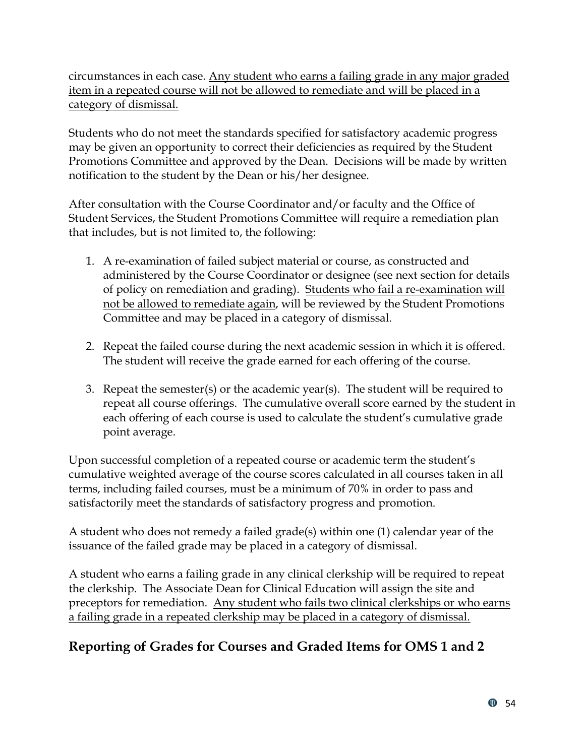circumstances in each case. <u>Any student who earns a failing grade in any major graded item in a repeated course will not be allowed to remediate and will be placed in a category of dismissal.</u>

Students who do not meet the standards specified for satisfactory academic progress may be given an opportunity to correct their deficiencies as required by the Student Promotions Committee and approved by the Dean. Decisions will be made by written notification to the student by the Dean or his/her designee.

After consultation with the Course Coordinator and/or faculty and the Office of Student Services, the Student Promotions Committee will require a remediation plan that includes, but is not limited to, the following:

1. A re-examination of failed subject material or course, as constructed and administered by the Course Coordinator or designee (see next section for details of policy on remediation and grading). <u>Students who fail a re-examination will not be allowed to remediate again</u>, will be reviewed by the Student Promotions Committee and may be placed in a category of dismissal.

2. Repeat the failed course during the next academic session in which it is offered. The student will receive the grade earned for each offering of the course.

3. Repeat the semester(s) or the academic year(s). The student will be required to repeat all course offerings. The cumulative overall score earned by the student in each offering of each course is used to calculate the student's cumulative grade point average.

Upon successful completion of a repeated course or academic term the student's cumulative weighted average of the course scores calculated in all courses taken in all terms, including failed courses, must be a minimum of 70% in order to pass and satisfactorily meet the standards of satisfactory progress and promotion.

A student who does not remedy a failed grade(s) within one (1) calendar year of the issuance of the failed grade may be placed in a category of dismissal.

A student who earns a failing grade in any clinical clerkship will be required to repeat the clerkship. The Associate Dean for Clinical Education will assign the site and preceptors for remediation. <u>Any student who fails two clinical clerkships or who earns a failing grade in a repeated clerkship may be placed in a category of dismissal.</u>

## Reporting of Grades for Courses and Graded Items for OMS 1 and 2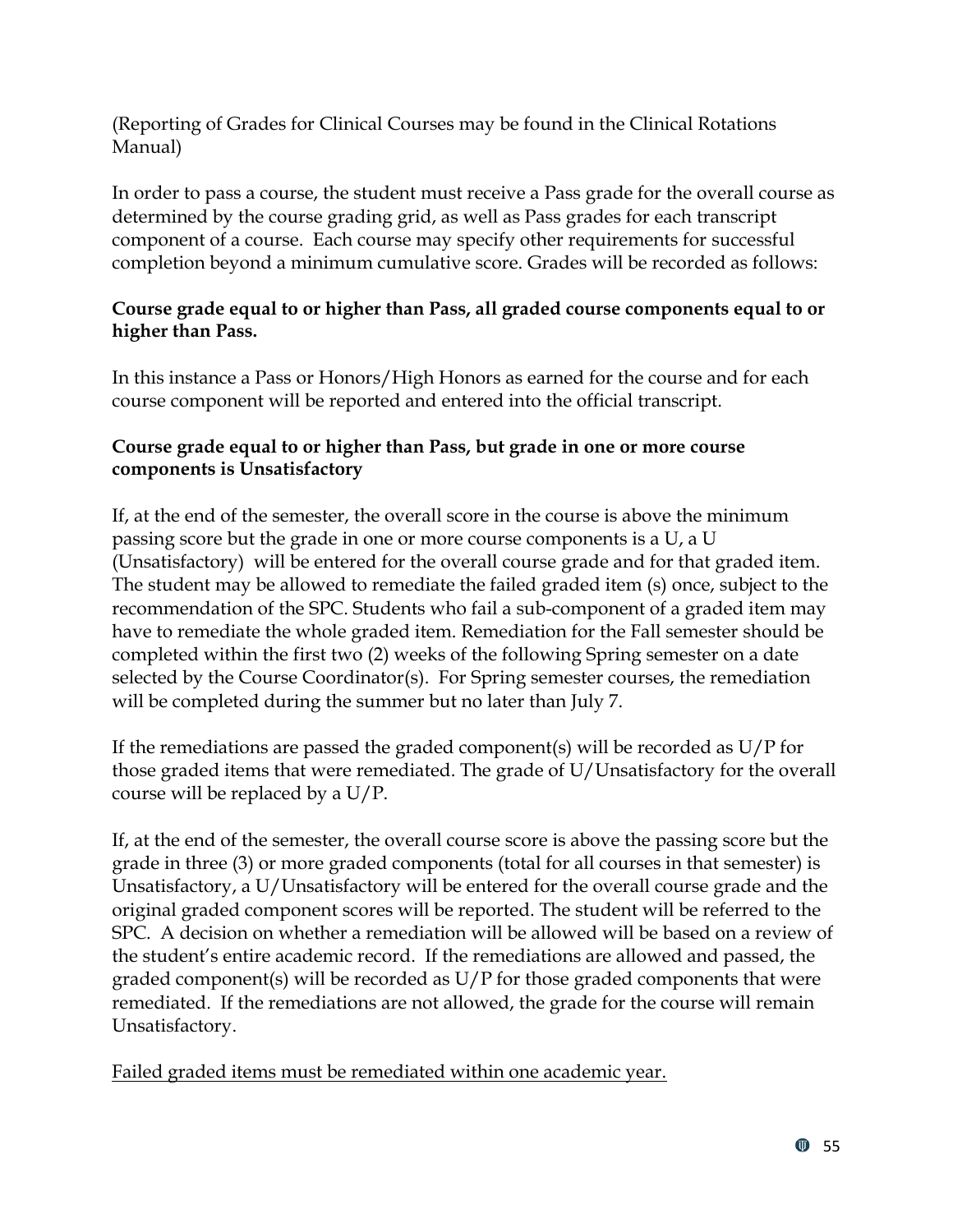(Reporting of Grades for Clinical Courses may be found in the Clinical Rotations Manual)

In order to pass a course, the student must receive a Pass grade for the overall course as determined by the course grading grid, as well as Pass grades for each transcript component of a course. Each course may specify other requirements for successful completion beyond a minimum cumulative score. Grades will be recorded as follows:

**Course grade equal to or higher than Pass, all graded course components equal to or higher than Pass.**

In this instance a Pass or Honors/High Honors as earned for the course and for each course component will be reported and entered into the official transcript.

**Course grade equal to or higher than Pass, but grade in one or more course components is Unsatisfactory**

If, at the end of the semester, the overall score in the course is above the minimum passing score but the grade in one or more course components is a U, a U (Unsatisfactory) will be entered for the overall course grade and for that graded item. The student may be allowed to remediate the failed graded item (s) once, subject to the recommendation of the SPC. Students who fail a sub-component of a graded item may have to remediate the whole graded item. Remediation for the Fall semester should be completed within the first two (2) weeks of the following Spring semester on a date selected by the Course Coordinator(s). For Spring semester courses, the remediation will be completed during the summer but no later than July 7.

If the remediations are passed the graded component(s) will be recorded as U/P for those graded items that were remediated. The grade of U/Unsatisfactory for the overall course will be replaced by a U/P.

If, at the end of the semester, the overall course score is above the passing score but the grade in three (3) or more graded components (total for all courses in that semester) is Unsatisfactory, a U/Unsatisfactory will be entered for the overall course grade and the original graded component scores will be reported. The student will be referred to the SPC. A decision on whether a remediation will be allowed will be based on a review of the student's entire academic record. If the remediations are allowed and passed, the graded component(s) will be recorded as U/P for those graded components that were remediated. If the remediations are not allowed, the grade for the course will remain Unsatisfactory.

<u>Failed graded items must be remediated within one academic year.</u>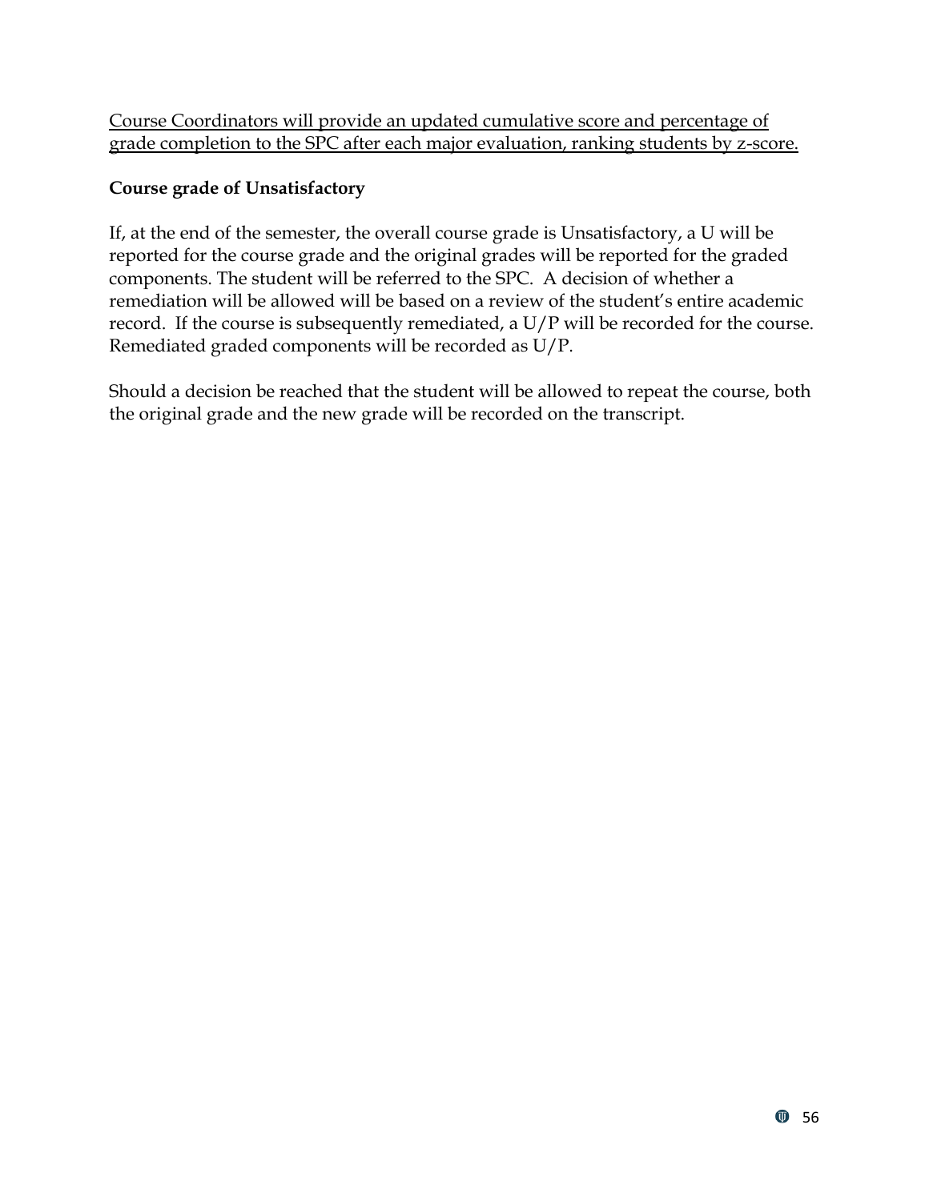<u>Course Coordinators will provide an updated cumulative score and percentage of grade completion to the SPC after each major evaluation, ranking students by z-score.</u>

**Course grade of Unsatisfactory**

If, at the end of the semester, the overall course grade is Unsatisfactory, a U will be reported for the course grade and the original grades will be reported for the graded components. The student will be referred to the SPC. A decision of whether a remediation will be allowed will be based on a review of the student's entire academic record. If the course is subsequently remediated, a U/P will be recorded for the course. Remediated graded components will be recorded as U/P.

Should a decision be reached that the student will be allowed to repeat the course, both the original grade and the new grade will be recorded on the transcript.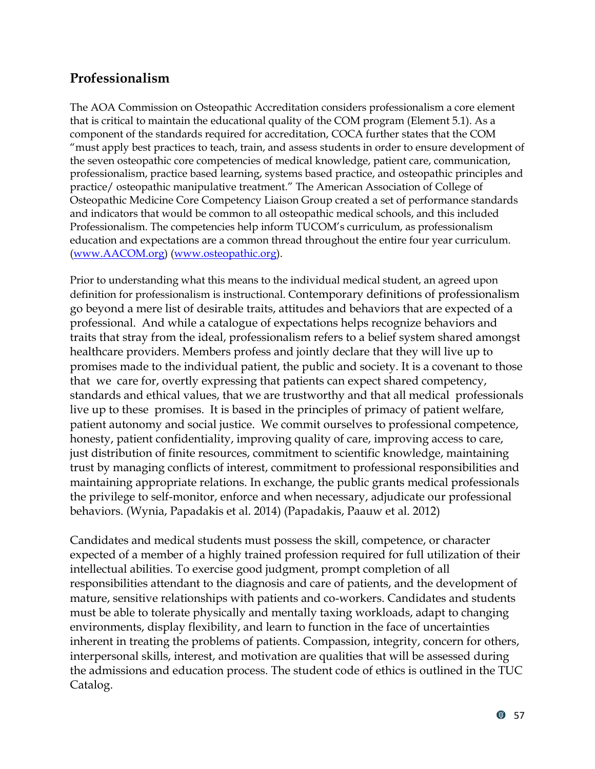## Professionalism

The AOA Commission on Osteopathic Accreditation considers professionalism a core element that is critical to maintain the educational quality of the COM program (Element 5.1). As a component of the standards required for accreditation, COCA further states that the COM "must apply best practices to teach, train, and assess students in order to ensure development of the seven osteopathic core competencies of medical knowledge, patient care, communication, professionalism, practice based learning, systems based practice, and osteopathic principles and practice/ osteopathic manipulative treatment." The American Association of College of Osteopathic Medicine Core Competency Liaison Group created a set of performance standards and indicators that would be common to all osteopathic medical schools, and this included Professionalism. The competencies help inform TUCOM's curriculum, as professionalism education and expectations are a common thread throughout the entire four year curriculum. (www.AACOM.org) (www.osteopathic.org).

Prior to understanding what this means to the individual medical student, an agreed upon definition for professionalism is instructional. Contemporary definitions of professionalism go beyond a mere list of desirable traits, attitudes and behaviors that are expected of a professional. And while a catalogue of expectations helps recognize behaviors and traits that stray from the ideal, professionalism refers to a belief system shared amongst healthcare providers. Members profess and jointly declare that they will live up to promises made to the individual patient, the public and society. It is a covenant to those that we care for, overtly expressing that patients can expect shared competency, standards and ethical values, that we are trustworthy and that all medical professionals live up to these promises. It is based in the principles of primacy of patient welfare, patient autonomy and social justice. We commit ourselves to professional competence, honesty, patient confidentiality, improving quality of care, improving access to care, just distribution of finite resources, commitment to scientific knowledge, maintaining trust by managing conflicts of interest, commitment to professional responsibilities and maintaining appropriate relations. In exchange, the public grants medical professionals the privilege to self-monitor, enforce and when necessary, adjudicate our professional behaviors. (Wynia, Papadakis et al. 2014) (Papadakis, Paauw et al. 2012)

Candidates and medical students must possess the skill, competence, or character expected of a member of a highly trained profession required for full utilization of their intellectual abilities. To exercise good judgment, prompt completion of all responsibilities attendant to the diagnosis and care of patients, and the development of mature, sensitive relationships with patients and co-workers. Candidates and students must be able to tolerate physically and mentally taxing workloads, adapt to changing environments, display flexibility, and learn to function in the face of uncertainties inherent in treating the problems of patients. Compassion, integrity, concern for others, interpersonal skills, interest, and motivation are qualities that will be assessed during the admissions and education process. The student code of ethics is outlined in the TUC Catalog.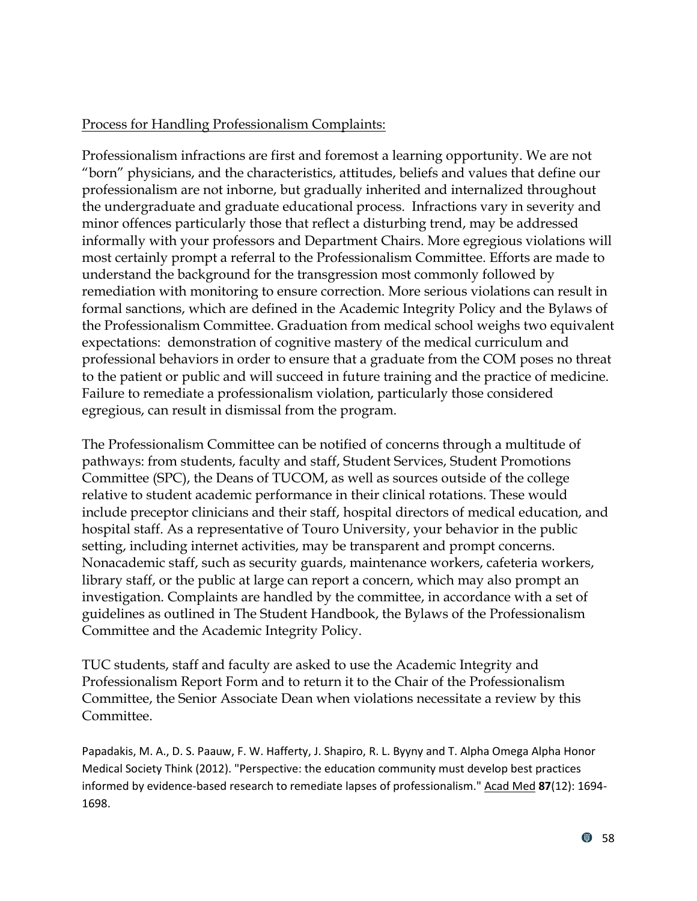<u>Process for Handling Professionalism Complaints:</u>

Professionalism infractions are first and foremost a learning opportunity. We are not "born" physicians, and the characteristics, attitudes, beliefs and values that define our professionalism are not inborne, but gradually inherited and internalized throughout the undergraduate and graduate educational process. Infractions vary in severity and minor offences particularly those that reflect a disturbing trend, may be addressed informally with your professors and Department Chairs. More egregious violations will most certainly prompt a referral to the Professionalism Committee. Efforts are made to understand the background for the transgression most commonly followed by remediation with monitoring to ensure correction. More serious violations can result in formal sanctions, which are defined in the Academic Integrity Policy and the Bylaws of the Professionalism Committee. Graduation from medical school weighs two equivalent expectations: demonstration of cognitive mastery of the medical curriculum and professional behaviors in order to ensure that a graduate from the COM poses no threat to the patient or public and will succeed in future training and the practice of medicine. Failure to remediate a professionalism violation, particularly those considered egregious, can result in dismissal from the program.

The Professionalism Committee can be notified of concerns through a multitude of pathways: from students, faculty and staff, Student Services, Student Promotions Committee (SPC), the Deans of TUCOM, as well as sources outside of the college relative to student academic performance in their clinical rotations. These would include preceptor clinicians and their staff, hospital directors of medical education, and hospital staff. As a representative of Touro University, your behavior in the public setting, including internet activities, may be transparent and prompt concerns. Nonacademic staff, such as security guards, maintenance workers, cafeteria workers, library staff, or the public at large can report a concern, which may also prompt an investigation. Complaints are handled by the committee, in accordance with a set of guidelines as outlined in The Student Handbook, the Bylaws of the Professionalism Committee and the Academic Integrity Policy.

TUC students, staff and faculty are asked to use the Academic Integrity and Professionalism Report Form and to return it to the Chair of the Professionalism Committee, the Senior Associate Dean when violations necessitate a review by this Committee.

Papadakis, M. A., D. S. Paauw, F. W. Hafferty, J. Shapiro, R. L. Byyny and T. Alpha Omega Alpha Honor Medical Society Think (2012). "Perspective: the education community must develop best practices informed by evidence-based research to remediate lapses of professionalism." <u>Acad Med</u> **87**(12): 1694-1698.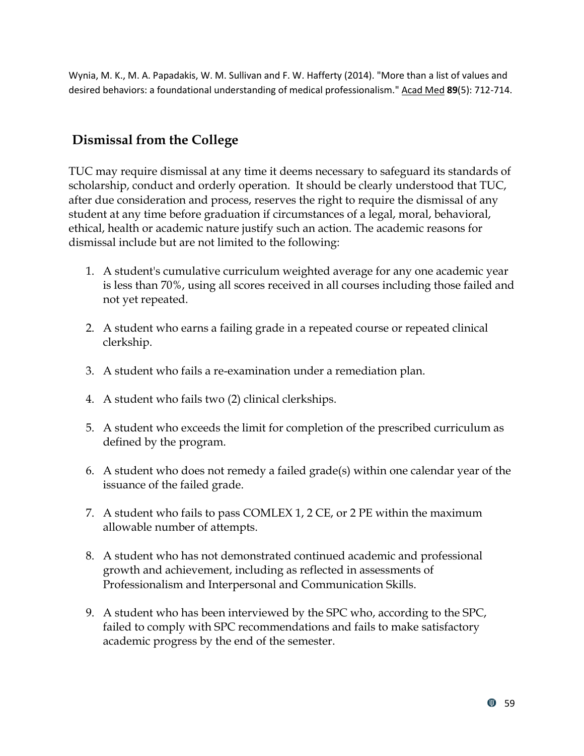Wynia, M. K., M. A. Papadakis, W. M. Sullivan and F. W. Hafferty (2014). "More than a list of values and desired behaviors: a foundational understanding of medical professionalism." Acad Med **89**(5): 712-714.

## Dismissal from the College

TUC may require dismissal at any time it deems necessary to safeguard its standards of scholarship, conduct and orderly operation. It should be clearly understood that TUC, after due consideration and process, reserves the right to require the dismissal of any student at any time before graduation if circumstances of a legal, moral, behavioral, ethical, health or academic nature justify such an action. The academic reasons for dismissal include but are not limited to the following:

1. A student's cumulative curriculum weighted average for any one academic year is less than 70%, using all scores received in all courses including those failed and not yet repeated.

2. A student who earns a failing grade in a repeated course or repeated clinical clerkship.

3. A student who fails a re-examination under a remediation plan.

4. A student who fails two (2) clinical clerkships.

5. A student who exceeds the limit for completion of the prescribed curriculum as defined by the program.

6. A student who does not remedy a failed grade(s) within one calendar year of the issuance of the failed grade.

7. A student who fails to pass COMLEX 1, 2 CE, or 2 PE within the maximum allowable number of attempts.

8. A student who has not demonstrated continued academic and professional growth and achievement, including as reflected in assessments of Professionalism and Interpersonal and Communication Skills.

9. A student who has been interviewed by the SPC who, according to the SPC, failed to comply with SPC recommendations and fails to make satisfactory academic progress by the end of the semester.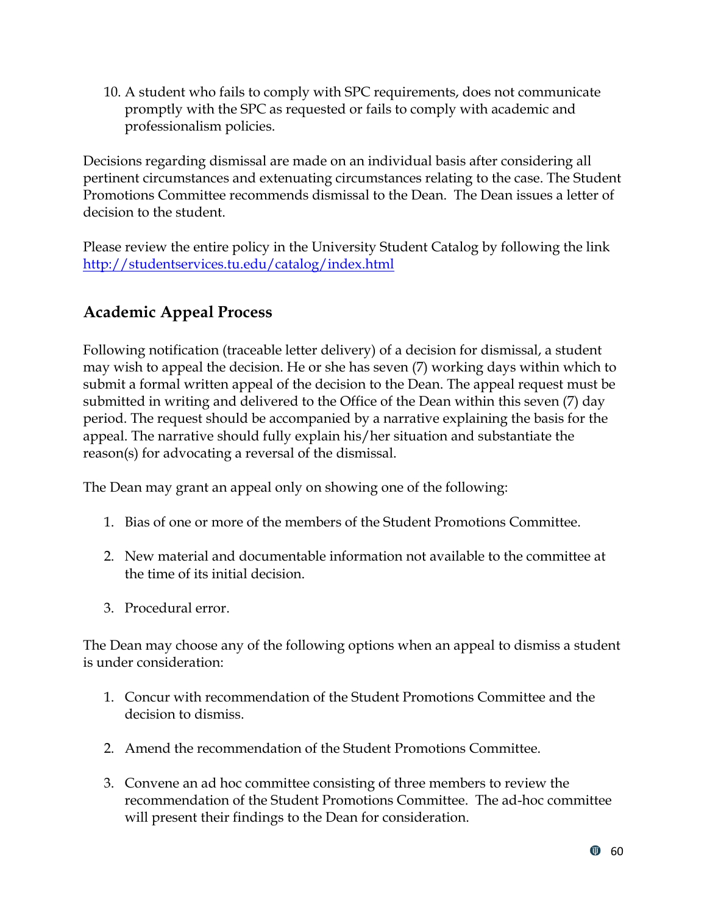10. A student who fails to comply with SPC requirements, does not communicate promptly with the SPC as requested or fails to comply with academic and professionalism policies.

Decisions regarding dismissal are made on an individual basis after considering all pertinent circumstances and extenuating circumstances relating to the case. The Student Promotions Committee recommends dismissal to the Dean. The Dean issues a letter of decision to the student.

Please review the entire policy in the University Student Catalog by following the link [http://studentservices.tu.edu/catalog/index.html](http://studentservices.tu.edu/catalog/index.html)

## Academic Appeal Process

Following notification (traceable letter delivery) of a decision for dismissal, a student may wish to appeal the decision. He or she has seven (7) working days within which to submit a formal written appeal of the decision to the Dean. The appeal request must be submitted in writing and delivered to the Office of the Dean within this seven (7) day period. The request should be accompanied by a narrative explaining the basis for the appeal. The narrative should fully explain his/her situation and substantiate the reason(s) for advocating a reversal of the dismissal.

The Dean may grant an appeal only on showing one of the following:

1. Bias of one or more of the members of the Student Promotions Committee.

2. New material and documentable information not available to the committee at the time of its initial decision.

3. Procedural error.

The Dean may choose any of the following options when an appeal to dismiss a student is under consideration:

1. Concur with recommendation of the Student Promotions Committee and the decision to dismiss.

2. Amend the recommendation of the Student Promotions Committee.

3. Convene an ad hoc committee consisting of three members to review the recommendation of the Student Promotions Committee. The ad-hoc committee will present their findings to the Dean for consideration.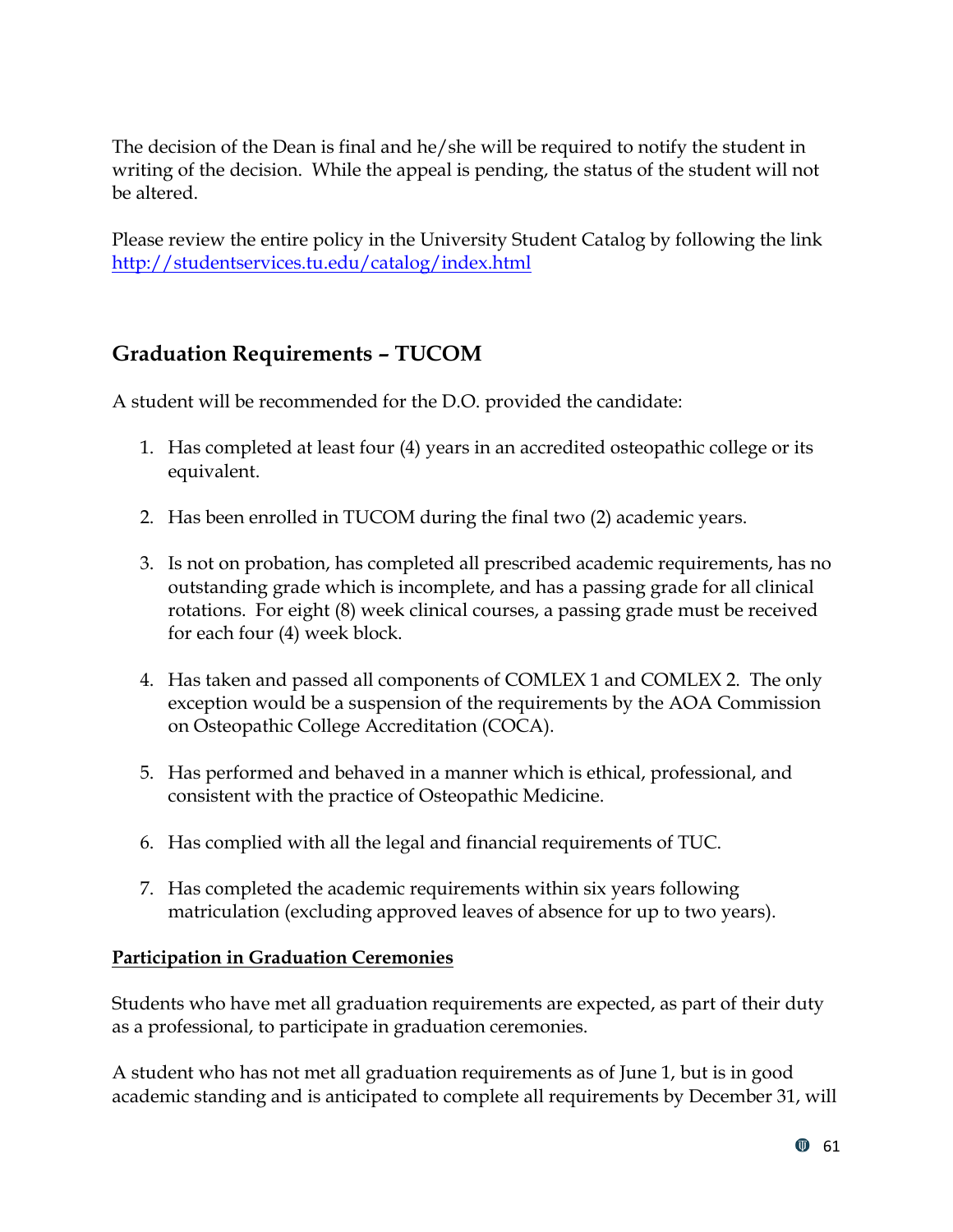The decision of the Dean is final and he/she will be required to notify the student in writing of the decision. While the appeal is pending, the status of the student will not be altered.

Please review the entire policy in the University Student Catalog by following the link [http://studentservices.tu.edu/catalog/index.html](http://studentservices.tu.edu/catalog/index.html)

## Graduation Requirements – TUCOM

A student will be recommended for the D.O. provided the candidate:

1. Has completed at least four (4) years in an accredited osteopathic college or its equivalent.

2. Has been enrolled in TUCOM during the final two (2) academic years.

3. Is not on probation, has completed all prescribed academic requirements, has no outstanding grade which is incomplete, and has a passing grade for all clinical rotations. For eight (8) week clinical courses, a passing grade must be received for each four (4) week block.

4. Has taken and passed all components of COMLEX 1 and COMLEX 2. The only exception would be a suspension of the requirements by the AOA Commission on Osteopathic College Accreditation (COCA).

5. Has performed and behaved in a manner which is ethical, professional, and consistent with the practice of Osteopathic Medicine.

6. Has complied with all the legal and financial requirements of TUC.

7. Has completed the academic requirements within six years following matriculation (excluding approved leaves of absence for up to two years).

**Participation in Graduation Ceremonies**

Students who have met all graduation requirements are expected, as part of their duty as a professional, to participate in graduation ceremonies.

A student who has not met all graduation requirements as of June 1, but is in good academic standing and is anticipated to complete all requirements by December 31, will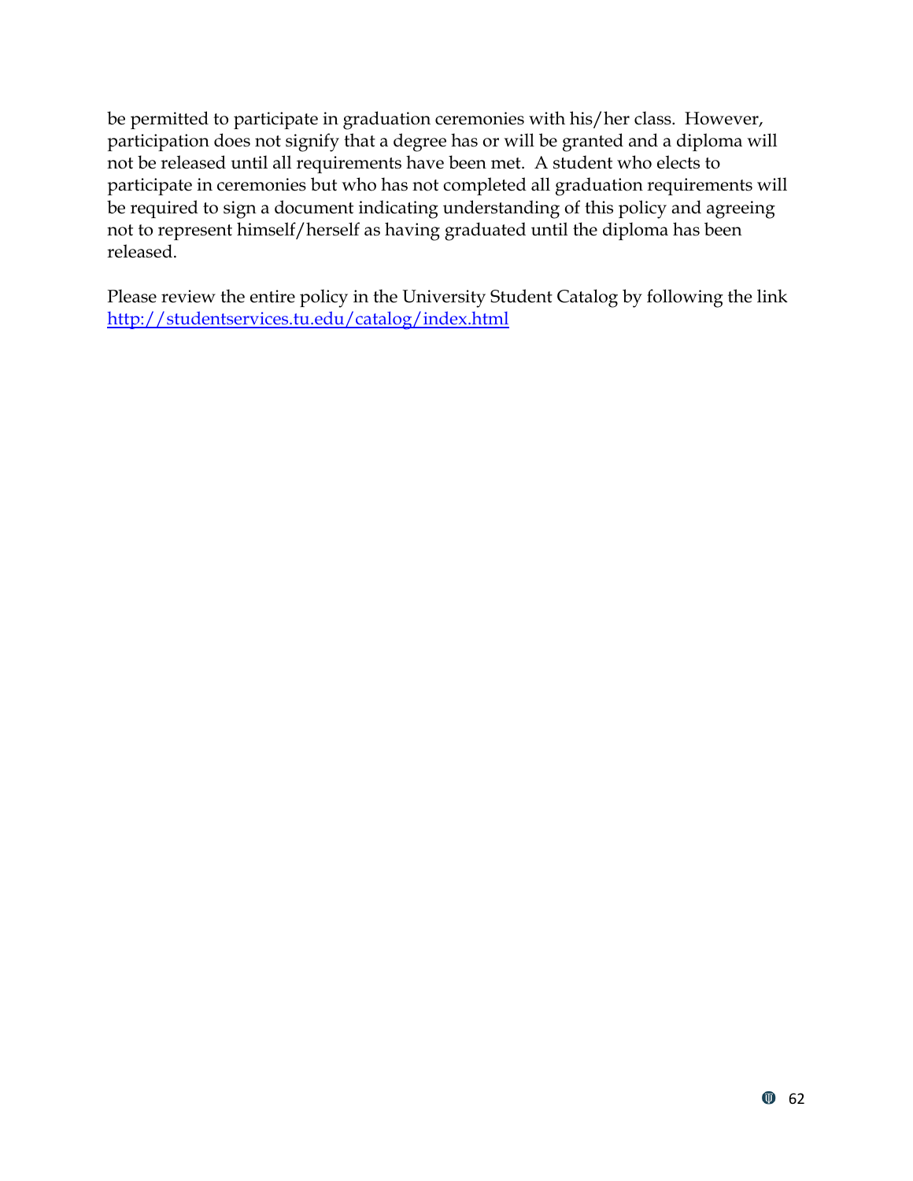be permitted to participate in graduation ceremonies with his/her class. However, participation does not signify that a degree has or will be granted and a diploma will not be released until all requirements have been met. A student who elects to participate in ceremonies but who has not completed all graduation requirements will be required to sign a document indicating understanding of this policy and agreeing not to represent himself/herself as having graduated until the diploma has been released.

Please review the entire policy in the University Student Catalog by following the link [http://studentservices.tu.edu/catalog/index.html](http://studentservices.tu.edu/catalog/index.html)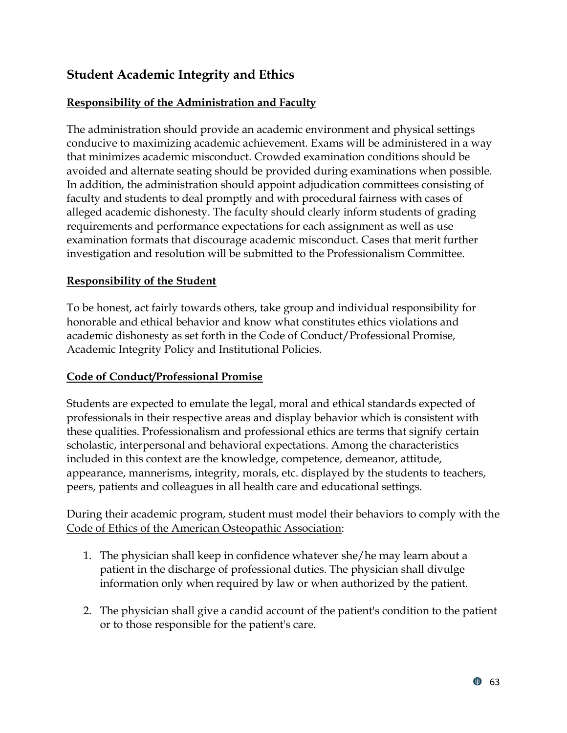## Student Academic Integrity and Ethics

### Responsibility of the Administration and Faculty

The administration should provide an academic environment and physical settings conducive to maximizing academic achievement. Exams will be administered in a way that minimizes academic misconduct. Crowded examination conditions should be avoided and alternate seating should be provided during examinations when possible. In addition, the administration should appoint adjudication committees consisting of faculty and students to deal promptly and with procedural fairness with cases of alleged academic dishonesty. The faculty should clearly inform students of grading requirements and performance expectations for each assignment as well as use examination formats that discourage academic misconduct. Cases that merit further investigation and resolution will be submitted to the Professionalism Committee.

### Responsibility of the Student

To be honest, act fairly towards others, take group and individual responsibility for honorable and ethical behavior and know what constitutes ethics violations and academic dishonesty as set forth in the Code of Conduct/Professional Promise, Academic Integrity Policy and Institutional Policies.

### Code of Conduct/Professional Promise

Students are expected to emulate the legal, moral and ethical standards expected of professionals in their respective areas and display behavior which is consistent with these qualities. Professionalism and professional ethics are terms that signify certain scholastic, interpersonal and behavioral expectations. Among the characteristics included in this context are the knowledge, competence, demeanor, attitude, appearance, mannerisms, integrity, morals, etc. displayed by the students to teachers, peers, patients and colleagues in all health care and educational settings.

During their academic program, student must model their behaviors to comply with the Code of Ethics of the American Osteopathic Association:

1. The physician shall keep in confidence whatever she/he may learn about a patient in the discharge of professional duties. The physician shall divulge information only when required by law or when authorized by the patient.

2. The physician shall give a candid account of the patient's condition to the patient or to those responsible for the patient's care.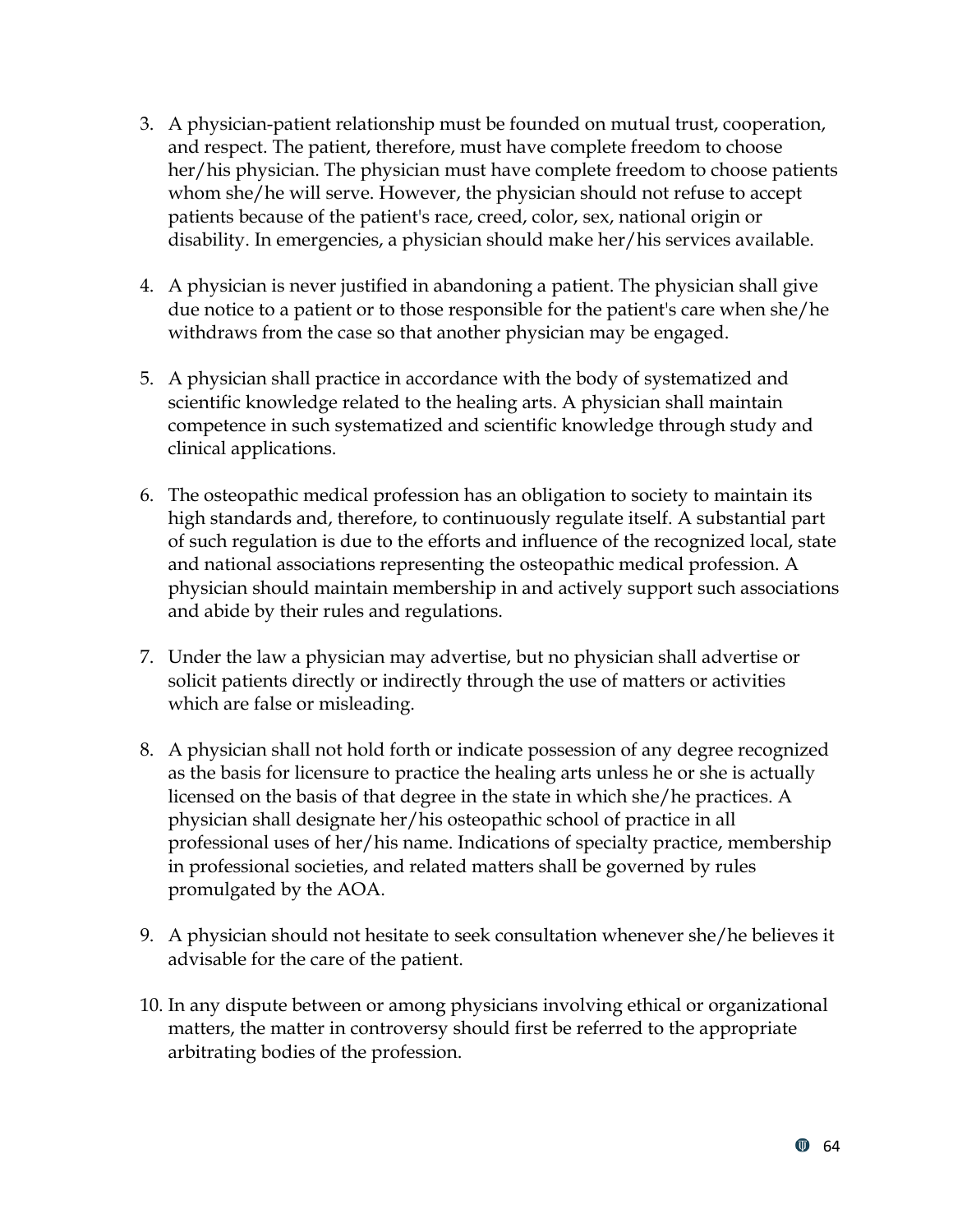3. A physician-patient relationship must be founded on mutual trust, cooperation, and respect. The patient, therefore, must have complete freedom to choose her/his physician. The physician must have complete freedom to choose patients whom she/he will serve. However, the physician should not refuse to accept patients because of the patient's race, creed, color, sex, national origin or disability. In emergencies, a physician should make her/his services available.

4. A physician is never justified in abandoning a patient. The physician shall give due notice to a patient or to those responsible for the patient's care when she/he withdraws from the case so that another physician may be engaged.

5. A physician shall practice in accordance with the body of systematized and scientific knowledge related to the healing arts. A physician shall maintain competence in such systematized and scientific knowledge through study and clinical applications.

6. The osteopathic medical profession has an obligation to society to maintain its high standards and, therefore, to continuously regulate itself. A substantial part of such regulation is due to the efforts and influence of the recognized local, state and national associations representing the osteopathic medical profession. A physician should maintain membership in and actively support such associations and abide by their rules and regulations.

7. Under the law a physician may advertise, but no physician shall advertise or solicit patients directly or indirectly through the use of matters or activities which are false or misleading.

8. A physician shall not hold forth or indicate possession of any degree recognized as the basis for licensure to practice the healing arts unless he or she is actually licensed on the basis of that degree in the state in which she/he practices. A physician shall designate her/his osteopathic school of practice in all professional uses of her/his name. Indications of specialty practice, membership in professional societies, and related matters shall be governed by rules promulgated by the AOA.

9. A physician should not hesitate to seek consultation whenever she/he believes it advisable for the care of the patient.

10. In any dispute between or among physicians involving ethical or organizational matters, the matter in controversy should first be referred to the appropriate arbitrating bodies of the profession.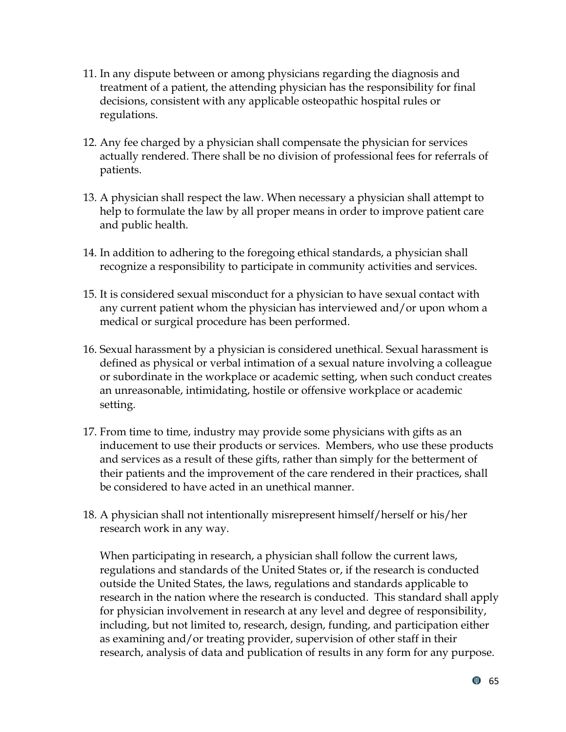11. In any dispute between or among physicians regarding the diagnosis and treatment of a patient, the attending physician has the responsibility for final decisions, consistent with any applicable osteopathic hospital rules or regulations.

12. Any fee charged by a physician shall compensate the physician for services actually rendered. There shall be no division of professional fees for referrals of patients.

13. A physician shall respect the law. When necessary a physician shall attempt to help to formulate the law by all proper means in order to improve patient care and public health.

14. In addition to adhering to the foregoing ethical standards, a physician shall recognize a responsibility to participate in community activities and services.

15. It is considered sexual misconduct for a physician to have sexual contact with any current patient whom the physician has interviewed and/or upon whom a medical or surgical procedure has been performed.

16. Sexual harassment by a physician is considered unethical. Sexual harassment is defined as physical or verbal intimation of a sexual nature involving a colleague or subordinate in the workplace or academic setting, when such conduct creates an unreasonable, intimidating, hostile or offensive workplace or academic setting.

17. From time to time, industry may provide some physicians with gifts as an inducement to use their products or services. Members, who use these products and services as a result of these gifts, rather than simply for the betterment of their patients and the improvement of the care rendered in their practices, shall be considered to have acted in an unethical manner.

18. A physician shall not intentionally misrepresent himself/herself or his/her research work in any way.

    When participating in research, a physician shall follow the current laws, regulations and standards of the United States or, if the research is conducted outside the United States, the laws, regulations and standards applicable to research in the nation where the research is conducted. This standard shall apply for physician involvement in research at any level and degree of responsibility, including, but not limited to, research, design, funding, and participation either as examining and/or treating provider, supervision of other staff in their research, analysis of data and publication of results in any form for any purpose.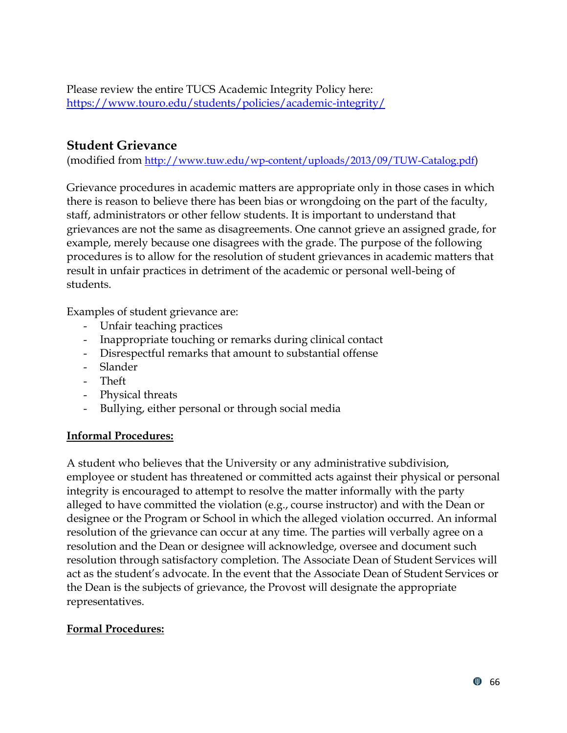Please review the entire TUCS Academic Integrity Policy here:
[https://www.touro.edu/students/policies/academic-integrity/](https://www.touro.edu/students/policies/academic-integrity/)

## Student Grievance

(modified from [http://www.tuw.edu/wp-content/uploads/2013/09/TUW-Catalog.pdf](http://www.tuw.edu/wp-content/uploads/2013/09/TUW-Catalog.pdf))

Grievance procedures in academic matters are appropriate only in those cases in which there is reason to believe there has been bias or wrongdoing on the part of the faculty, staff, administrators or other fellow students. It is important to understand that grievances are not the same as disagreements. One cannot grieve an assigned grade, for example, merely because one disagrees with the grade. The purpose of the following procedures is to allow for the resolution of student grievances in academic matters that result in unfair practices in detriment of the academic or personal well-being of students.

Examples of student grievance are:

- Unfair teaching practices
- Inappropriate touching or remarks during clinical contact
- Disrespectful remarks that amount to substantial offense
- Slander
- Theft
- Physical threats
- Bullying, either personal or through social media

**Informal Procedures:**

A student who believes that the University or any administrative subdivision, employee or student has threatened or committed acts against their physical or personal integrity is encouraged to attempt to resolve the matter informally with the party alleged to have committed the violation (e.g., course instructor) and with the Dean or designee or the Program or School in which the alleged violation occurred. An informal resolution of the grievance can occur at any time. The parties will verbally agree on a resolution and the Dean or designee will acknowledge, oversee and document such resolution through satisfactory completion. The Associate Dean of Student Services will act as the student's advocate. In the event that the Associate Dean of Student Services or the Dean is the subjects of grievance, the Provost will designate the appropriate representatives.

**Formal Procedures:**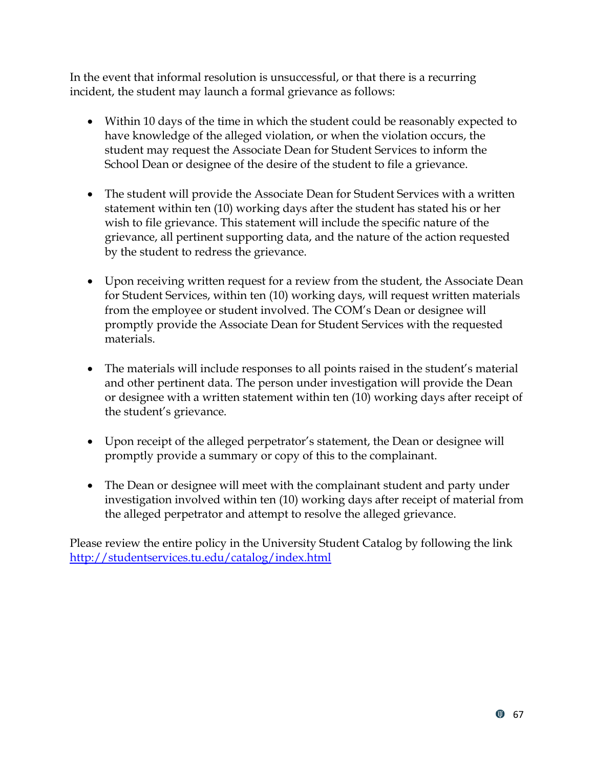In the event that informal resolution is unsuccessful, or that there is a recurring incident, the student may launch a formal grievance as follows:

- Within 10 days of the time in which the student could be reasonably expected to have knowledge of the alleged violation, or when the violation occurs, the student may request the Associate Dean for Student Services to inform the School Dean or designee of the desire of the student to file a grievance.

- The student will provide the Associate Dean for Student Services with a written statement within ten (10) working days after the student has stated his or her wish to file grievance. This statement will include the specific nature of the grievance, all pertinent supporting data, and the nature of the action requested by the student to redress the grievance.

- Upon receiving written request for a review from the student, the Associate Dean for Student Services, within ten (10) working days, will request written materials from the employee or student involved. The COM's Dean or designee will promptly provide the Associate Dean for Student Services with the requested materials.

- The materials will include responses to all points raised in the student's material and other pertinent data. The person under investigation will provide the Dean or designee with a written statement within ten (10) working days after receipt of the student's grievance.

- Upon receipt of the alleged perpetrator's statement, the Dean or designee will promptly provide a summary or copy of this to the complainant.

- The Dean or designee will meet with the complainant student and party under investigation involved within ten (10) working days after receipt of material from the alleged perpetrator and attempt to resolve the alleged grievance.

Please review the entire policy in the University Student Catalog by following the link [http://studentservices.tu.edu/catalog/index.html](http://studentservices.tu.edu/catalog/index.html)